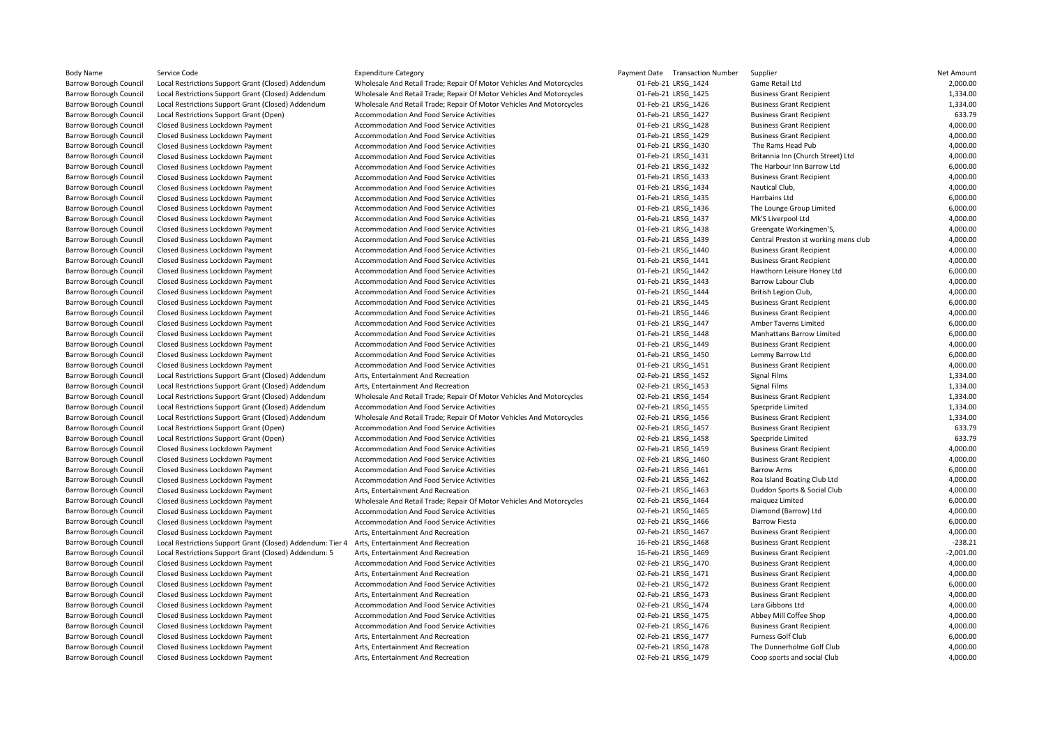| Body Name | Service Code | Expenditure Category | Payment Date | Transaction Number | Supplier | Net Amount |
|---|---|---|---|---|---|---|
| Barrow Borough Council | Local Restrictions Support Grant (Closed) Addendum | Wholesale And Retail Trade; Repair Of Motor Vehicles And Motorcycles | 01-Feb-21 | LRSG_1424 | Game Retail Ltd | 2,000.00 |
| Barrow Borough Council | Local Restrictions Support Grant (Closed) Addendum | Wholesale And Retail Trade; Repair Of Motor Vehicles And Motorcycles | 01-Feb-21 | LRSG_1425 | Business Grant Recipient | 1,334.00 |
| Barrow Borough Council | Local Restrictions Support Grant (Closed) Addendum | Wholesale And Retail Trade; Repair Of Motor Vehicles And Motorcycles | 01-Feb-21 | LRSG_1426 | Business Grant Recipient | 1,334.00 |
| Barrow Borough Council | Local Restrictions Support Grant (Open) | Accommodation And Food Service Activities | 01-Feb-21 | LRSG_1427 | Business Grant Recipient | 633.79 |
| Barrow Borough Council | Closed Business Lockdown Payment | Accommodation And Food Service Activities | 01-Feb-21 | LRSG_1428 | Business Grant Recipient | 4,000.00 |
| Barrow Borough Council | Closed Business Lockdown Payment | Accommodation And Food Service Activities | 01-Feb-21 | LRSG_1429 | Business Grant Recipient | 4,000.00 |
| Barrow Borough Council | Closed Business Lockdown Payment | Accommodation And Food Service Activities | 01-Feb-21 | LRSG_1430 | The Rams Head Pub | 4,000.00 |
| Barrow Borough Council | Closed Business Lockdown Payment | Accommodation And Food Service Activities | 01-Feb-21 | LRSG_1431 | Britannia Inn (Church Street) Ltd | 4,000.00 |
| Barrow Borough Council | Closed Business Lockdown Payment | Accommodation And Food Service Activities | 01-Feb-21 | LRSG_1432 | The Harbour Inn Barrow Ltd | 6,000.00 |
| Barrow Borough Council | Closed Business Lockdown Payment | Accommodation And Food Service Activities | 01-Feb-21 | LRSG_1433 | Business Grant Recipient | 4,000.00 |
| Barrow Borough Council | Closed Business Lockdown Payment | Accommodation And Food Service Activities | 01-Feb-21 | LRSG_1434 | Nautical Club, | 4,000.00 |
| Barrow Borough Council | Closed Business Lockdown Payment | Accommodation And Food Service Activities | 01-Feb-21 | LRSG_1435 | Harrbains Ltd | 6,000.00 |
| Barrow Borough Council | Closed Business Lockdown Payment | Accommodation And Food Service Activities | 01-Feb-21 | LRSG_1436 | The Lounge Group Limited | 6,000.00 |
| Barrow Borough Council | Closed Business Lockdown Payment | Accommodation And Food Service Activities | 01-Feb-21 | LRSG_1437 | Mk'S Liverpool Ltd | 4,000.00 |
| Barrow Borough Council | Closed Business Lockdown Payment | Accommodation And Food Service Activities | 01-Feb-21 | LRSG_1438 | Greengate Workingmen'S, | 4,000.00 |
| Barrow Borough Council | Closed Business Lockdown Payment | Accommodation And Food Service Activities | 01-Feb-21 | LRSG_1439 | Central Preston st working mens club | 4,000.00 |
| Barrow Borough Council | Closed Business Lockdown Payment | Accommodation And Food Service Activities | 01-Feb-21 | LRSG_1440 | Business Grant Recipient | 4,000.00 |
| Barrow Borough Council | Closed Business Lockdown Payment | Accommodation And Food Service Activities | 01-Feb-21 | LRSG_1441 | Business Grant Recipient | 4,000.00 |
| Barrow Borough Council | Closed Business Lockdown Payment | Accommodation And Food Service Activities | 01-Feb-21 | LRSG_1442 | Hawthorn Leisure Honey Ltd | 6,000.00 |
| Barrow Borough Council | Closed Business Lockdown Payment | Accommodation And Food Service Activities | 01-Feb-21 | LRSG_1443 | Barrow Labour Club | 4,000.00 |
| Barrow Borough Council | Closed Business Lockdown Payment | Accommodation And Food Service Activities | 01-Feb-21 | LRSG_1444 | British Legion Club, | 4,000.00 |
| Barrow Borough Council | Closed Business Lockdown Payment | Accommodation And Food Service Activities | 01-Feb-21 | LRSG_1445 | Business Grant Recipient | 6,000.00 |
| Barrow Borough Council | Closed Business Lockdown Payment | Accommodation And Food Service Activities | 01-Feb-21 | LRSG_1446 | Business Grant Recipient | 4,000.00 |
| Barrow Borough Council | Closed Business Lockdown Payment | Accommodation And Food Service Activities | 01-Feb-21 | LRSG_1447 | Amber Taverns Limited | 6,000.00 |
| Barrow Borough Council | Closed Business Lockdown Payment | Accommodation And Food Service Activities | 01-Feb-21 | LRSG_1448 | Manhattans Barrow Limited | 6,000.00 |
| Barrow Borough Council | Closed Business Lockdown Payment | Accommodation And Food Service Activities | 01-Feb-21 | LRSG_1449 | Business Grant Recipient | 4,000.00 |
| Barrow Borough Council | Closed Business Lockdown Payment | Accommodation And Food Service Activities | 01-Feb-21 | LRSG_1450 | Lemmy Barrow Ltd | 6,000.00 |
| Barrow Borough Council | Closed Business Lockdown Payment | Accommodation And Food Service Activities | 01-Feb-21 | LRSG_1451 | Business Grant Recipient | 4,000.00 |
| Barrow Borough Council | Local Restrictions Support Grant (Closed) Addendum | Arts, Entertainment And Recreation | 02-Feb-21 | LRSG_1452 | Signal Films | 1,334.00 |
| Barrow Borough Council | Local Restrictions Support Grant (Closed) Addendum | Arts, Entertainment And Recreation | 02-Feb-21 | LRSG_1453 | Signal Films | 1,334.00 |
| Barrow Borough Council | Local Restrictions Support Grant (Closed) Addendum | Wholesale And Retail Trade; Repair Of Motor Vehicles And Motorcycles | 02-Feb-21 | LRSG_1454 | Business Grant Recipient | 1,334.00 |
| Barrow Borough Council | Local Restrictions Support Grant (Closed) Addendum | Accommodation And Food Service Activities | 02-Feb-21 | LRSG_1455 | Specpride Limited | 1,334.00 |
| Barrow Borough Council | Local Restrictions Support Grant (Closed) Addendum | Wholesale And Retail Trade; Repair Of Motor Vehicles And Motorcycles | 02-Feb-21 | LRSG_1456 | Business Grant Recipient | 1,334.00 |
| Barrow Borough Council | Local Restrictions Support Grant (Open) | Accommodation And Food Service Activities | 02-Feb-21 | LRSG_1457 | Business Grant Recipient | 633.79 |
| Barrow Borough Council | Local Restrictions Support Grant (Open) | Accommodation And Food Service Activities | 02-Feb-21 | LRSG_1458 | Specpride Limited | 633.79 |
| Barrow Borough Council | Closed Business Lockdown Payment | Accommodation And Food Service Activities | 02-Feb-21 | LRSG_1459 | Business Grant Recipient | 4,000.00 |
| Barrow Borough Council | Closed Business Lockdown Payment | Accommodation And Food Service Activities | 02-Feb-21 | LRSG_1460 | Business Grant Recipient | 4,000.00 |
| Barrow Borough Council | Closed Business Lockdown Payment | Accommodation And Food Service Activities | 02-Feb-21 | LRSG_1461 | Barrow Arms | 6,000.00 |
| Barrow Borough Council | Closed Business Lockdown Payment | Accommodation And Food Service Activities | 02-Feb-21 | LRSG_1462 | Roa Island Boating Club Ltd | 4,000.00 |
| Barrow Borough Council | Closed Business Lockdown Payment | Arts, Entertainment And Recreation | 02-Feb-21 | LRSG_1463 | Duddon Sports & Social Club | 4,000.00 |
| Barrow Borough Council | Closed Business Lockdown Payment | Wholesale And Retail Trade; Repair Of Motor Vehicles And Motorcycles | 02-Feb-21 | LRSG_1464 | maiquez Limited | 6,000.00 |
| Barrow Borough Council | Closed Business Lockdown Payment | Accommodation And Food Service Activities | 02-Feb-21 | LRSG_1465 | Diamond (Barrow) Ltd | 4,000.00 |
| Barrow Borough Council | Closed Business Lockdown Payment | Accommodation And Food Service Activities | 02-Feb-21 | LRSG_1466 | Barrow Fiesta | 6,000.00 |
| Barrow Borough Council | Closed Business Lockdown Payment | Arts, Entertainment And Recreation | 02-Feb-21 | LRSG_1467 | Business Grant Recipient | 4,000.00 |
| Barrow Borough Council | Local Restrictions Support Grant (Closed) Addendum: Tier 4 | Arts, Entertainment And Recreation | 16-Feb-21 | LRSG_1468 | Business Grant Recipient | -238.21 |
| Barrow Borough Council | Local Restrictions Support Grant (Closed) Addendum: 5 | Arts, Entertainment And Recreation | 16-Feb-21 | LRSG_1469 | Business Grant Recipient | -2,001.00 |
| Barrow Borough Council | Closed Business Lockdown Payment | Accommodation And Food Service Activities | 02-Feb-21 | LRSG_1470 | Business Grant Recipient | 4,000.00 |
| Barrow Borough Council | Closed Business Lockdown Payment | Arts, Entertainment And Recreation | 02-Feb-21 | LRSG_1471 | Business Grant Recipient | 4,000.00 |
| Barrow Borough Council | Closed Business Lockdown Payment | Accommodation And Food Service Activities | 02-Feb-21 | LRSG_1472 | Business Grant Recipient | 6,000.00 |
| Barrow Borough Council | Closed Business Lockdown Payment | Arts, Entertainment And Recreation | 02-Feb-21 | LRSG_1473 | Business Grant Recipient | 4,000.00 |
| Barrow Borough Council | Closed Business Lockdown Payment | Accommodation And Food Service Activities | 02-Feb-21 | LRSG_1474 | Lara Gibbons Ltd | 4,000.00 |
| Barrow Borough Council | Closed Business Lockdown Payment | Accommodation And Food Service Activities | 02-Feb-21 | LRSG_1475 | Abbey Mill Coffee Shop | 4,000.00 |
| Barrow Borough Council | Closed Business Lockdown Payment | Accommodation And Food Service Activities | 02-Feb-21 | LRSG_1476 | Business Grant Recipient | 4,000.00 |
| Barrow Borough Council | Closed Business Lockdown Payment | Arts, Entertainment And Recreation | 02-Feb-21 | LRSG_1477 | Furness Golf Club | 6,000.00 |
| Barrow Borough Council | Closed Business Lockdown Payment | Arts, Entertainment And Recreation | 02-Feb-21 | LRSG_1478 | The Dunnerholme Golf Club | 4,000.00 |
| Barrow Borough Council | Closed Business Lockdown Payment | Arts, Entertainment And Recreation | 02-Feb-21 | LRSG_1479 | Coop sports and social Club | 4,000.00 |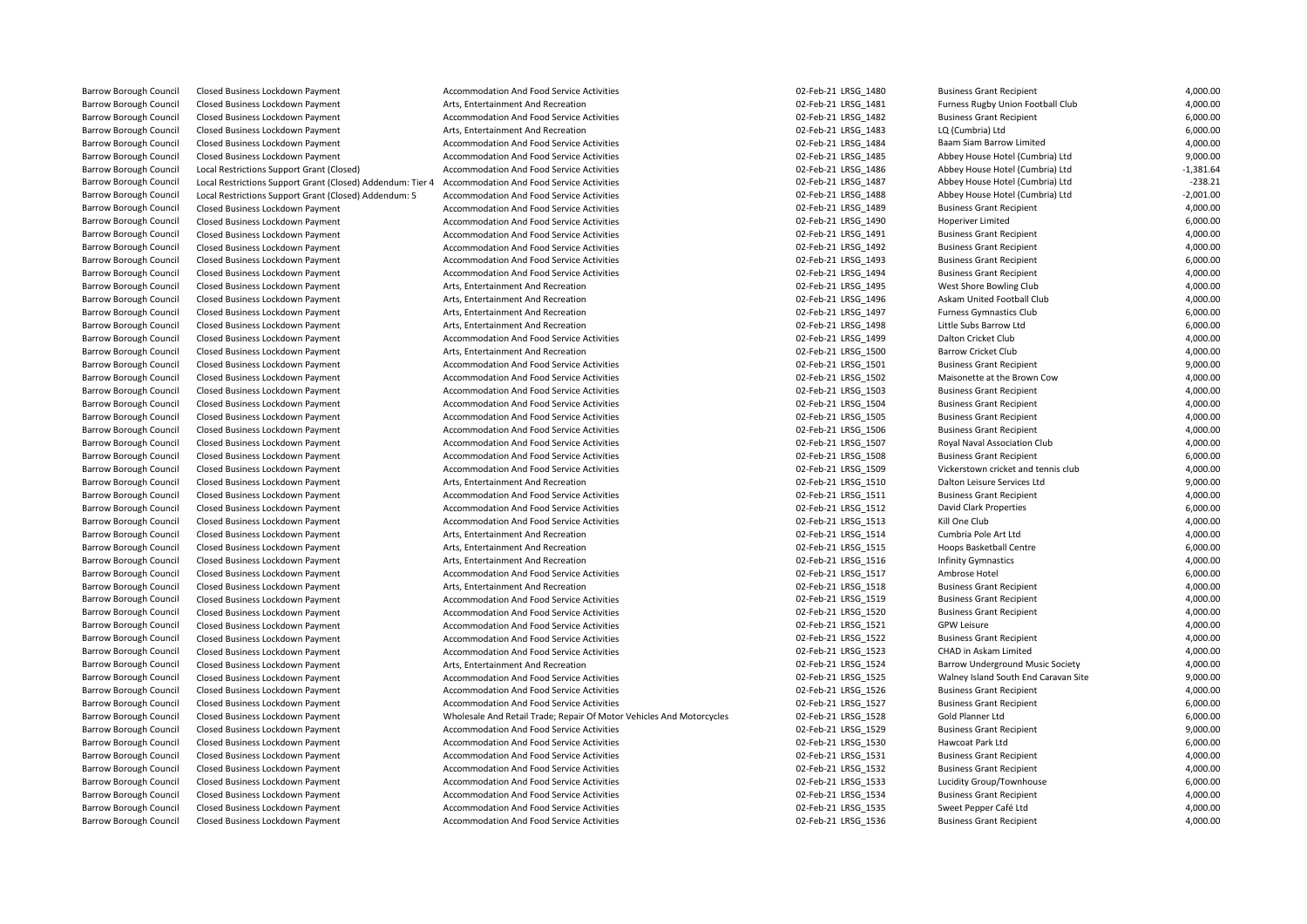| | | | | | | |
|---|---|---|---|---|---|---|
| Barrow Borough Council | Closed Business Lockdown Payment | Accommodation And Food Service Activities | 02-Feb-21 | LRSG_1480 | Business Grant Recipient | 4,000.00 |
| Barrow Borough Council | Closed Business Lockdown Payment | Arts, Entertainment And Recreation | 02-Feb-21 | LRSG_1481 | Furness Rugby Union Football Club | 4,000.00 |
| Barrow Borough Council | Closed Business Lockdown Payment | Accommodation And Food Service Activities | 02-Feb-21 | LRSG_1482 | Business Grant Recipient | 6,000.00 |
| Barrow Borough Council | Closed Business Lockdown Payment | Arts, Entertainment And Recreation | 02-Feb-21 | LRSG_1483 | LQ (Cumbria) Ltd | 6,000.00 |
| Barrow Borough Council | Closed Business Lockdown Payment | Accommodation And Food Service Activities | 02-Feb-21 | LRSG_1484 | Baam Siam Barrow Limited | 4,000.00 |
| Barrow Borough Council | Closed Business Lockdown Payment | Accommodation And Food Service Activities | 02-Feb-21 | LRSG_1485 | Abbey House Hotel (Cumbria) Ltd | 9,000.00 |
| Barrow Borough Council | Local Restrictions Support Grant (Closed) | Accommodation And Food Service Activities | 02-Feb-21 | LRSG_1486 | Abbey House Hotel (Cumbria) Ltd | -1,381.64 |
| Barrow Borough Council | Local Restrictions Support Grant (Closed) Addendum: Tier 4 | Accommodation And Food Service Activities | 02-Feb-21 | LRSG_1487 | Abbey House Hotel (Cumbria) Ltd | -238.21 |
| Barrow Borough Council | Local Restrictions Support Grant (Closed) Addendum: 5 | Accommodation And Food Service Activities | 02-Feb-21 | LRSG_1488 | Abbey House Hotel (Cumbria) Ltd | -2,001.00 |
| Barrow Borough Council | Closed Business Lockdown Payment | Accommodation And Food Service Activities | 02-Feb-21 | LRSG_1489 | Business Grant Recipient | 4,000.00 |
| Barrow Borough Council | Closed Business Lockdown Payment | Accommodation And Food Service Activities | 02-Feb-21 | LRSG_1490 | Hoperiver Limited | 6,000.00 |
| Barrow Borough Council | Closed Business Lockdown Payment | Accommodation And Food Service Activities | 02-Feb-21 | LRSG_1491 | Business Grant Recipient | 4,000.00 |
| Barrow Borough Council | Closed Business Lockdown Payment | Accommodation And Food Service Activities | 02-Feb-21 | LRSG_1492 | Business Grant Recipient | 4,000.00 |
| Barrow Borough Council | Closed Business Lockdown Payment | Accommodation And Food Service Activities | 02-Feb-21 | LRSG_1493 | Business Grant Recipient | 6,000.00 |
| Barrow Borough Council | Closed Business Lockdown Payment | Accommodation And Food Service Activities | 02-Feb-21 | LRSG_1494 | Business Grant Recipient | 4,000.00 |
| Barrow Borough Council | Closed Business Lockdown Payment | Arts, Entertainment And Recreation | 02-Feb-21 | LRSG_1495 | West Shore Bowling Club | 4,000.00 |
| Barrow Borough Council | Closed Business Lockdown Payment | Arts, Entertainment And Recreation | 02-Feb-21 | LRSG_1496 | Askam United Football Club | 4,000.00 |
| Barrow Borough Council | Closed Business Lockdown Payment | Arts, Entertainment And Recreation | 02-Feb-21 | LRSG_1497 | Furness Gymnastics Club | 6,000.00 |
| Barrow Borough Council | Closed Business Lockdown Payment | Arts, Entertainment And Recreation | 02-Feb-21 | LRSG_1498 | Little Subs Barrow Ltd | 6,000.00 |
| Barrow Borough Council | Closed Business Lockdown Payment | Accommodation And Food Service Activities | 02-Feb-21 | LRSG_1499 | Dalton Cricket Club | 4,000.00 |
| Barrow Borough Council | Closed Business Lockdown Payment | Arts, Entertainment And Recreation | 02-Feb-21 | LRSG_1500 | Barrow Cricket Club | 4,000.00 |
| Barrow Borough Council | Closed Business Lockdown Payment | Accommodation And Food Service Activities | 02-Feb-21 | LRSG_1501 | Business Grant Recipient | 9,000.00 |
| Barrow Borough Council | Closed Business Lockdown Payment | Accommodation And Food Service Activities | 02-Feb-21 | LRSG_1502 | Maisonette at the Brown Cow | 4,000.00 |
| Barrow Borough Council | Closed Business Lockdown Payment | Accommodation And Food Service Activities | 02-Feb-21 | LRSG_1503 | Business Grant Recipient | 4,000.00 |
| Barrow Borough Council | Closed Business Lockdown Payment | Accommodation And Food Service Activities | 02-Feb-21 | LRSG_1504 | Business Grant Recipient | 4,000.00 |
| Barrow Borough Council | Closed Business Lockdown Payment | Accommodation And Food Service Activities | 02-Feb-21 | LRSG_1505 | Business Grant Recipient | 4,000.00 |
| Barrow Borough Council | Closed Business Lockdown Payment | Accommodation And Food Service Activities | 02-Feb-21 | LRSG_1506 | Business Grant Recipient | 4,000.00 |
| Barrow Borough Council | Closed Business Lockdown Payment | Accommodation And Food Service Activities | 02-Feb-21 | LRSG_1507 | Royal Naval Association Club | 4,000.00 |
| Barrow Borough Council | Closed Business Lockdown Payment | Accommodation And Food Service Activities | 02-Feb-21 | LRSG_1508 | Business Grant Recipient | 6,000.00 |
| Barrow Borough Council | Closed Business Lockdown Payment | Accommodation And Food Service Activities | 02-Feb-21 | LRSG_1509 | Vickerstown cricket and tennis club | 4,000.00 |
| Barrow Borough Council | Closed Business Lockdown Payment | Arts, Entertainment And Recreation | 02-Feb-21 | LRSG_1510 | Dalton Leisure Services Ltd | 9,000.00 |
| Barrow Borough Council | Closed Business Lockdown Payment | Accommodation And Food Service Activities | 02-Feb-21 | LRSG_1511 | Business Grant Recipient | 4,000.00 |
| Barrow Borough Council | Closed Business Lockdown Payment | Accommodation And Food Service Activities | 02-Feb-21 | LRSG_1512 | David Clark Properties | 6,000.00 |
| Barrow Borough Council | Closed Business Lockdown Payment | Accommodation And Food Service Activities | 02-Feb-21 | LRSG_1513 | Kill One Club | 4,000.00 |
| Barrow Borough Council | Closed Business Lockdown Payment | Arts, Entertainment And Recreation | 02-Feb-21 | LRSG_1514 | Cumbria Pole Art Ltd | 4,000.00 |
| Barrow Borough Council | Closed Business Lockdown Payment | Arts, Entertainment And Recreation | 02-Feb-21 | LRSG_1515 | Hoops Basketball Centre | 6,000.00 |
| Barrow Borough Council | Closed Business Lockdown Payment | Arts, Entertainment And Recreation | 02-Feb-21 | LRSG_1516 | Infinity Gymnastics | 4,000.00 |
| Barrow Borough Council | Closed Business Lockdown Payment | Accommodation And Food Service Activities | 02-Feb-21 | LRSG_1517 | Ambrose Hotel | 6,000.00 |
| Barrow Borough Council | Closed Business Lockdown Payment | Arts, Entertainment And Recreation | 02-Feb-21 | LRSG_1518 | Business Grant Recipient | 4,000.00 |
| Barrow Borough Council | Closed Business Lockdown Payment | Accommodation And Food Service Activities | 02-Feb-21 | LRSG_1519 | Business Grant Recipient | 4,000.00 |
| Barrow Borough Council | Closed Business Lockdown Payment | Accommodation And Food Service Activities | 02-Feb-21 | LRSG_1520 | Business Grant Recipient | 4,000.00 |
| Barrow Borough Council | Closed Business Lockdown Payment | Accommodation And Food Service Activities | 02-Feb-21 | LRSG_1521 | GPW Leisure | 4,000.00 |
| Barrow Borough Council | Closed Business Lockdown Payment | Accommodation And Food Service Activities | 02-Feb-21 | LRSG_1522 | Business Grant Recipient | 4,000.00 |
| Barrow Borough Council | Closed Business Lockdown Payment | Accommodation And Food Service Activities | 02-Feb-21 | LRSG_1523 | CHAD in Askam Limited | 4,000.00 |
| Barrow Borough Council | Closed Business Lockdown Payment | Arts, Entertainment And Recreation | 02-Feb-21 | LRSG_1524 | Barrow Underground Music Society | 4,000.00 |
| Barrow Borough Council | Closed Business Lockdown Payment | Accommodation And Food Service Activities | 02-Feb-21 | LRSG_1525 | Walney Island South End Caravan Site | 9,000.00 |
| Barrow Borough Council | Closed Business Lockdown Payment | Accommodation And Food Service Activities | 02-Feb-21 | LRSG_1526 | Business Grant Recipient | 4,000.00 |
| Barrow Borough Council | Closed Business Lockdown Payment | Accommodation And Food Service Activities | 02-Feb-21 | LRSG_1527 | Business Grant Recipient | 6,000.00 |
| Barrow Borough Council | Closed Business Lockdown Payment | Wholesale And Retail Trade; Repair Of Motor Vehicles And Motorcycles | 02-Feb-21 | LRSG_1528 | Gold Planner Ltd | 6,000.00 |
| Barrow Borough Council | Closed Business Lockdown Payment | Accommodation And Food Service Activities | 02-Feb-21 | LRSG_1529 | Business Grant Recipient | 9,000.00 |
| Barrow Borough Council | Closed Business Lockdown Payment | Accommodation And Food Service Activities | 02-Feb-21 | LRSG_1530 | Hawcoat Park Ltd | 6,000.00 |
| Barrow Borough Council | Closed Business Lockdown Payment | Accommodation And Food Service Activities | 02-Feb-21 | LRSG_1531 | Business Grant Recipient | 4,000.00 |
| Barrow Borough Council | Closed Business Lockdown Payment | Accommodation And Food Service Activities | 02-Feb-21 | LRSG_1532 | Business Grant Recipient | 4,000.00 |
| Barrow Borough Council | Closed Business Lockdown Payment | Accommodation And Food Service Activities | 02-Feb-21 | LRSG_1533 | Lucidity Group/Townhouse | 6,000.00 |
| Barrow Borough Council | Closed Business Lockdown Payment | Accommodation And Food Service Activities | 02-Feb-21 | LRSG_1534 | Business Grant Recipient | 4,000.00 |
| Barrow Borough Council | Closed Business Lockdown Payment | Accommodation And Food Service Activities | 02-Feb-21 | LRSG_1535 | Sweet Pepper Café Ltd | 4,000.00 |
| Barrow Borough Council | Closed Business Lockdown Payment | Accommodation And Food Service Activities | 02-Feb-21 | LRSG_1536 | Business Grant Recipient | 4,000.00 |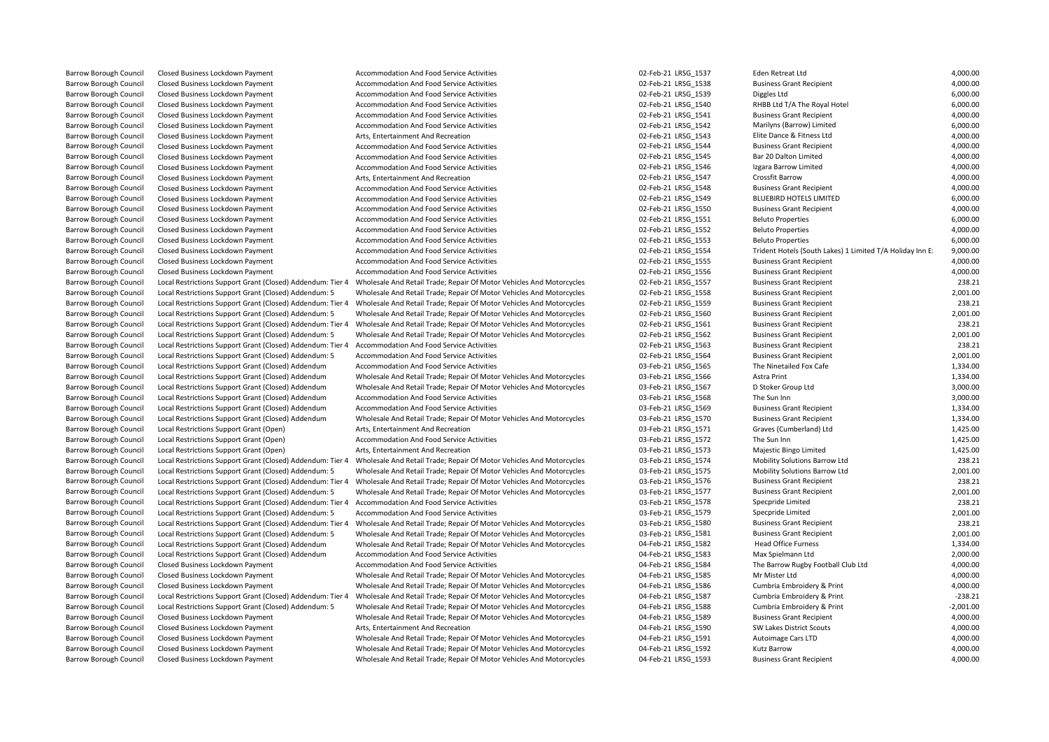| | | | | | | |
|---|---|---|---|---|---|---|
| Barrow Borough Council | Closed Business Lockdown Payment | Accommodation And Food Service Activities | 02-Feb-21 | LRSG_1537 | Eden Retreat Ltd | 4,000.00 |
| Barrow Borough Council | Closed Business Lockdown Payment | Accommodation And Food Service Activities | 02-Feb-21 | LRSG_1538 | Business Grant Recipient | 4,000.00 |
| Barrow Borough Council | Closed Business Lockdown Payment | Accommodation And Food Service Activities | 02-Feb-21 | LRSG_1539 | Diggles Ltd | 6,000.00 |
| Barrow Borough Council | Closed Business Lockdown Payment | Accommodation And Food Service Activities | 02-Feb-21 | LRSG_1540 | RHBB Ltd T/A The Royal Hotel | 6,000.00 |
| Barrow Borough Council | Closed Business Lockdown Payment | Accommodation And Food Service Activities | 02-Feb-21 | LRSG_1541 | Business Grant Recipient | 4,000.00 |
| Barrow Borough Council | Closed Business Lockdown Payment | Accommodation And Food Service Activities | 02-Feb-21 | LRSG_1542 | Marilyns (Barrow) Limited | 6,000.00 |
| Barrow Borough Council | Closed Business Lockdown Payment | Arts, Entertainment And Recreation | 02-Feb-21 | LRSG_1543 | Elite Dance & Fitness Ltd | 4,000.00 |
| Barrow Borough Council | Closed Business Lockdown Payment | Accommodation And Food Service Activities | 02-Feb-21 | LRSG_1544 | Business Grant Recipient | 4,000.00 |
| Barrow Borough Council | Closed Business Lockdown Payment | Accommodation And Food Service Activities | 02-Feb-21 | LRSG_1545 | Bar 20 Dalton Limited | 4,000.00 |
| Barrow Borough Council | Closed Business Lockdown Payment | Accommodation And Food Service Activities | 02-Feb-21 | LRSG_1546 | Izgara Barrow Limited | 4,000.00 |
| Barrow Borough Council | Closed Business Lockdown Payment | Arts, Entertainment And Recreation | 02-Feb-21 | LRSG_1547 | Crossfit Barrow | 4,000.00 |
| Barrow Borough Council | Closed Business Lockdown Payment | Accommodation And Food Service Activities | 02-Feb-21 | LRSG_1548 | Business Grant Recipient | 4,000.00 |
| Barrow Borough Council | Closed Business Lockdown Payment | Accommodation And Food Service Activities | 02-Feb-21 | LRSG_1549 | BLUEBIRD HOTELS LIMITED | 6,000.00 |
| Barrow Borough Council | Closed Business Lockdown Payment | Accommodation And Food Service Activities | 02-Feb-21 | LRSG_1550 | Business Grant Recipient | 4,000.00 |
| Barrow Borough Council | Closed Business Lockdown Payment | Accommodation And Food Service Activities | 02-Feb-21 | LRSG_1551 | Beluto Properties | 6,000.00 |
| Barrow Borough Council | Closed Business Lockdown Payment | Accommodation And Food Service Activities | 02-Feb-21 | LRSG_1552 | Beluto Properties | 4,000.00 |
| Barrow Borough Council | Closed Business Lockdown Payment | Accommodation And Food Service Activities | 02-Feb-21 | LRSG_1553 | Beluto Properties | 6,000.00 |
| Barrow Borough Council | Closed Business Lockdown Payment | Accommodation And Food Service Activities | 02-Feb-21 | LRSG_1554 | Trident Hotels (South Lakes) 1 Limited T/A Holiday Inn E: | 9,000.00 |
| Barrow Borough Council | Closed Business Lockdown Payment | Accommodation And Food Service Activities | 02-Feb-21 | LRSG_1555 | Business Grant Recipient | 4,000.00 |
| Barrow Borough Council | Closed Business Lockdown Payment | Accommodation And Food Service Activities | 02-Feb-21 | LRSG_1556 | Business Grant Recipient | 4,000.00 |
| Barrow Borough Council | Local Restrictions Support Grant (Closed) Addendum: Tier 4 | Wholesale And Retail Trade; Repair Of Motor Vehicles And Motorcycles | 02-Feb-21 | LRSG_1557 | Business Grant Recipient | 238.21 |
| Barrow Borough Council | Local Restrictions Support Grant (Closed) Addendum: 5 | Wholesale And Retail Trade; Repair Of Motor Vehicles And Motorcycles | 02-Feb-21 | LRSG_1558 | Business Grant Recipient | 2,001.00 |
| Barrow Borough Council | Local Restrictions Support Grant (Closed) Addendum: Tier 4 | Wholesale And Retail Trade; Repair Of Motor Vehicles And Motorcycles | 02-Feb-21 | LRSG_1559 | Business Grant Recipient | 238.21 |
| Barrow Borough Council | Local Restrictions Support Grant (Closed) Addendum: 5 | Wholesale And Retail Trade; Repair Of Motor Vehicles And Motorcycles | 02-Feb-21 | LRSG_1560 | Business Grant Recipient | 2,001.00 |
| Barrow Borough Council | Local Restrictions Support Grant (Closed) Addendum: Tier 4 | Wholesale And Retail Trade; Repair Of Motor Vehicles And Motorcycles | 02-Feb-21 | LRSG_1561 | Business Grant Recipient | 238.21 |
| Barrow Borough Council | Local Restrictions Support Grant (Closed) Addendum: 5 | Wholesale And Retail Trade; Repair Of Motor Vehicles And Motorcycles | 02-Feb-21 | LRSG_1562 | Business Grant Recipient | 2,001.00 |
| Barrow Borough Council | Local Restrictions Support Grant (Closed) Addendum: Tier 4 | Accommodation And Food Service Activities | 02-Feb-21 | LRSG_1563 | Business Grant Recipient | 238.21 |
| Barrow Borough Council | Local Restrictions Support Grant (Closed) Addendum: 5 | Accommodation And Food Service Activities | 02-Feb-21 | LRSG_1564 | Business Grant Recipient | 2,001.00 |
| Barrow Borough Council | Local Restrictions Support Grant (Closed) Addendum | Accommodation And Food Service Activities | 03-Feb-21 | LRSG_1565 | The Ninetailed Fox Cafe | 1,334.00 |
| Barrow Borough Council | Local Restrictions Support Grant (Closed) Addendum | Wholesale And Retail Trade; Repair Of Motor Vehicles And Motorcycles | 03-Feb-21 | LRSG_1566 | Astra Print | 1,334.00 |
| Barrow Borough Council | Local Restrictions Support Grant (Closed) Addendum | Wholesale And Retail Trade; Repair Of Motor Vehicles And Motorcycles | 03-Feb-21 | LRSG_1567 | D Stoker Group Ltd | 3,000.00 |
| Barrow Borough Council | Local Restrictions Support Grant (Closed) Addendum | Accommodation And Food Service Activities | 03-Feb-21 | LRSG_1568 | The Sun Inn | 3,000.00 |
| Barrow Borough Council | Local Restrictions Support Grant (Closed) Addendum | Accommodation And Food Service Activities | 03-Feb-21 | LRSG_1569 | Business Grant Recipient | 1,334.00 |
| Barrow Borough Council | Local Restrictions Support Grant (Closed) Addendum | Wholesale And Retail Trade; Repair Of Motor Vehicles And Motorcycles | 03-Feb-21 | LRSG_1570 | Business Grant Recipient | 1,334.00 |
| Barrow Borough Council | Local Restrictions Support Grant (Open) | Arts, Entertainment And Recreation | 03-Feb-21 | LRSG_1571 | Graves (Cumberland) Ltd | 1,425.00 |
| Barrow Borough Council | Local Restrictions Support Grant (Open) | Accommodation And Food Service Activities | 03-Feb-21 | LRSG_1572 | The Sun Inn | 1,425.00 |
| Barrow Borough Council | Local Restrictions Support Grant (Open) | Arts, Entertainment And Recreation | 03-Feb-21 | LRSG_1573 | Majestic Bingo Limited | 1,425.00 |
| Barrow Borough Council | Local Restrictions Support Grant (Closed) Addendum: Tier 4 | Wholesale And Retail Trade; Repair Of Motor Vehicles And Motorcycles | 03-Feb-21 | LRSG_1574 | Mobility Solutions Barrow Ltd | 238.21 |
| Barrow Borough Council | Local Restrictions Support Grant (Closed) Addendum: 5 | Wholesale And Retail Trade; Repair Of Motor Vehicles And Motorcycles | 03-Feb-21 | LRSG_1575 | Mobility Solutions Barrow Ltd | 2,001.00 |
| Barrow Borough Council | Local Restrictions Support Grant (Closed) Addendum: Tier 4 | Wholesale And Retail Trade; Repair Of Motor Vehicles And Motorcycles | 03-Feb-21 | LRSG_1576 | Business Grant Recipient | 238.21 |
| Barrow Borough Council | Local Restrictions Support Grant (Closed) Addendum: 5 | Wholesale And Retail Trade; Repair Of Motor Vehicles And Motorcycles | 03-Feb-21 | LRSG_1577 | Business Grant Recipient | 2,001.00 |
| Barrow Borough Council | Local Restrictions Support Grant (Closed) Addendum: Tier 4 | Accommodation And Food Service Activities | 03-Feb-21 | LRSG_1578 | Specpride Limited | 238.21 |
| Barrow Borough Council | Local Restrictions Support Grant (Closed) Addendum: 5 | Accommodation And Food Service Activities | 03-Feb-21 | LRSG_1579 | Specpride Limited | 2,001.00 |
| Barrow Borough Council | Local Restrictions Support Grant (Closed) Addendum: Tier 4 | Wholesale And Retail Trade; Repair Of Motor Vehicles And Motorcycles | 03-Feb-21 | LRSG_1580 | Business Grant Recipient | 238.21 |
| Barrow Borough Council | Local Restrictions Support Grant (Closed) Addendum: 5 | Wholesale And Retail Trade; Repair Of Motor Vehicles And Motorcycles | 03-Feb-21 | LRSG_1581 | Business Grant Recipient | 2,001.00 |
| Barrow Borough Council | Local Restrictions Support Grant (Closed) Addendum | Wholesale And Retail Trade; Repair Of Motor Vehicles And Motorcycles | 04-Feb-21 | LRSG_1582 | Head Office Furness | 1,334.00 |
| Barrow Borough Council | Local Restrictions Support Grant (Closed) Addendum | Accommodation And Food Service Activities | 04-Feb-21 | LRSG_1583 | Max Spielmann Ltd | 2,000.00 |
| Barrow Borough Council | Closed Business Lockdown Payment | Accommodation And Food Service Activities | 04-Feb-21 | LRSG_1584 | The Barrow Rugby Football Club Ltd | 4,000.00 |
| Barrow Borough Council | Closed Business Lockdown Payment | Wholesale And Retail Trade; Repair Of Motor Vehicles And Motorcycles | 04-Feb-21 | LRSG_1585 | Mr Mister Ltd | 4,000.00 |
| Barrow Borough Council | Closed Business Lockdown Payment | Wholesale And Retail Trade; Repair Of Motor Vehicles And Motorcycles | 04-Feb-21 | LRSG_1586 | Cumbria Embroidery & Print | 4,000.00 |
| Barrow Borough Council | Local Restrictions Support Grant (Closed) Addendum: Tier 4 | Wholesale And Retail Trade; Repair Of Motor Vehicles And Motorcycles | 04-Feb-21 | LRSG_1587 | Cumbria Embroidery & Print | -238.21 |
| Barrow Borough Council | Local Restrictions Support Grant (Closed) Addendum: 5 | Wholesale And Retail Trade; Repair Of Motor Vehicles And Motorcycles | 04-Feb-21 | LRSG_1588 | Cumbria Embroidery & Print | -2,001.00 |
| Barrow Borough Council | Closed Business Lockdown Payment | Wholesale And Retail Trade; Repair Of Motor Vehicles And Motorcycles | 04-Feb-21 | LRSG_1589 | Business Grant Recipient | 4,000.00 |
| Barrow Borough Council | Closed Business Lockdown Payment | Arts, Entertainment And Recreation | 04-Feb-21 | LRSG_1590 | SW Lakes District Scouts | 4,000.00 |
| Barrow Borough Council | Closed Business Lockdown Payment | Wholesale And Retail Trade; Repair Of Motor Vehicles And Motorcycles | 04-Feb-21 | LRSG_1591 | Autoimage Cars LTD | 4,000.00 |
| Barrow Borough Council | Closed Business Lockdown Payment | Wholesale And Retail Trade; Repair Of Motor Vehicles And Motorcycles | 04-Feb-21 | LRSG_1592 | Kutz Barrow | 4,000.00 |
| Barrow Borough Council | Closed Business Lockdown Payment | Wholesale And Retail Trade; Repair Of Motor Vehicles And Motorcycles | 04-Feb-21 | LRSG_1593 | Business Grant Recipient | 4,000.00 |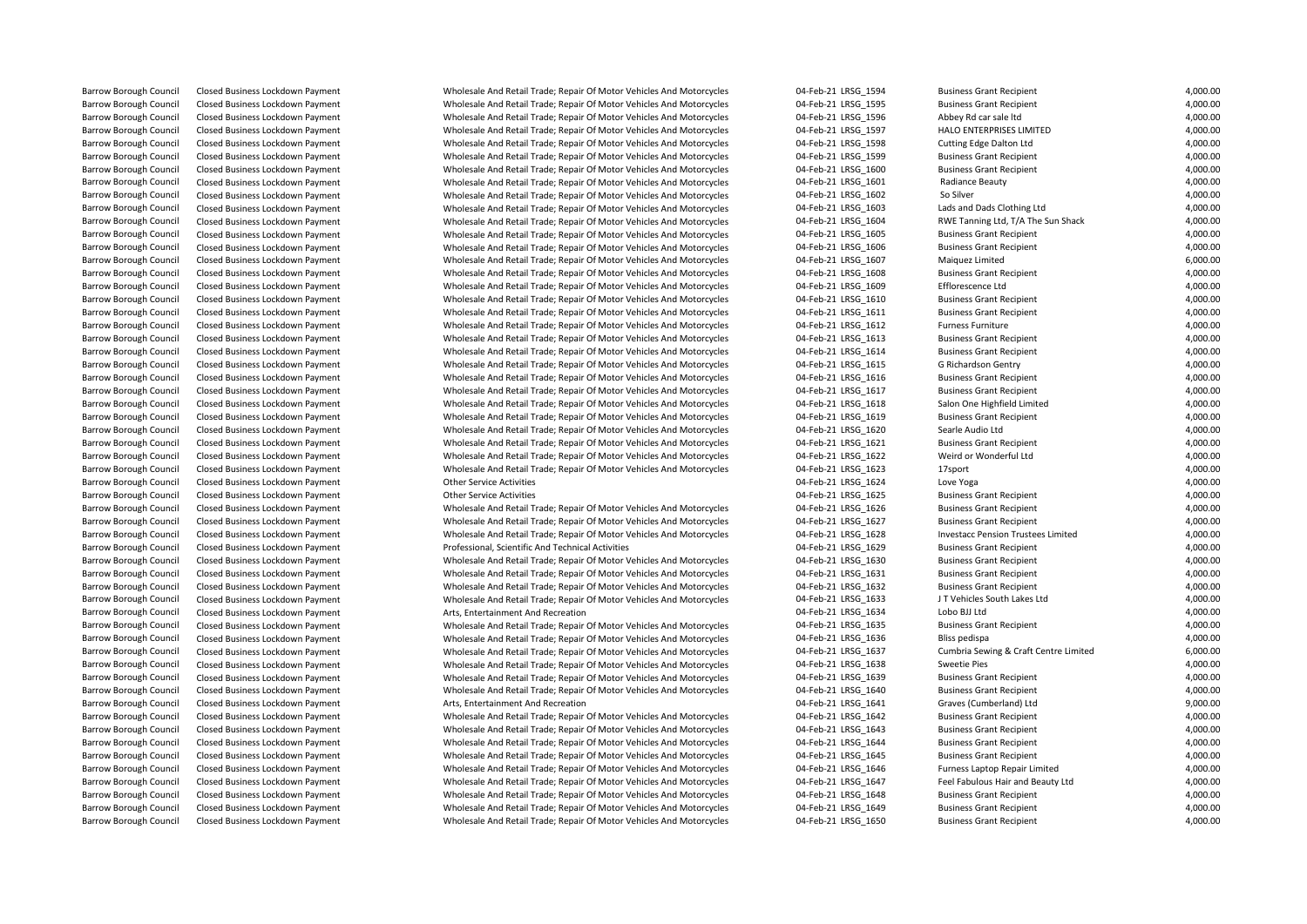| | | | | | | |
|---|---|---|---|---|---|---|
| Barrow Borough Council | Closed Business Lockdown Payment | Wholesale And Retail Trade; Repair Of Motor Vehicles And Motorcycles | 04-Feb-21 | LRSG_1594 | Business Grant Recipient | 4,000.00 |
| Barrow Borough Council | Closed Business Lockdown Payment | Wholesale And Retail Trade; Repair Of Motor Vehicles And Motorcycles | 04-Feb-21 | LRSG_1595 | Business Grant Recipient | 4,000.00 |
| Barrow Borough Council | Closed Business Lockdown Payment | Wholesale And Retail Trade; Repair Of Motor Vehicles And Motorcycles | 04-Feb-21 | LRSG_1596 | Abbey Rd car sale ltd | 4,000.00 |
| Barrow Borough Council | Closed Business Lockdown Payment | Wholesale And Retail Trade; Repair Of Motor Vehicles And Motorcycles | 04-Feb-21 | LRSG_1597 | HALO ENTERPRISES LIMITED | 4,000.00 |
| Barrow Borough Council | Closed Business Lockdown Payment | Wholesale And Retail Trade; Repair Of Motor Vehicles And Motorcycles | 04-Feb-21 | LRSG_1598 | Cutting Edge Dalton Ltd | 4,000.00 |
| Barrow Borough Council | Closed Business Lockdown Payment | Wholesale And Retail Trade; Repair Of Motor Vehicles And Motorcycles | 04-Feb-21 | LRSG_1599 | Business Grant Recipient | 4,000.00 |
| Barrow Borough Council | Closed Business Lockdown Payment | Wholesale And Retail Trade; Repair Of Motor Vehicles And Motorcycles | 04-Feb-21 | LRSG_1600 | Business Grant Recipient | 4,000.00 |
| Barrow Borough Council | Closed Business Lockdown Payment | Wholesale And Retail Trade; Repair Of Motor Vehicles And Motorcycles | 04-Feb-21 | LRSG_1601 | Radiance Beauty | 4,000.00 |
| Barrow Borough Council | Closed Business Lockdown Payment | Wholesale And Retail Trade; Repair Of Motor Vehicles And Motorcycles | 04-Feb-21 | LRSG_1602 | So Silver | 4,000.00 |
| Barrow Borough Council | Closed Business Lockdown Payment | Wholesale And Retail Trade; Repair Of Motor Vehicles And Motorcycles | 04-Feb-21 | LRSG_1603 | Lads and Dads Clothing Ltd | 4,000.00 |
| Barrow Borough Council | Closed Business Lockdown Payment | Wholesale And Retail Trade; Repair Of Motor Vehicles And Motorcycles | 04-Feb-21 | LRSG_1604 | RWE Tanning Ltd, T/A The Sun Shack | 4,000.00 |
| Barrow Borough Council | Closed Business Lockdown Payment | Wholesale And Retail Trade; Repair Of Motor Vehicles And Motorcycles | 04-Feb-21 | LRSG_1605 | Business Grant Recipient | 4,000.00 |
| Barrow Borough Council | Closed Business Lockdown Payment | Wholesale And Retail Trade; Repair Of Motor Vehicles And Motorcycles | 04-Feb-21 | LRSG_1606 | Business Grant Recipient | 4,000.00 |
| Barrow Borough Council | Closed Business Lockdown Payment | Wholesale And Retail Trade; Repair Of Motor Vehicles And Motorcycles | 04-Feb-21 | LRSG_1607 | Maiquez Limited | 6,000.00 |
| Barrow Borough Council | Closed Business Lockdown Payment | Wholesale And Retail Trade; Repair Of Motor Vehicles And Motorcycles | 04-Feb-21 | LRSG_1608 | Business Grant Recipient | 4,000.00 |
| Barrow Borough Council | Closed Business Lockdown Payment | Wholesale And Retail Trade; Repair Of Motor Vehicles And Motorcycles | 04-Feb-21 | LRSG_1609 | Efflorescence Ltd | 4,000.00 |
| Barrow Borough Council | Closed Business Lockdown Payment | Wholesale And Retail Trade; Repair Of Motor Vehicles And Motorcycles | 04-Feb-21 | LRSG_1610 | Business Grant Recipient | 4,000.00 |
| Barrow Borough Council | Closed Business Lockdown Payment | Wholesale And Retail Trade; Repair Of Motor Vehicles And Motorcycles | 04-Feb-21 | LRSG_1611 | Business Grant Recipient | 4,000.00 |
| Barrow Borough Council | Closed Business Lockdown Payment | Wholesale And Retail Trade; Repair Of Motor Vehicles And Motorcycles | 04-Feb-21 | LRSG_1612 | Furness Furniture | 4,000.00 |
| Barrow Borough Council | Closed Business Lockdown Payment | Wholesale And Retail Trade; Repair Of Motor Vehicles And Motorcycles | 04-Feb-21 | LRSG_1613 | Business Grant Recipient | 4,000.00 |
| Barrow Borough Council | Closed Business Lockdown Payment | Wholesale And Retail Trade; Repair Of Motor Vehicles And Motorcycles | 04-Feb-21 | LRSG_1614 | Business Grant Recipient | 4,000.00 |
| Barrow Borough Council | Closed Business Lockdown Payment | Wholesale And Retail Trade; Repair Of Motor Vehicles And Motorcycles | 04-Feb-21 | LRSG_1615 | G Richardson Gentry | 4,000.00 |
| Barrow Borough Council | Closed Business Lockdown Payment | Wholesale And Retail Trade; Repair Of Motor Vehicles And Motorcycles | 04-Feb-21 | LRSG_1616 | Business Grant Recipient | 4,000.00 |
| Barrow Borough Council | Closed Business Lockdown Payment | Wholesale And Retail Trade; Repair Of Motor Vehicles And Motorcycles | 04-Feb-21 | LRSG_1617 | Business Grant Recipient | 4,000.00 |
| Barrow Borough Council | Closed Business Lockdown Payment | Wholesale And Retail Trade; Repair Of Motor Vehicles And Motorcycles | 04-Feb-21 | LRSG_1618 | Salon One Highfield Limited | 4,000.00 |
| Barrow Borough Council | Closed Business Lockdown Payment | Wholesale And Retail Trade; Repair Of Motor Vehicles And Motorcycles | 04-Feb-21 | LRSG_1619 | Business Grant Recipient | 4,000.00 |
| Barrow Borough Council | Closed Business Lockdown Payment | Wholesale And Retail Trade; Repair Of Motor Vehicles And Motorcycles | 04-Feb-21 | LRSG_1620 | Searle Audio Ltd | 4,000.00 |
| Barrow Borough Council | Closed Business Lockdown Payment | Wholesale And Retail Trade; Repair Of Motor Vehicles And Motorcycles | 04-Feb-21 | LRSG_1621 | Business Grant Recipient | 4,000.00 |
| Barrow Borough Council | Closed Business Lockdown Payment | Wholesale And Retail Trade; Repair Of Motor Vehicles And Motorcycles | 04-Feb-21 | LRSG_1622 | Weird or Wonderful Ltd | 4,000.00 |
| Barrow Borough Council | Closed Business Lockdown Payment | Wholesale And Retail Trade; Repair Of Motor Vehicles And Motorcycles | 04-Feb-21 | LRSG_1623 | 17sport | 4,000.00 |
| Barrow Borough Council | Closed Business Lockdown Payment | Other Service Activities | 04-Feb-21 | LRSG_1624 | Love Yoga | 4,000.00 |
| Barrow Borough Council | Closed Business Lockdown Payment | Other Service Activities | 04-Feb-21 | LRSG_1625 | Business Grant Recipient | 4,000.00 |
| Barrow Borough Council | Closed Business Lockdown Payment | Wholesale And Retail Trade; Repair Of Motor Vehicles And Motorcycles | 04-Feb-21 | LRSG_1626 | Business Grant Recipient | 4,000.00 |
| Barrow Borough Council | Closed Business Lockdown Payment | Wholesale And Retail Trade; Repair Of Motor Vehicles And Motorcycles | 04-Feb-21 | LRSG_1627 | Business Grant Recipient | 4,000.00 |
| Barrow Borough Council | Closed Business Lockdown Payment | Wholesale And Retail Trade; Repair Of Motor Vehicles And Motorcycles | 04-Feb-21 | LRSG_1628 | Investacc Pension Trustees Limited | 4,000.00 |
| Barrow Borough Council | Closed Business Lockdown Payment | Professional, Scientific And Technical Activities | 04-Feb-21 | LRSG_1629 | Business Grant Recipient | 4,000.00 |
| Barrow Borough Council | Closed Business Lockdown Payment | Wholesale And Retail Trade; Repair Of Motor Vehicles And Motorcycles | 04-Feb-21 | LRSG_1630 | Business Grant Recipient | 4,000.00 |
| Barrow Borough Council | Closed Business Lockdown Payment | Wholesale And Retail Trade; Repair Of Motor Vehicles And Motorcycles | 04-Feb-21 | LRSG_1631 | Business Grant Recipient | 4,000.00 |
| Barrow Borough Council | Closed Business Lockdown Payment | Wholesale And Retail Trade; Repair Of Motor Vehicles And Motorcycles | 04-Feb-21 | LRSG_1632 | Business Grant Recipient | 4,000.00 |
| Barrow Borough Council | Closed Business Lockdown Payment | Wholesale And Retail Trade; Repair Of Motor Vehicles And Motorcycles | 04-Feb-21 | LRSG_1633 | J T Vehicles South Lakes Ltd | 4,000.00 |
| Barrow Borough Council | Closed Business Lockdown Payment | Arts, Entertainment And Recreation | 04-Feb-21 | LRSG_1634 | Lobo BJJ Ltd | 4,000.00 |
| Barrow Borough Council | Closed Business Lockdown Payment | Wholesale And Retail Trade; Repair Of Motor Vehicles And Motorcycles | 04-Feb-21 | LRSG_1635 | Business Grant Recipient | 4,000.00 |
| Barrow Borough Council | Closed Business Lockdown Payment | Wholesale And Retail Trade; Repair Of Motor Vehicles And Motorcycles | 04-Feb-21 | LRSG_1636 | Bliss pedispa | 4,000.00 |
| Barrow Borough Council | Closed Business Lockdown Payment | Wholesale And Retail Trade; Repair Of Motor Vehicles And Motorcycles | 04-Feb-21 | LRSG_1637 | Cumbria Sewing & Craft Centre Limited | 6,000.00 |
| Barrow Borough Council | Closed Business Lockdown Payment | Wholesale And Retail Trade; Repair Of Motor Vehicles And Motorcycles | 04-Feb-21 | LRSG_1638 | Sweetie Pies | 4,000.00 |
| Barrow Borough Council | Closed Business Lockdown Payment | Wholesale And Retail Trade; Repair Of Motor Vehicles And Motorcycles | 04-Feb-21 | LRSG_1639 | Business Grant Recipient | 4,000.00 |
| Barrow Borough Council | Closed Business Lockdown Payment | Wholesale And Retail Trade; Repair Of Motor Vehicles And Motorcycles | 04-Feb-21 | LRSG_1640 | Business Grant Recipient | 4,000.00 |
| Barrow Borough Council | Closed Business Lockdown Payment | Arts, Entertainment And Recreation | 04-Feb-21 | LRSG_1641 | Graves (Cumberland) Ltd | 9,000.00 |
| Barrow Borough Council | Closed Business Lockdown Payment | Wholesale And Retail Trade; Repair Of Motor Vehicles And Motorcycles | 04-Feb-21 | LRSG_1642 | Business Grant Recipient | 4,000.00 |
| Barrow Borough Council | Closed Business Lockdown Payment | Wholesale And Retail Trade; Repair Of Motor Vehicles And Motorcycles | 04-Feb-21 | LRSG_1643 | Business Grant Recipient | 4,000.00 |
| Barrow Borough Council | Closed Business Lockdown Payment | Wholesale And Retail Trade; Repair Of Motor Vehicles And Motorcycles | 04-Feb-21 | LRSG_1644 | Business Grant Recipient | 4,000.00 |
| Barrow Borough Council | Closed Business Lockdown Payment | Wholesale And Retail Trade; Repair Of Motor Vehicles And Motorcycles | 04-Feb-21 | LRSG_1645 | Business Grant Recipient | 4,000.00 |
| Barrow Borough Council | Closed Business Lockdown Payment | Wholesale And Retail Trade; Repair Of Motor Vehicles And Motorcycles | 04-Feb-21 | LRSG_1646 | Furness Laptop Repair Limited | 4,000.00 |
| Barrow Borough Council | Closed Business Lockdown Payment | Wholesale And Retail Trade; Repair Of Motor Vehicles And Motorcycles | 04-Feb-21 | LRSG_1647 | Feel Fabulous Hair and Beauty Ltd | 4,000.00 |
| Barrow Borough Council | Closed Business Lockdown Payment | Wholesale And Retail Trade; Repair Of Motor Vehicles And Motorcycles | 04-Feb-21 | LRSG_1648 | Business Grant Recipient | 4,000.00 |
| Barrow Borough Council | Closed Business Lockdown Payment | Wholesale And Retail Trade; Repair Of Motor Vehicles And Motorcycles | 04-Feb-21 | LRSG_1649 | Business Grant Recipient | 4,000.00 |
| Barrow Borough Council | Closed Business Lockdown Payment | Wholesale And Retail Trade; Repair Of Motor Vehicles And Motorcycles | 04-Feb-21 | LRSG_1650 | Business Grant Recipient | 4,000.00 |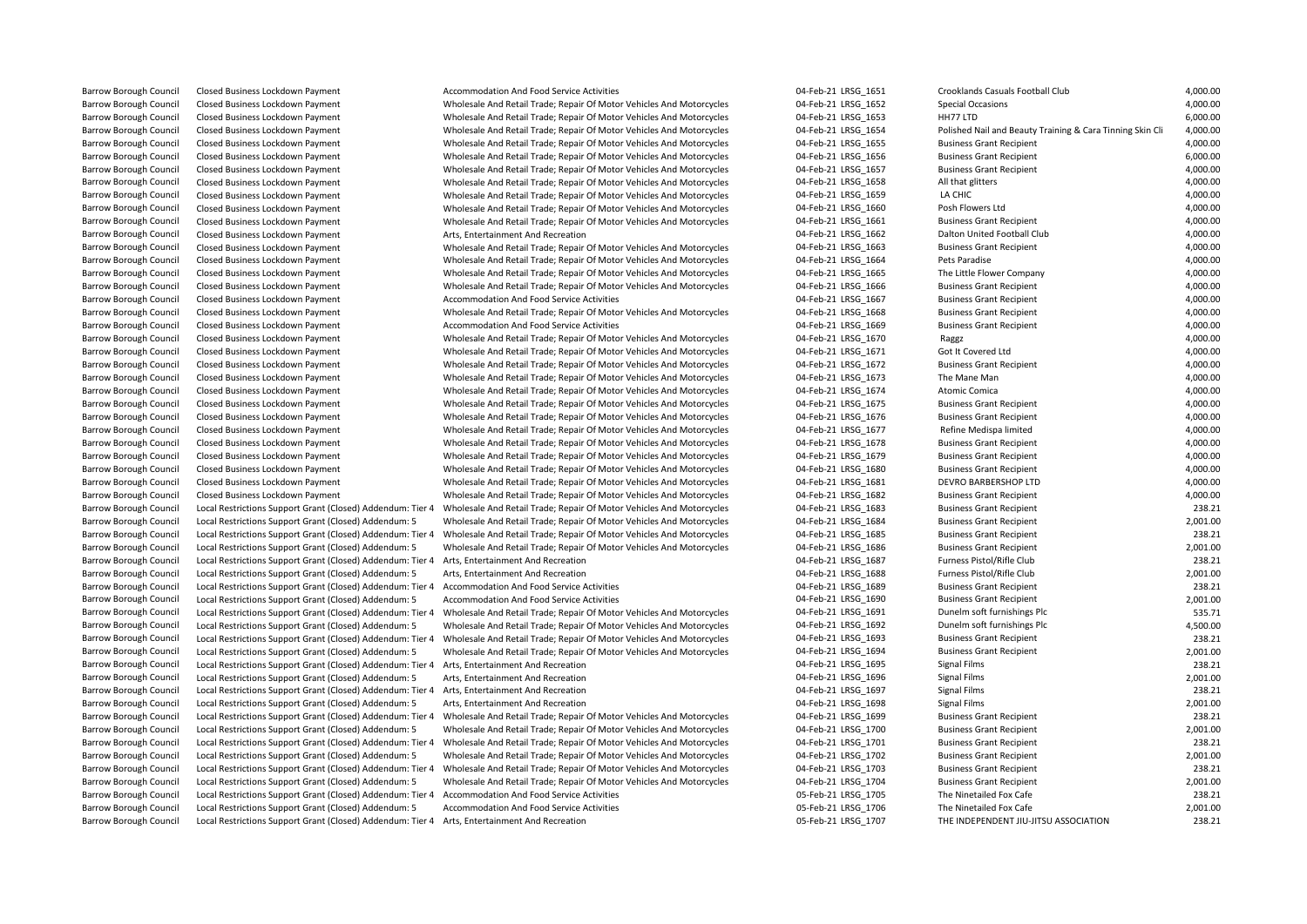| | | | | | | |
|---|---|---|---|---|---|---|
| Barrow Borough Council | Closed Business Lockdown Payment | Accommodation And Food Service Activities | 04-Feb-21 | LRSG_1651 | Crooklands Casuals Football Club | 4,000.00 |
| Barrow Borough Council | Closed Business Lockdown Payment | Wholesale And Retail Trade; Repair Of Motor Vehicles And Motorcycles | 04-Feb-21 | LRSG_1652 | Special Occasions | 4,000.00 |
| Barrow Borough Council | Closed Business Lockdown Payment | Wholesale And Retail Trade; Repair Of Motor Vehicles And Motorcycles | 04-Feb-21 | LRSG_1653 | HH77 LTD | 6,000.00 |
| Barrow Borough Council | Closed Business Lockdown Payment | Wholesale And Retail Trade; Repair Of Motor Vehicles And Motorcycles | 04-Feb-21 | LRSG_1654 | Polished Nail and Beauty Training & Cara Tinning Skin Cli | 4,000.00 |
| Barrow Borough Council | Closed Business Lockdown Payment | Wholesale And Retail Trade; Repair Of Motor Vehicles And Motorcycles | 04-Feb-21 | LRSG_1655 | Business Grant Recipient | 4,000.00 |
| Barrow Borough Council | Closed Business Lockdown Payment | Wholesale And Retail Trade; Repair Of Motor Vehicles And Motorcycles | 04-Feb-21 | LRSG_1656 | Business Grant Recipient | 6,000.00 |
| Barrow Borough Council | Closed Business Lockdown Payment | Wholesale And Retail Trade; Repair Of Motor Vehicles And Motorcycles | 04-Feb-21 | LRSG_1657 | Business Grant Recipient | 4,000.00 |
| Barrow Borough Council | Closed Business Lockdown Payment | Wholesale And Retail Trade; Repair Of Motor Vehicles And Motorcycles | 04-Feb-21 | LRSG_1658 | All that glitters | 4,000.00 |
| Barrow Borough Council | Closed Business Lockdown Payment | Wholesale And Retail Trade; Repair Of Motor Vehicles And Motorcycles | 04-Feb-21 | LRSG_1659 | LA CHIC | 4,000.00 |
| Barrow Borough Council | Closed Business Lockdown Payment | Wholesale And Retail Trade; Repair Of Motor Vehicles And Motorcycles | 04-Feb-21 | LRSG_1660 | Posh Flowers Ltd | 4,000.00 |
| Barrow Borough Council | Closed Business Lockdown Payment | Wholesale And Retail Trade; Repair Of Motor Vehicles And Motorcycles | 04-Feb-21 | LRSG_1661 | Business Grant Recipient | 4,000.00 |
| Barrow Borough Council | Closed Business Lockdown Payment | Arts, Entertainment And Recreation | 04-Feb-21 | LRSG_1662 | Dalton United Football Club | 4,000.00 |
| Barrow Borough Council | Closed Business Lockdown Payment | Wholesale And Retail Trade; Repair Of Motor Vehicles And Motorcycles | 04-Feb-21 | LRSG_1663 | Business Grant Recipient | 4,000.00 |
| Barrow Borough Council | Closed Business Lockdown Payment | Wholesale And Retail Trade; Repair Of Motor Vehicles And Motorcycles | 04-Feb-21 | LRSG_1664 | Pets Paradise | 4,000.00 |
| Barrow Borough Council | Closed Business Lockdown Payment | Wholesale And Retail Trade; Repair Of Motor Vehicles And Motorcycles | 04-Feb-21 | LRSG_1665 | The Little Flower Company | 4,000.00 |
| Barrow Borough Council | Closed Business Lockdown Payment | Wholesale And Retail Trade; Repair Of Motor Vehicles And Motorcycles | 04-Feb-21 | LRSG_1666 | Business Grant Recipient | 4,000.00 |
| Barrow Borough Council | Closed Business Lockdown Payment | Accommodation And Food Service Activities | 04-Feb-21 | LRSG_1667 | Business Grant Recipient | 4,000.00 |
| Barrow Borough Council | Closed Business Lockdown Payment | Wholesale And Retail Trade; Repair Of Motor Vehicles And Motorcycles | 04-Feb-21 | LRSG_1668 | Business Grant Recipient | 4,000.00 |
| Barrow Borough Council | Closed Business Lockdown Payment | Accommodation And Food Service Activities | 04-Feb-21 | LRSG_1669 | Business Grant Recipient | 4,000.00 |
| Barrow Borough Council | Closed Business Lockdown Payment | Wholesale And Retail Trade; Repair Of Motor Vehicles And Motorcycles | 04-Feb-21 | LRSG_1670 | Raggz | 4,000.00 |
| Barrow Borough Council | Closed Business Lockdown Payment | Wholesale And Retail Trade; Repair Of Motor Vehicles And Motorcycles | 04-Feb-21 | LRSG_1671 | Got It Covered Ltd | 4,000.00 |
| Barrow Borough Council | Closed Business Lockdown Payment | Wholesale And Retail Trade; Repair Of Motor Vehicles And Motorcycles | 04-Feb-21 | LRSG_1672 | Business Grant Recipient | 4,000.00 |
| Barrow Borough Council | Closed Business Lockdown Payment | Wholesale And Retail Trade; Repair Of Motor Vehicles And Motorcycles | 04-Feb-21 | LRSG_1673 | The Mane Man | 4,000.00 |
| Barrow Borough Council | Closed Business Lockdown Payment | Wholesale And Retail Trade; Repair Of Motor Vehicles And Motorcycles | 04-Feb-21 | LRSG_1674 | Atomic Comica | 4,000.00 |
| Barrow Borough Council | Closed Business Lockdown Payment | Wholesale And Retail Trade; Repair Of Motor Vehicles And Motorcycles | 04-Feb-21 | LRSG_1675 | Business Grant Recipient | 4,000.00 |
| Barrow Borough Council | Closed Business Lockdown Payment | Wholesale And Retail Trade; Repair Of Motor Vehicles And Motorcycles | 04-Feb-21 | LRSG_1676 | Business Grant Recipient | 4,000.00 |
| Barrow Borough Council | Closed Business Lockdown Payment | Wholesale And Retail Trade; Repair Of Motor Vehicles And Motorcycles | 04-Feb-21 | LRSG_1677 | Refine Medispa limited | 4,000.00 |
| Barrow Borough Council | Closed Business Lockdown Payment | Wholesale And Retail Trade; Repair Of Motor Vehicles And Motorcycles | 04-Feb-21 | LRSG_1678 | Business Grant Recipient | 4,000.00 |
| Barrow Borough Council | Closed Business Lockdown Payment | Wholesale And Retail Trade; Repair Of Motor Vehicles And Motorcycles | 04-Feb-21 | LRSG_1679 | Business Grant Recipient | 4,000.00 |
| Barrow Borough Council | Closed Business Lockdown Payment | Wholesale And Retail Trade; Repair Of Motor Vehicles And Motorcycles | 04-Feb-21 | LRSG_1680 | Business Grant Recipient | 4,000.00 |
| Barrow Borough Council | Closed Business Lockdown Payment | Wholesale And Retail Trade; Repair Of Motor Vehicles And Motorcycles | 04-Feb-21 | LRSG_1681 | DEVRO BARBERSHOP LTD | 4,000.00 |
| Barrow Borough Council | Closed Business Lockdown Payment | Wholesale And Retail Trade; Repair Of Motor Vehicles And Motorcycles | 04-Feb-21 | LRSG_1682 | Business Grant Recipient | 4,000.00 |
| Barrow Borough Council | Local Restrictions Support Grant (Closed) Addendum: Tier 4 | Wholesale And Retail Trade; Repair Of Motor Vehicles And Motorcycles | 04-Feb-21 | LRSG_1683 | Business Grant Recipient | 238.21 |
| Barrow Borough Council | Local Restrictions Support Grant (Closed) Addendum: 5 | Wholesale And Retail Trade; Repair Of Motor Vehicles And Motorcycles | 04-Feb-21 | LRSG_1684 | Business Grant Recipient | 2,001.00 |
| Barrow Borough Council | Local Restrictions Support Grant (Closed) Addendum: Tier 4 | Wholesale And Retail Trade; Repair Of Motor Vehicles And Motorcycles | 04-Feb-21 | LRSG_1685 | Business Grant Recipient | 238.21 |
| Barrow Borough Council | Local Restrictions Support Grant (Closed) Addendum: 5 | Wholesale And Retail Trade; Repair Of Motor Vehicles And Motorcycles | 04-Feb-21 | LRSG_1686 | Business Grant Recipient | 2,001.00 |
| Barrow Borough Council | Local Restrictions Support Grant (Closed) Addendum: Tier 4 | Arts, Entertainment And Recreation | 04-Feb-21 | LRSG_1687 | Furness Pistol/Rifle Club | 238.21 |
| Barrow Borough Council | Local Restrictions Support Grant (Closed) Addendum: 5 | Arts, Entertainment And Recreation | 04-Feb-21 | LRSG_1688 | Furness Pistol/Rifle Club | 2,001.00 |
| Barrow Borough Council | Local Restrictions Support Grant (Closed) Addendum: Tier 4 | Accommodation And Food Service Activities | 04-Feb-21 | LRSG_1689 | Business Grant Recipient | 238.21 |
| Barrow Borough Council | Local Restrictions Support Grant (Closed) Addendum: 5 | Accommodation And Food Service Activities | 04-Feb-21 | LRSG_1690 | Business Grant Recipient | 2,001.00 |
| Barrow Borough Council | Local Restrictions Support Grant (Closed) Addendum: Tier 4 | Wholesale And Retail Trade; Repair Of Motor Vehicles And Motorcycles | 04-Feb-21 | LRSG_1691 | Dunelm soft furnishings Plc | 535.71 |
| Barrow Borough Council | Local Restrictions Support Grant (Closed) Addendum: 5 | Wholesale And Retail Trade; Repair Of Motor Vehicles And Motorcycles | 04-Feb-21 | LRSG_1692 | Dunelm soft furnishings Plc | 4,500.00 |
| Barrow Borough Council | Local Restrictions Support Grant (Closed) Addendum: Tier 4 | Wholesale And Retail Trade; Repair Of Motor Vehicles And Motorcycles | 04-Feb-21 | LRSG_1693 | Business Grant Recipient | 238.21 |
| Barrow Borough Council | Local Restrictions Support Grant (Closed) Addendum: 5 | Wholesale And Retail Trade; Repair Of Motor Vehicles And Motorcycles | 04-Feb-21 | LRSG_1694 | Business Grant Recipient | 2,001.00 |
| Barrow Borough Council | Local Restrictions Support Grant (Closed) Addendum: Tier 4 | Arts, Entertainment And Recreation | 04-Feb-21 | LRSG_1695 | Signal Films | 238.21 |
| Barrow Borough Council | Local Restrictions Support Grant (Closed) Addendum: 5 | Arts, Entertainment And Recreation | 04-Feb-21 | LRSG_1696 | Signal Films | 2,001.00 |
| Barrow Borough Council | Local Restrictions Support Grant (Closed) Addendum: Tier 4 | Arts, Entertainment And Recreation | 04-Feb-21 | LRSG_1697 | Signal Films | 238.21 |
| Barrow Borough Council | Local Restrictions Support Grant (Closed) Addendum: 5 | Arts, Entertainment And Recreation | 04-Feb-21 | LRSG_1698 | Signal Films | 2,001.00 |
| Barrow Borough Council | Local Restrictions Support Grant (Closed) Addendum: Tier 4 | Wholesale And Retail Trade; Repair Of Motor Vehicles And Motorcycles | 04-Feb-21 | LRSG_1699 | Business Grant Recipient | 238.21 |
| Barrow Borough Council | Local Restrictions Support Grant (Closed) Addendum: 5 | Wholesale And Retail Trade; Repair Of Motor Vehicles And Motorcycles | 04-Feb-21 | LRSG_1700 | Business Grant Recipient | 2,001.00 |
| Barrow Borough Council | Local Restrictions Support Grant (Closed) Addendum: Tier 4 | Wholesale And Retail Trade; Repair Of Motor Vehicles And Motorcycles | 04-Feb-21 | LRSG_1701 | Business Grant Recipient | 238.21 |
| Barrow Borough Council | Local Restrictions Support Grant (Closed) Addendum: 5 | Wholesale And Retail Trade; Repair Of Motor Vehicles And Motorcycles | 04-Feb-21 | LRSG_1702 | Business Grant Recipient | 2,001.00 |
| Barrow Borough Council | Local Restrictions Support Grant (Closed) Addendum: Tier 4 | Wholesale And Retail Trade; Repair Of Motor Vehicles And Motorcycles | 04-Feb-21 | LRSG_1703 | Business Grant Recipient | 238.21 |
| Barrow Borough Council | Local Restrictions Support Grant (Closed) Addendum: 5 | Wholesale And Retail Trade; Repair Of Motor Vehicles And Motorcycles | 04-Feb-21 | LRSG_1704 | Business Grant Recipient | 2,001.00 |
| Barrow Borough Council | Local Restrictions Support Grant (Closed) Addendum: Tier 4 | Accommodation And Food Service Activities | 05-Feb-21 | LRSG_1705 | The Ninetailed Fox Cafe | 238.21 |
| Barrow Borough Council | Local Restrictions Support Grant (Closed) Addendum: 5 | Accommodation And Food Service Activities | 05-Feb-21 | LRSG_1706 | The Ninetailed Fox Cafe | 2,001.00 |
| Barrow Borough Council | Local Restrictions Support Grant (Closed) Addendum: Tier 4 | Arts, Entertainment And Recreation | 05-Feb-21 | LRSG_1707 | THE INDEPENDENT JIU-JITSU ASSOCIATION | 238.21 |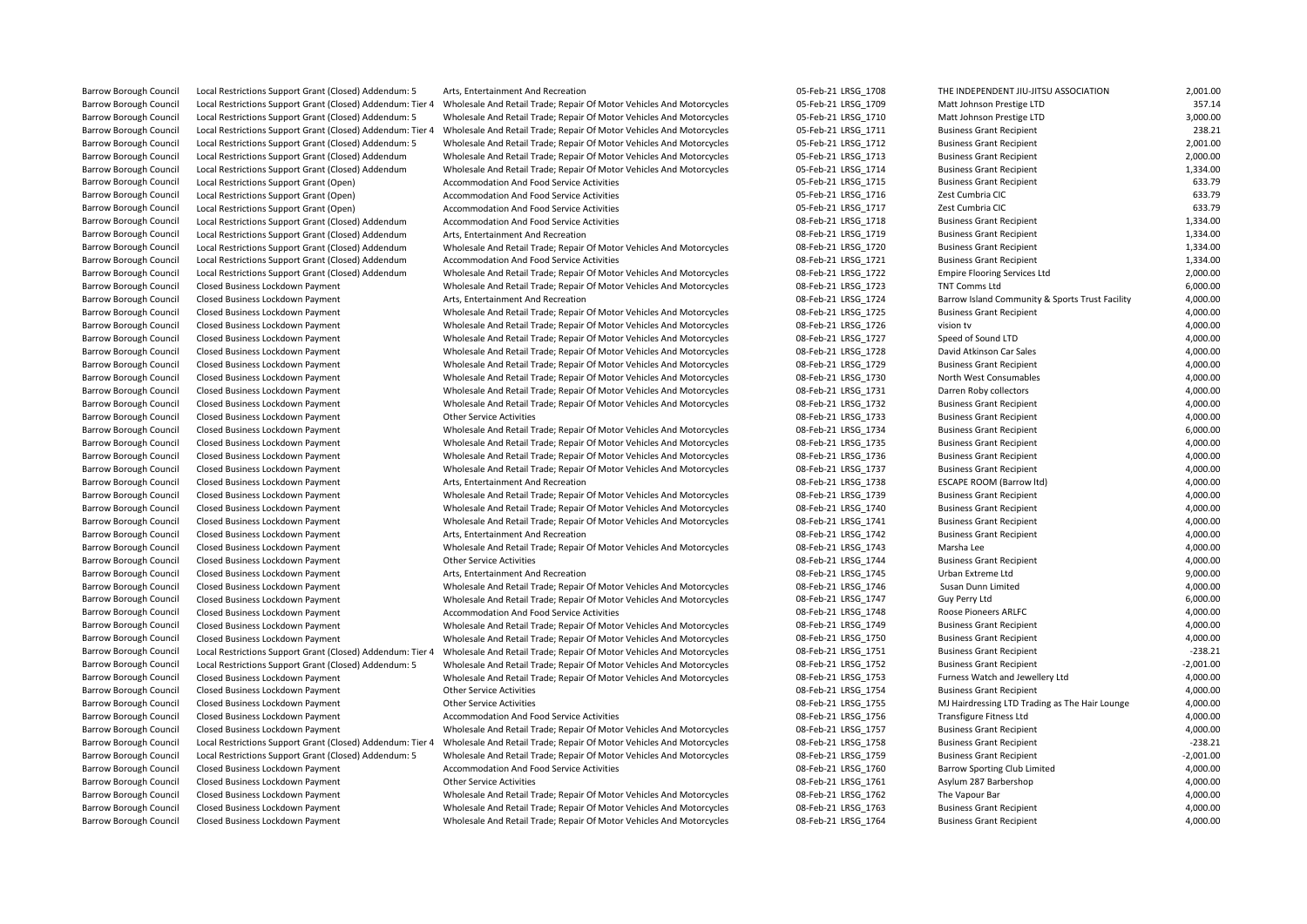| | | | | | | |
|---|---|---|---|---|---|---|
| Barrow Borough Council | Local Restrictions Support Grant (Closed) Addendum: 5 | Arts, Entertainment And Recreation | 05-Feb-21 | LRSG_1708 | THE INDEPENDENT JIU-JITSU ASSOCIATION | 2,001.00 |
| Barrow Borough Council | Local Restrictions Support Grant (Closed) Addendum: Tier 4 | Wholesale And Retail Trade; Repair Of Motor Vehicles And Motorcycles | 05-Feb-21 | LRSG_1709 | Matt Johnson Prestige LTD | 357.14 |
| Barrow Borough Council | Local Restrictions Support Grant (Closed) Addendum: 5 | Wholesale And Retail Trade; Repair Of Motor Vehicles And Motorcycles | 05-Feb-21 | LRSG_1710 | Matt Johnson Prestige LTD | 3,000.00 |
| Barrow Borough Council | Local Restrictions Support Grant (Closed) Addendum: Tier 4 | Wholesale And Retail Trade; Repair Of Motor Vehicles And Motorcycles | 05-Feb-21 | LRSG_1711 | Business Grant Recipient | 238.21 |
| Barrow Borough Council | Local Restrictions Support Grant (Closed) Addendum: 5 | Wholesale And Retail Trade; Repair Of Motor Vehicles And Motorcycles | 05-Feb-21 | LRSG_1712 | Business Grant Recipient | 2,001.00 |
| Barrow Borough Council | Local Restrictions Support Grant (Closed) Addendum | Wholesale And Retail Trade; Repair Of Motor Vehicles And Motorcycles | 05-Feb-21 | LRSG_1713 | Business Grant Recipient | 2,000.00 |
| Barrow Borough Council | Local Restrictions Support Grant (Closed) Addendum | Wholesale And Retail Trade; Repair Of Motor Vehicles And Motorcycles | 05-Feb-21 | LRSG_1714 | Business Grant Recipient | 1,334.00 |
| Barrow Borough Council | Local Restrictions Support Grant (Open) | Accommodation And Food Service Activities | 05-Feb-21 | LRSG_1715 | Business Grant Recipient | 633.79 |
| Barrow Borough Council | Local Restrictions Support Grant (Open) | Accommodation And Food Service Activities | 05-Feb-21 | LRSG_1716 | Zest Cumbria CIC | 633.79 |
| Barrow Borough Council | Local Restrictions Support Grant (Open) | Accommodation And Food Service Activities | 05-Feb-21 | LRSG_1717 | Zest Cumbria CIC | 633.79 |
| Barrow Borough Council | Local Restrictions Support Grant (Closed) Addendum | Accommodation And Food Service Activities | 08-Feb-21 | LRSG_1718 | Business Grant Recipient | 1,334.00 |
| Barrow Borough Council | Local Restrictions Support Grant (Closed) Addendum | Arts, Entertainment And Recreation | 08-Feb-21 | LRSG_1719 | Business Grant Recipient | 1,334.00 |
| Barrow Borough Council | Local Restrictions Support Grant (Closed) Addendum | Wholesale And Retail Trade; Repair Of Motor Vehicles And Motorcycles | 08-Feb-21 | LRSG_1720 | Business Grant Recipient | 1,334.00 |
| Barrow Borough Council | Local Restrictions Support Grant (Closed) Addendum | Accommodation And Food Service Activities | 08-Feb-21 | LRSG_1721 | Business Grant Recipient | 1,334.00 |
| Barrow Borough Council | Local Restrictions Support Grant (Closed) Addendum | Wholesale And Retail Trade; Repair Of Motor Vehicles And Motorcycles | 08-Feb-21 | LRSG_1722 | Empire Flooring Services Ltd | 2,000.00 |
| Barrow Borough Council | Closed Business Lockdown Payment | Wholesale And Retail Trade; Repair Of Motor Vehicles And Motorcycles | 08-Feb-21 | LRSG_1723 | TNT Comms Ltd | 6,000.00 |
| Barrow Borough Council | Closed Business Lockdown Payment | Arts, Entertainment And Recreation | 08-Feb-21 | LRSG_1724 | Barrow Island Community & Sports Trust Facility | 4,000.00 |
| Barrow Borough Council | Closed Business Lockdown Payment | Wholesale And Retail Trade; Repair Of Motor Vehicles And Motorcycles | 08-Feb-21 | LRSG_1725 | Business Grant Recipient | 4,000.00 |
| Barrow Borough Council | Closed Business Lockdown Payment | Wholesale And Retail Trade; Repair Of Motor Vehicles And Motorcycles | 08-Feb-21 | LRSG_1726 | vision tv | 4,000.00 |
| Barrow Borough Council | Closed Business Lockdown Payment | Wholesale And Retail Trade; Repair Of Motor Vehicles And Motorcycles | 08-Feb-21 | LRSG_1727 | Speed of Sound LTD | 4,000.00 |
| Barrow Borough Council | Closed Business Lockdown Payment | Wholesale And Retail Trade; Repair Of Motor Vehicles And Motorcycles | 08-Feb-21 | LRSG_1728 | David Atkinson Car Sales | 4,000.00 |
| Barrow Borough Council | Closed Business Lockdown Payment | Wholesale And Retail Trade; Repair Of Motor Vehicles And Motorcycles | 08-Feb-21 | LRSG_1729 | Business Grant Recipient | 4,000.00 |
| Barrow Borough Council | Closed Business Lockdown Payment | Wholesale And Retail Trade; Repair Of Motor Vehicles And Motorcycles | 08-Feb-21 | LRSG_1730 | North West Consumables | 4,000.00 |
| Barrow Borough Council | Closed Business Lockdown Payment | Wholesale And Retail Trade; Repair Of Motor Vehicles And Motorcycles | 08-Feb-21 | LRSG_1731 | Darren Roby collectors | 4,000.00 |
| Barrow Borough Council | Closed Business Lockdown Payment | Wholesale And Retail Trade; Repair Of Motor Vehicles And Motorcycles | 08-Feb-21 | LRSG_1732 | Business Grant Recipient | 4,000.00 |
| Barrow Borough Council | Closed Business Lockdown Payment | Other Service Activities | 08-Feb-21 | LRSG_1733 | Business Grant Recipient | 4,000.00 |
| Barrow Borough Council | Closed Business Lockdown Payment | Wholesale And Retail Trade; Repair Of Motor Vehicles And Motorcycles | 08-Feb-21 | LRSG_1734 | Business Grant Recipient | 6,000.00 |
| Barrow Borough Council | Closed Business Lockdown Payment | Wholesale And Retail Trade; Repair Of Motor Vehicles And Motorcycles | 08-Feb-21 | LRSG_1735 | Business Grant Recipient | 4,000.00 |
| Barrow Borough Council | Closed Business Lockdown Payment | Wholesale And Retail Trade; Repair Of Motor Vehicles And Motorcycles | 08-Feb-21 | LRSG_1736 | Business Grant Recipient | 4,000.00 |
| Barrow Borough Council | Closed Business Lockdown Payment | Wholesale And Retail Trade; Repair Of Motor Vehicles And Motorcycles | 08-Feb-21 | LRSG_1737 | Business Grant Recipient | 4,000.00 |
| Barrow Borough Council | Closed Business Lockdown Payment | Arts, Entertainment And Recreation | 08-Feb-21 | LRSG_1738 | ESCAPE ROOM (Barrow ltd) | 4,000.00 |
| Barrow Borough Council | Closed Business Lockdown Payment | Wholesale And Retail Trade; Repair Of Motor Vehicles And Motorcycles | 08-Feb-21 | LRSG_1739 | Business Grant Recipient | 4,000.00 |
| Barrow Borough Council | Closed Business Lockdown Payment | Wholesale And Retail Trade; Repair Of Motor Vehicles And Motorcycles | 08-Feb-21 | LRSG_1740 | Business Grant Recipient | 4,000.00 |
| Barrow Borough Council | Closed Business Lockdown Payment | Wholesale And Retail Trade; Repair Of Motor Vehicles And Motorcycles | 08-Feb-21 | LRSG_1741 | Business Grant Recipient | 4,000.00 |
| Barrow Borough Council | Closed Business Lockdown Payment | Arts, Entertainment And Recreation | 08-Feb-21 | LRSG_1742 | Business Grant Recipient | 4,000.00 |
| Barrow Borough Council | Closed Business Lockdown Payment | Wholesale And Retail Trade; Repair Of Motor Vehicles And Motorcycles | 08-Feb-21 | LRSG_1743 | Marsha Lee | 4,000.00 |
| Barrow Borough Council | Closed Business Lockdown Payment | Other Service Activities | 08-Feb-21 | LRSG_1744 | Business Grant Recipient | 4,000.00 |
| Barrow Borough Council | Closed Business Lockdown Payment | Arts, Entertainment And Recreation | 08-Feb-21 | LRSG_1745 | Urban Extreme Ltd | 9,000.00 |
| Barrow Borough Council | Closed Business Lockdown Payment | Wholesale And Retail Trade; Repair Of Motor Vehicles And Motorcycles | 08-Feb-21 | LRSG_1746 | Susan Dunn Limited | 4,000.00 |
| Barrow Borough Council | Closed Business Lockdown Payment | Wholesale And Retail Trade; Repair Of Motor Vehicles And Motorcycles | 08-Feb-21 | LRSG_1747 | Guy Perry Ltd | 6,000.00 |
| Barrow Borough Council | Closed Business Lockdown Payment | Accommodation And Food Service Activities | 08-Feb-21 | LRSG_1748 | Roose Pioneers ARLFC | 4,000.00 |
| Barrow Borough Council | Closed Business Lockdown Payment | Wholesale And Retail Trade; Repair Of Motor Vehicles And Motorcycles | 08-Feb-21 | LRSG_1749 | Business Grant Recipient | 4,000.00 |
| Barrow Borough Council | Closed Business Lockdown Payment | Wholesale And Retail Trade; Repair Of Motor Vehicles And Motorcycles | 08-Feb-21 | LRSG_1750 | Business Grant Recipient | 4,000.00 |
| Barrow Borough Council | Local Restrictions Support Grant (Closed) Addendum: Tier 4 | Wholesale And Retail Trade; Repair Of Motor Vehicles And Motorcycles | 08-Feb-21 | LRSG_1751 | Business Grant Recipient | -238.21 |
| Barrow Borough Council | Local Restrictions Support Grant (Closed) Addendum: 5 | Wholesale And Retail Trade; Repair Of Motor Vehicles And Motorcycles | 08-Feb-21 | LRSG_1752 | Business Grant Recipient | -2,001.00 |
| Barrow Borough Council | Closed Business Lockdown Payment | Wholesale And Retail Trade; Repair Of Motor Vehicles And Motorcycles | 08-Feb-21 | LRSG_1753 | Furness Watch and Jewellery Ltd | 4,000.00 |
| Barrow Borough Council | Closed Business Lockdown Payment | Other Service Activities | 08-Feb-21 | LRSG_1754 | Business Grant Recipient | 4,000.00 |
| Barrow Borough Council | Closed Business Lockdown Payment | Other Service Activities | 08-Feb-21 | LRSG_1755 | MJ Hairdressing LTD Trading as The Hair Lounge | 4,000.00 |
| Barrow Borough Council | Closed Business Lockdown Payment | Accommodation And Food Service Activities | 08-Feb-21 | LRSG_1756 | Transfigure Fitness Ltd | 4,000.00 |
| Barrow Borough Council | Closed Business Lockdown Payment | Wholesale And Retail Trade; Repair Of Motor Vehicles And Motorcycles | 08-Feb-21 | LRSG_1757 | Business Grant Recipient | 4,000.00 |
| Barrow Borough Council | Local Restrictions Support Grant (Closed) Addendum: Tier 4 | Wholesale And Retail Trade; Repair Of Motor Vehicles And Motorcycles | 08-Feb-21 | LRSG_1758 | Business Grant Recipient | -238.21 |
| Barrow Borough Council | Local Restrictions Support Grant (Closed) Addendum: 5 | Wholesale And Retail Trade; Repair Of Motor Vehicles And Motorcycles | 08-Feb-21 | LRSG_1759 | Business Grant Recipient | -2,001.00 |
| Barrow Borough Council | Closed Business Lockdown Payment | Accommodation And Food Service Activities | 08-Feb-21 | LRSG_1760 | Barrow Sporting Club Limited | 4,000.00 |
| Barrow Borough Council | Closed Business Lockdown Payment | Other Service Activities | 08-Feb-21 | LRSG_1761 | Asylum 287 Barbershop | 4,000.00 |
| Barrow Borough Council | Closed Business Lockdown Payment | Wholesale And Retail Trade; Repair Of Motor Vehicles And Motorcycles | 08-Feb-21 | LRSG_1762 | The Vapour Bar | 4,000.00 |
| Barrow Borough Council | Closed Business Lockdown Payment | Wholesale And Retail Trade; Repair Of Motor Vehicles And Motorcycles | 08-Feb-21 | LRSG_1763 | Business Grant Recipient | 4,000.00 |
| Barrow Borough Council | Closed Business Lockdown Payment | Wholesale And Retail Trade; Repair Of Motor Vehicles And Motorcycles | 08-Feb-21 | LRSG_1764 | Business Grant Recipient | 4,000.00 |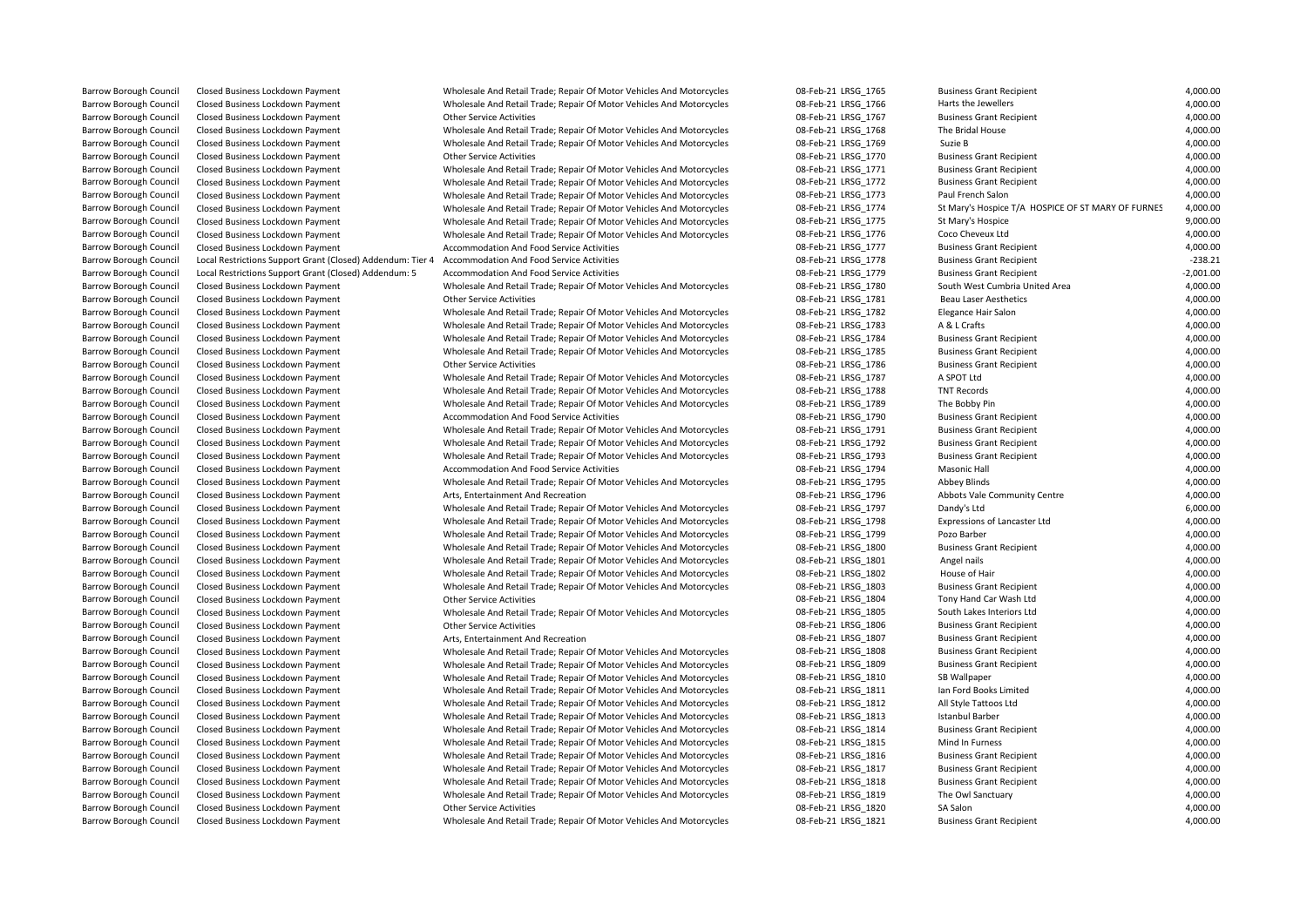| | | | | | | |
|---|---|---|---|---|---|---|
| Barrow Borough Council | Closed Business Lockdown Payment | Wholesale And Retail Trade; Repair Of Motor Vehicles And Motorcycles | 08-Feb-21 | LRSG_1765 | Business Grant Recipient | 4,000.00 |
| Barrow Borough Council | Closed Business Lockdown Payment | Wholesale And Retail Trade; Repair Of Motor Vehicles And Motorcycles | 08-Feb-21 | LRSG_1766 | Harts the Jewellers | 4,000.00 |
| Barrow Borough Council | Closed Business Lockdown Payment | Other Service Activities | 08-Feb-21 | LRSG_1767 | Business Grant Recipient | 4,000.00 |
| Barrow Borough Council | Closed Business Lockdown Payment | Wholesale And Retail Trade; Repair Of Motor Vehicles And Motorcycles | 08-Feb-21 | LRSG_1768 | The Bridal House | 4,000.00 |
| Barrow Borough Council | Closed Business Lockdown Payment | Wholesale And Retail Trade; Repair Of Motor Vehicles And Motorcycles | 08-Feb-21 | LRSG_1769 | Suzie B | 4,000.00 |
| Barrow Borough Council | Closed Business Lockdown Payment | Other Service Activities | 08-Feb-21 | LRSG_1770 | Business Grant Recipient | 4,000.00 |
| Barrow Borough Council | Closed Business Lockdown Payment | Wholesale And Retail Trade; Repair Of Motor Vehicles And Motorcycles | 08-Feb-21 | LRSG_1771 | Business Grant Recipient | 4,000.00 |
| Barrow Borough Council | Closed Business Lockdown Payment | Wholesale And Retail Trade; Repair Of Motor Vehicles And Motorcycles | 08-Feb-21 | LRSG_1772 | Business Grant Recipient | 4,000.00 |
| Barrow Borough Council | Closed Business Lockdown Payment | Wholesale And Retail Trade; Repair Of Motor Vehicles And Motorcycles | 08-Feb-21 | LRSG_1773 | Paul French Salon | 4,000.00 |
| Barrow Borough Council | Closed Business Lockdown Payment | Wholesale And Retail Trade; Repair Of Motor Vehicles And Motorcycles | 08-Feb-21 | LRSG_1774 | St Mary's Hospice T/A HOSPICE OF ST MARY OF FURNES | 4,000.00 |
| Barrow Borough Council | Closed Business Lockdown Payment | Wholesale And Retail Trade; Repair Of Motor Vehicles And Motorcycles | 08-Feb-21 | LRSG_1775 | St Mary's Hospice | 9,000.00 |
| Barrow Borough Council | Closed Business Lockdown Payment | Wholesale And Retail Trade; Repair Of Motor Vehicles And Motorcycles | 08-Feb-21 | LRSG_1776 | Coco Cheveux Ltd | 4,000.00 |
| Barrow Borough Council | Closed Business Lockdown Payment | Accommodation And Food Service Activities | 08-Feb-21 | LRSG_1777 | Business Grant Recipient | 4,000.00 |
| Barrow Borough Council | Local Restrictions Support Grant (Closed) Addendum: Tier 4 | Accommodation And Food Service Activities | 08-Feb-21 | LRSG_1778 | Business Grant Recipient | -238.21 |
| Barrow Borough Council | Local Restrictions Support Grant (Closed) Addendum: 5 | Accommodation And Food Service Activities | 08-Feb-21 | LRSG_1779 | Business Grant Recipient | -2,001.00 |
| Barrow Borough Council | Closed Business Lockdown Payment | Wholesale And Retail Trade; Repair Of Motor Vehicles And Motorcycles | 08-Feb-21 | LRSG_1780 | South West Cumbria United Area | 4,000.00 |
| Barrow Borough Council | Closed Business Lockdown Payment | Other Service Activities | 08-Feb-21 | LRSG_1781 | Beau Laser Aesthetics | 4,000.00 |
| Barrow Borough Council | Closed Business Lockdown Payment | Wholesale And Retail Trade; Repair Of Motor Vehicles And Motorcycles | 08-Feb-21 | LRSG_1782 | Elegance Hair Salon | 4,000.00 |
| Barrow Borough Council | Closed Business Lockdown Payment | Wholesale And Retail Trade; Repair Of Motor Vehicles And Motorcycles | 08-Feb-21 | LRSG_1783 | A & L Crafts | 4,000.00 |
| Barrow Borough Council | Closed Business Lockdown Payment | Wholesale And Retail Trade; Repair Of Motor Vehicles And Motorcycles | 08-Feb-21 | LRSG_1784 | Business Grant Recipient | 4,000.00 |
| Barrow Borough Council | Closed Business Lockdown Payment | Wholesale And Retail Trade; Repair Of Motor Vehicles And Motorcycles | 08-Feb-21 | LRSG_1785 | Business Grant Recipient | 4,000.00 |
| Barrow Borough Council | Closed Business Lockdown Payment | Other Service Activities | 08-Feb-21 | LRSG_1786 | Business Grant Recipient | 4,000.00 |
| Barrow Borough Council | Closed Business Lockdown Payment | Wholesale And Retail Trade; Repair Of Motor Vehicles And Motorcycles | 08-Feb-21 | LRSG_1787 | A SPOT Ltd | 4,000.00 |
| Barrow Borough Council | Closed Business Lockdown Payment | Wholesale And Retail Trade; Repair Of Motor Vehicles And Motorcycles | 08-Feb-21 | LRSG_1788 | TNT Records | 4,000.00 |
| Barrow Borough Council | Closed Business Lockdown Payment | Wholesale And Retail Trade; Repair Of Motor Vehicles And Motorcycles | 08-Feb-21 | LRSG_1789 | The Bobby Pin | 4,000.00 |
| Barrow Borough Council | Closed Business Lockdown Payment | Accommodation And Food Service Activities | 08-Feb-21 | LRSG_1790 | Business Grant Recipient | 4,000.00 |
| Barrow Borough Council | Closed Business Lockdown Payment | Wholesale And Retail Trade; Repair Of Motor Vehicles And Motorcycles | 08-Feb-21 | LRSG_1791 | Business Grant Recipient | 4,000.00 |
| Barrow Borough Council | Closed Business Lockdown Payment | Wholesale And Retail Trade; Repair Of Motor Vehicles And Motorcycles | 08-Feb-21 | LRSG_1792 | Business Grant Recipient | 4,000.00 |
| Barrow Borough Council | Closed Business Lockdown Payment | Wholesale And Retail Trade; Repair Of Motor Vehicles And Motorcycles | 08-Feb-21 | LRSG_1793 | Business Grant Recipient | 4,000.00 |
| Barrow Borough Council | Closed Business Lockdown Payment | Accommodation And Food Service Activities | 08-Feb-21 | LRSG_1794 | Masonic Hall | 4,000.00 |
| Barrow Borough Council | Closed Business Lockdown Payment | Wholesale And Retail Trade; Repair Of Motor Vehicles And Motorcycles | 08-Feb-21 | LRSG_1795 | Abbey Blinds | 4,000.00 |
| Barrow Borough Council | Closed Business Lockdown Payment | Arts, Entertainment And Recreation | 08-Feb-21 | LRSG_1796 | Abbots Vale Community Centre | 4,000.00 |
| Barrow Borough Council | Closed Business Lockdown Payment | Wholesale And Retail Trade; Repair Of Motor Vehicles And Motorcycles | 08-Feb-21 | LRSG_1797 | Dandy's Ltd | 6,000.00 |
| Barrow Borough Council | Closed Business Lockdown Payment | Wholesale And Retail Trade; Repair Of Motor Vehicles And Motorcycles | 08-Feb-21 | LRSG_1798 | Expressions of Lancaster Ltd | 4,000.00 |
| Barrow Borough Council | Closed Business Lockdown Payment | Wholesale And Retail Trade; Repair Of Motor Vehicles And Motorcycles | 08-Feb-21 | LRSG_1799 | Pozo Barber | 4,000.00 |
| Barrow Borough Council | Closed Business Lockdown Payment | Wholesale And Retail Trade; Repair Of Motor Vehicles And Motorcycles | 08-Feb-21 | LRSG_1800 | Business Grant Recipient | 4,000.00 |
| Barrow Borough Council | Closed Business Lockdown Payment | Wholesale And Retail Trade; Repair Of Motor Vehicles And Motorcycles | 08-Feb-21 | LRSG_1801 | Angel nails | 4,000.00 |
| Barrow Borough Council | Closed Business Lockdown Payment | Wholesale And Retail Trade; Repair Of Motor Vehicles And Motorcycles | 08-Feb-21 | LRSG_1802 | House of Hair | 4,000.00 |
| Barrow Borough Council | Closed Business Lockdown Payment | Wholesale And Retail Trade; Repair Of Motor Vehicles And Motorcycles | 08-Feb-21 | LRSG_1803 | Business Grant Recipient | 4,000.00 |
| Barrow Borough Council | Closed Business Lockdown Payment | Other Service Activities | 08-Feb-21 | LRSG_1804 | Tony Hand Car Wash Ltd | 4,000.00 |
| Barrow Borough Council | Closed Business Lockdown Payment | Wholesale And Retail Trade; Repair Of Motor Vehicles And Motorcycles | 08-Feb-21 | LRSG_1805 | South Lakes Interiors Ltd | 4,000.00 |
| Barrow Borough Council | Closed Business Lockdown Payment | Other Service Activities | 08-Feb-21 | LRSG_1806 | Business Grant Recipient | 4,000.00 |
| Barrow Borough Council | Closed Business Lockdown Payment | Arts, Entertainment And Recreation | 08-Feb-21 | LRSG_1807 | Business Grant Recipient | 4,000.00 |
| Barrow Borough Council | Closed Business Lockdown Payment | Wholesale And Retail Trade; Repair Of Motor Vehicles And Motorcycles | 08-Feb-21 | LRSG_1808 | Business Grant Recipient | 4,000.00 |
| Barrow Borough Council | Closed Business Lockdown Payment | Wholesale And Retail Trade; Repair Of Motor Vehicles And Motorcycles | 08-Feb-21 | LRSG_1809 | Business Grant Recipient | 4,000.00 |
| Barrow Borough Council | Closed Business Lockdown Payment | Wholesale And Retail Trade; Repair Of Motor Vehicles And Motorcycles | 08-Feb-21 | LRSG_1810 | SB Wallpaper | 4,000.00 |
| Barrow Borough Council | Closed Business Lockdown Payment | Wholesale And Retail Trade; Repair Of Motor Vehicles And Motorcycles | 08-Feb-21 | LRSG_1811 | Ian Ford Books Limited | 4,000.00 |
| Barrow Borough Council | Closed Business Lockdown Payment | Wholesale And Retail Trade; Repair Of Motor Vehicles And Motorcycles | 08-Feb-21 | LRSG_1812 | All Style Tattoos Ltd | 4,000.00 |
| Barrow Borough Council | Closed Business Lockdown Payment | Wholesale And Retail Trade; Repair Of Motor Vehicles And Motorcycles | 08-Feb-21 | LRSG_1813 | Istanbul Barber | 4,000.00 |
| Barrow Borough Council | Closed Business Lockdown Payment | Wholesale And Retail Trade; Repair Of Motor Vehicles And Motorcycles | 08-Feb-21 | LRSG_1814 | Business Grant Recipient | 4,000.00 |
| Barrow Borough Council | Closed Business Lockdown Payment | Wholesale And Retail Trade; Repair Of Motor Vehicles And Motorcycles | 08-Feb-21 | LRSG_1815 | Mind In Furness | 4,000.00 |
| Barrow Borough Council | Closed Business Lockdown Payment | Wholesale And Retail Trade; Repair Of Motor Vehicles And Motorcycles | 08-Feb-21 | LRSG_1816 | Business Grant Recipient | 4,000.00 |
| Barrow Borough Council | Closed Business Lockdown Payment | Wholesale And Retail Trade; Repair Of Motor Vehicles And Motorcycles | 08-Feb-21 | LRSG_1817 | Business Grant Recipient | 4,000.00 |
| Barrow Borough Council | Closed Business Lockdown Payment | Wholesale And Retail Trade; Repair Of Motor Vehicles And Motorcycles | 08-Feb-21 | LRSG_1818 | Business Grant Recipient | 4,000.00 |
| Barrow Borough Council | Closed Business Lockdown Payment | Wholesale And Retail Trade; Repair Of Motor Vehicles And Motorcycles | 08-Feb-21 | LRSG_1819 | The Owl Sanctuary | 4,000.00 |
| Barrow Borough Council | Closed Business Lockdown Payment | Other Service Activities | 08-Feb-21 | LRSG_1820 | SA Salon | 4,000.00 |
| Barrow Borough Council | Closed Business Lockdown Payment | Wholesale And Retail Trade; Repair Of Motor Vehicles And Motorcycles | 08-Feb-21 | LRSG_1821 | Business Grant Recipient | 4,000.00 |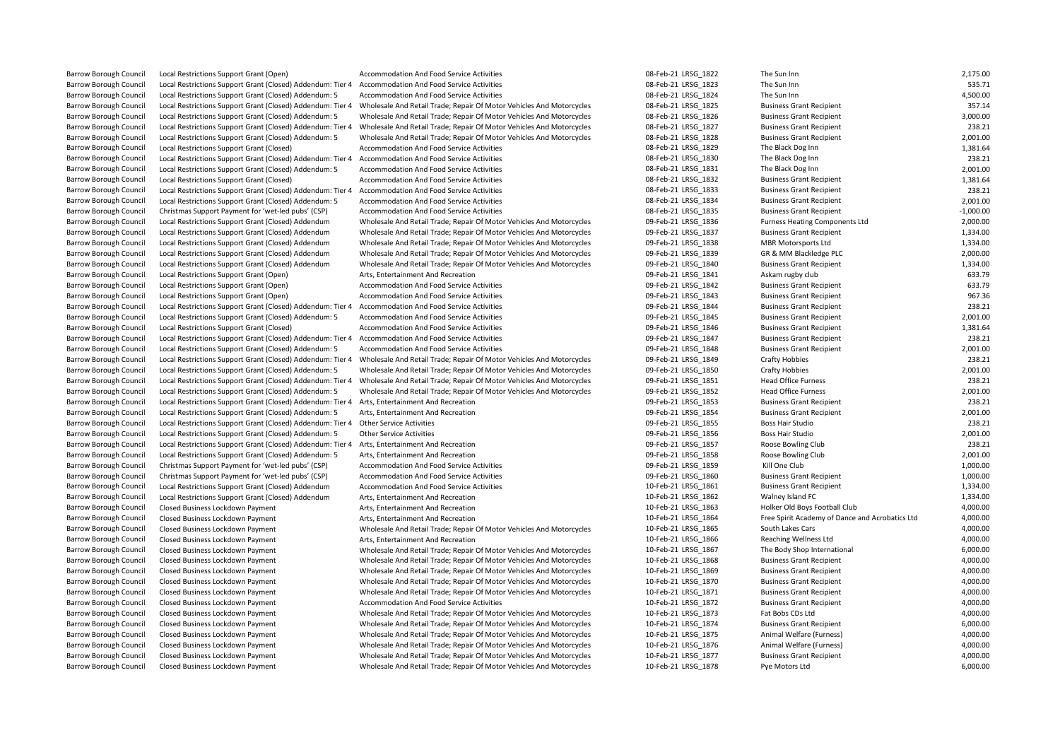| | | | | | | |
|---|---|---|---|---|---|---|
| Barrow Borough Council | Local Restrictions Support Grant (Open) | Accommodation And Food Service Activities | 08-Feb-21 | LRSG_1822 | The Sun Inn | 2,175.00 |
| Barrow Borough Council | Local Restrictions Support Grant (Closed) Addendum: Tier 4 | Accommodation And Food Service Activities | 08-Feb-21 | LRSG_1823 | The Sun Inn | 535.71 |
| Barrow Borough Council | Local Restrictions Support Grant (Closed) Addendum: 5 | Accommodation And Food Service Activities | 08-Feb-21 | LRSG_1824 | The Sun Inn | 4,500.00 |
| Barrow Borough Council | Local Restrictions Support Grant (Closed) Addendum: Tier 4 | Wholesale And Retail Trade; Repair Of Motor Vehicles And Motorcycles | 08-Feb-21 | LRSG_1825 | Business Grant Recipient | 357.14 |
| Barrow Borough Council | Local Restrictions Support Grant (Closed) Addendum: 5 | Wholesale And Retail Trade; Repair Of Motor Vehicles And Motorcycles | 08-Feb-21 | LRSG_1826 | Business Grant Recipient | 3,000.00 |
| Barrow Borough Council | Local Restrictions Support Grant (Closed) Addendum: Tier 4 | Wholesale And Retail Trade; Repair Of Motor Vehicles And Motorcycles | 08-Feb-21 | LRSG_1827 | Business Grant Recipient | 238.21 |
| Barrow Borough Council | Local Restrictions Support Grant (Closed) Addendum: 5 | Wholesale And Retail Trade; Repair Of Motor Vehicles And Motorcycles | 08-Feb-21 | LRSG_1828 | Business Grant Recipient | 2,001.00 |
| Barrow Borough Council | Local Restrictions Support Grant (Closed) | Accommodation And Food Service Activities | 08-Feb-21 | LRSG_1829 | The Black Dog Inn | 1,381.64 |
| Barrow Borough Council | Local Restrictions Support Grant (Closed) Addendum: Tier 4 | Accommodation And Food Service Activities | 08-Feb-21 | LRSG_1830 | The Black Dog Inn | 238.21 |
| Barrow Borough Council | Local Restrictions Support Grant (Closed) Addendum: 5 | Accommodation And Food Service Activities | 08-Feb-21 | LRSG_1831 | The Black Dog Inn | 2,001.00 |
| Barrow Borough Council | Local Restrictions Support Grant (Closed) | Accommodation And Food Service Activities | 08-Feb-21 | LRSG_1832 | Business Grant Recipient | 1,381.64 |
| Barrow Borough Council | Local Restrictions Support Grant (Closed) Addendum: Tier 4 | Accommodation And Food Service Activities | 08-Feb-21 | LRSG_1833 | Business Grant Recipient | 238.21 |
| Barrow Borough Council | Local Restrictions Support Grant (Closed) Addendum: 5 | Accommodation And Food Service Activities | 08-Feb-21 | LRSG_1834 | Business Grant Recipient | 2,001.00 |
| Barrow Borough Council | Christmas Support Payment for 'wet-led pubs' (CSP) | Accommodation And Food Service Activities | 08-Feb-21 | LRSG_1835 | Business Grant Recipient | -1,000.00 |
| Barrow Borough Council | Local Restrictions Support Grant (Closed) Addendum | Wholesale And Retail Trade; Repair Of Motor Vehicles And Motorcycles | 09-Feb-21 | LRSG_1836 | Furness Heating Components Ltd | 2,000.00 |
| Barrow Borough Council | Local Restrictions Support Grant (Closed) Addendum | Wholesale And Retail Trade; Repair Of Motor Vehicles And Motorcycles | 09-Feb-21 | LRSG_1837 | Business Grant Recipient | 1,334.00 |
| Barrow Borough Council | Local Restrictions Support Grant (Closed) Addendum | Wholesale And Retail Trade; Repair Of Motor Vehicles And Motorcycles | 09-Feb-21 | LRSG_1838 | MBR Motorsports Ltd | 1,334.00 |
| Barrow Borough Council | Local Restrictions Support Grant (Closed) Addendum | Wholesale And Retail Trade; Repair Of Motor Vehicles And Motorcycles | 09-Feb-21 | LRSG_1839 | GR & MM Blackledge PLC | 2,000.00 |
| Barrow Borough Council | Local Restrictions Support Grant (Closed) Addendum | Wholesale And Retail Trade; Repair Of Motor Vehicles And Motorcycles | 09-Feb-21 | LRSG_1840 | Business Grant Recipient | 1,334.00 |
| Barrow Borough Council | Local Restrictions Support Grant (Open) | Arts, Entertainment And Recreation | 09-Feb-21 | LRSG_1841 | Askam rugby club | 633.79 |
| Barrow Borough Council | Local Restrictions Support Grant (Open) | Accommodation And Food Service Activities | 09-Feb-21 | LRSG_1842 | Business Grant Recipient | 633.79 |
| Barrow Borough Council | Local Restrictions Support Grant (Open) | Accommodation And Food Service Activities | 09-Feb-21 | LRSG_1843 | Business Grant Recipient | 967.36 |
| Barrow Borough Council | Local Restrictions Support Grant (Closed) Addendum: Tier 4 | Accommodation And Food Service Activities | 09-Feb-21 | LRSG_1844 | Business Grant Recipient | 238.21 |
| Barrow Borough Council | Local Restrictions Support Grant (Closed) Addendum: 5 | Accommodation And Food Service Activities | 09-Feb-21 | LRSG_1845 | Business Grant Recipient | 2,001.00 |
| Barrow Borough Council | Local Restrictions Support Grant (Closed) | Accommodation And Food Service Activities | 09-Feb-21 | LRSG_1846 | Business Grant Recipient | 1,381.64 |
| Barrow Borough Council | Local Restrictions Support Grant (Closed) Addendum: Tier 4 | Accommodation And Food Service Activities | 09-Feb-21 | LRSG_1847 | Business Grant Recipient | 238.21 |
| Barrow Borough Council | Local Restrictions Support Grant (Closed) Addendum: 5 | Accommodation And Food Service Activities | 09-Feb-21 | LRSG_1848 | Business Grant Recipient | 2,001.00 |
| Barrow Borough Council | Local Restrictions Support Grant (Closed) Addendum: Tier 4 | Wholesale And Retail Trade; Repair Of Motor Vehicles And Motorcycles | 09-Feb-21 | LRSG_1849 | Crafty Hobbies | 238.21 |
| Barrow Borough Council | Local Restrictions Support Grant (Closed) Addendum: 5 | Wholesale And Retail Trade; Repair Of Motor Vehicles And Motorcycles | 09-Feb-21 | LRSG_1850 | Crafty Hobbies | 2,001.00 |
| Barrow Borough Council | Local Restrictions Support Grant (Closed) Addendum: Tier 4 | Wholesale And Retail Trade; Repair Of Motor Vehicles And Motorcycles | 09-Feb-21 | LRSG_1851 | Head Office Furness | 238.21 |
| Barrow Borough Council | Local Restrictions Support Grant (Closed) Addendum: 5 | Wholesale And Retail Trade; Repair Of Motor Vehicles And Motorcycles | 09-Feb-21 | LRSG_1852 | Head Office Furness | 2,001.00 |
| Barrow Borough Council | Local Restrictions Support Grant (Closed) Addendum: Tier 4 | Arts, Entertainment And Recreation | 09-Feb-21 | LRSG_1853 | Business Grant Recipient | 238.21 |
| Barrow Borough Council | Local Restrictions Support Grant (Closed) Addendum: 5 | Arts, Entertainment And Recreation | 09-Feb-21 | LRSG_1854 | Business Grant Recipient | 2,001.00 |
| Barrow Borough Council | Local Restrictions Support Grant (Closed) Addendum: Tier 4 | Other Service Activities | 09-Feb-21 | LRSG_1855 | Boss Hair Studio | 238.21 |
| Barrow Borough Council | Local Restrictions Support Grant (Closed) Addendum: 5 | Other Service Activities | 09-Feb-21 | LRSG_1856 | Boss Hair Studio | 2,001.00 |
| Barrow Borough Council | Local Restrictions Support Grant (Closed) Addendum: Tier 4 | Arts, Entertainment And Recreation | 09-Feb-21 | LRSG_1857 | Roose Bowling Club | 238.21 |
| Barrow Borough Council | Local Restrictions Support Grant (Closed) Addendum: 5 | Arts, Entertainment And Recreation | 09-Feb-21 | LRSG_1858 | Roose Bowling Club | 2,001.00 |
| Barrow Borough Council | Christmas Support Payment for 'wet-led pubs' (CSP) | Accommodation And Food Service Activities | 09-Feb-21 | LRSG_1859 | Kill One Club | 1,000.00 |
| Barrow Borough Council | Christmas Support Payment for 'wet-led pubs' (CSP) | Accommodation And Food Service Activities | 09-Feb-21 | LRSG_1860 | Business Grant Recipient | 1,000.00 |
| Barrow Borough Council | Local Restrictions Support Grant (Closed) Addendum | Accommodation And Food Service Activities | 10-Feb-21 | LRSG_1861 | Business Grant Recipient | 1,334.00 |
| Barrow Borough Council | Local Restrictions Support Grant (Closed) Addendum | Arts, Entertainment And Recreation | 10-Feb-21 | LRSG_1862 | Walney Island FC | 1,334.00 |
| Barrow Borough Council | Closed Business Lockdown Payment | Arts, Entertainment And Recreation | 10-Feb-21 | LRSG_1863 | Holker Old Boys Football Club | 4,000.00 |
| Barrow Borough Council | Closed Business Lockdown Payment | Arts, Entertainment And Recreation | 10-Feb-21 | LRSG_1864 | Free Spirit Academy of Dance and Acrobatics Ltd | 4,000.00 |
| Barrow Borough Council | Closed Business Lockdown Payment | Wholesale And Retail Trade; Repair Of Motor Vehicles And Motorcycles | 10-Feb-21 | LRSG_1865 | South Lakes Cars | 4,000.00 |
| Barrow Borough Council | Closed Business Lockdown Payment | Arts, Entertainment And Recreation | 10-Feb-21 | LRSG_1866 | Reaching Wellness Ltd | 4,000.00 |
| Barrow Borough Council | Closed Business Lockdown Payment | Wholesale And Retail Trade; Repair Of Motor Vehicles And Motorcycles | 10-Feb-21 | LRSG_1867 | The Body Shop International | 6,000.00 |
| Barrow Borough Council | Closed Business Lockdown Payment | Wholesale And Retail Trade; Repair Of Motor Vehicles And Motorcycles | 10-Feb-21 | LRSG_1868 | Business Grant Recipient | 4,000.00 |
| Barrow Borough Council | Closed Business Lockdown Payment | Wholesale And Retail Trade; Repair Of Motor Vehicles And Motorcycles | 10-Feb-21 | LRSG_1869 | Business Grant Recipient | 4,000.00 |
| Barrow Borough Council | Closed Business Lockdown Payment | Wholesale And Retail Trade; Repair Of Motor Vehicles And Motorcycles | 10-Feb-21 | LRSG_1870 | Business Grant Recipient | 4,000.00 |
| Barrow Borough Council | Closed Business Lockdown Payment | Wholesale And Retail Trade; Repair Of Motor Vehicles And Motorcycles | 10-Feb-21 | LRSG_1871 | Business Grant Recipient | 4,000.00 |
| Barrow Borough Council | Closed Business Lockdown Payment | Accommodation And Food Service Activities | 10-Feb-21 | LRSG_1872 | Business Grant Recipient | 4,000.00 |
| Barrow Borough Council | Closed Business Lockdown Payment | Wholesale And Retail Trade; Repair Of Motor Vehicles And Motorcycles | 10-Feb-21 | LRSG_1873 | Fat Bobs CDs Ltd | 4,000.00 |
| Barrow Borough Council | Closed Business Lockdown Payment | Wholesale And Retail Trade; Repair Of Motor Vehicles And Motorcycles | 10-Feb-21 | LRSG_1874 | Business Grant Recipient | 6,000.00 |
| Barrow Borough Council | Closed Business Lockdown Payment | Wholesale And Retail Trade; Repair Of Motor Vehicles And Motorcycles | 10-Feb-21 | LRSG_1875 | Animal Welfare (Furness) | 4,000.00 |
| Barrow Borough Council | Closed Business Lockdown Payment | Wholesale And Retail Trade; Repair Of Motor Vehicles And Motorcycles | 10-Feb-21 | LRSG_1876 | Animal Welfare (Furness) | 4,000.00 |
| Barrow Borough Council | Closed Business Lockdown Payment | Wholesale And Retail Trade; Repair Of Motor Vehicles And Motorcycles | 10-Feb-21 | LRSG_1877 | Business Grant Recipient | 4,000.00 |
| Barrow Borough Council | Closed Business Lockdown Payment | Wholesale And Retail Trade; Repair Of Motor Vehicles And Motorcycles | 10-Feb-21 | LRSG_1878 | Pye Motors Ltd | 6,000.00 |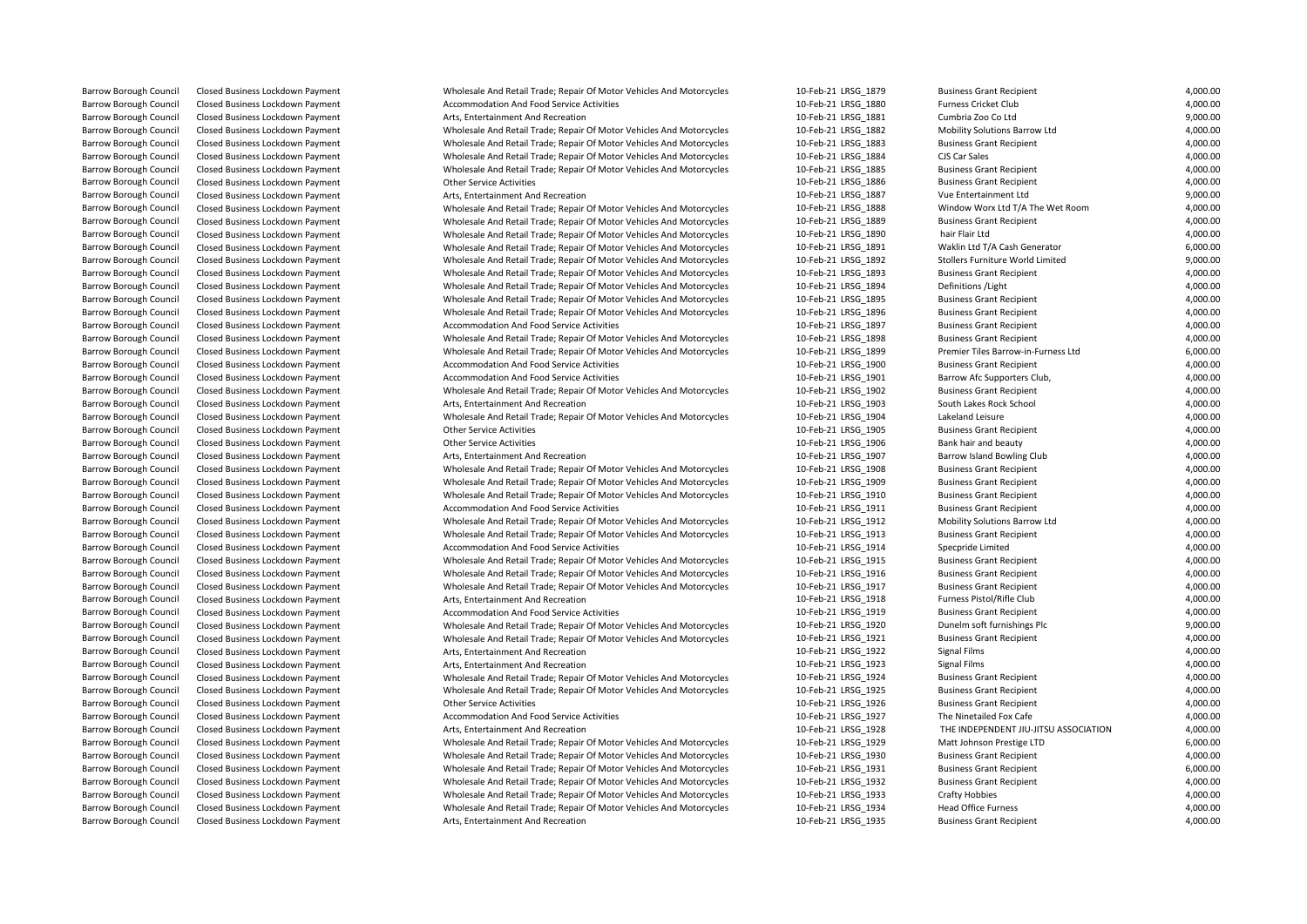| | | | | | | |
|---|---|---|---|---|---|---|
| Barrow Borough Council | Closed Business Lockdown Payment | Wholesale And Retail Trade; Repair Of Motor Vehicles And Motorcycles | 10-Feb-21 | LRSG_1879 | Business Grant Recipient | 4,000.00 |
| Barrow Borough Council | Closed Business Lockdown Payment | Accommodation And Food Service Activities | 10-Feb-21 | LRSG_1880 | Furness Cricket Club | 4,000.00 |
| Barrow Borough Council | Closed Business Lockdown Payment | Arts, Entertainment And Recreation | 10-Feb-21 | LRSG_1881 | Cumbria Zoo Co Ltd | 9,000.00 |
| Barrow Borough Council | Closed Business Lockdown Payment | Wholesale And Retail Trade; Repair Of Motor Vehicles And Motorcycles | 10-Feb-21 | LRSG_1882 | Mobility Solutions Barrow Ltd | 4,000.00 |
| Barrow Borough Council | Closed Business Lockdown Payment | Wholesale And Retail Trade; Repair Of Motor Vehicles And Motorcycles | 10-Feb-21 | LRSG_1883 | Business Grant Recipient | 4,000.00 |
| Barrow Borough Council | Closed Business Lockdown Payment | Wholesale And Retail Trade; Repair Of Motor Vehicles And Motorcycles | 10-Feb-21 | LRSG_1884 | CJS Car Sales | 4,000.00 |
| Barrow Borough Council | Closed Business Lockdown Payment | Wholesale And Retail Trade; Repair Of Motor Vehicles And Motorcycles | 10-Feb-21 | LRSG_1885 | Business Grant Recipient | 4,000.00 |
| Barrow Borough Council | Closed Business Lockdown Payment | Other Service Activities | 10-Feb-21 | LRSG_1886 | Business Grant Recipient | 4,000.00 |
| Barrow Borough Council | Closed Business Lockdown Payment | Arts, Entertainment And Recreation | 10-Feb-21 | LRSG_1887 | Vue Entertainment Ltd | 9,000.00 |
| Barrow Borough Council | Closed Business Lockdown Payment | Wholesale And Retail Trade; Repair Of Motor Vehicles And Motorcycles | 10-Feb-21 | LRSG_1888 | Window Worx Ltd T/A The Wet Room | 4,000.00 |
| Barrow Borough Council | Closed Business Lockdown Payment | Wholesale And Retail Trade; Repair Of Motor Vehicles And Motorcycles | 10-Feb-21 | LRSG_1889 | Business Grant Recipient | 4,000.00 |
| Barrow Borough Council | Closed Business Lockdown Payment | Wholesale And Retail Trade; Repair Of Motor Vehicles And Motorcycles | 10-Feb-21 | LRSG_1890 | hair Flair Ltd | 4,000.00 |
| Barrow Borough Council | Closed Business Lockdown Payment | Wholesale And Retail Trade; Repair Of Motor Vehicles And Motorcycles | 10-Feb-21 | LRSG_1891 | Waklin Ltd T/A Cash Generator | 6,000.00 |
| Barrow Borough Council | Closed Business Lockdown Payment | Wholesale And Retail Trade; Repair Of Motor Vehicles And Motorcycles | 10-Feb-21 | LRSG_1892 | Stollers Furniture World Limited | 9,000.00 |
| Barrow Borough Council | Closed Business Lockdown Payment | Wholesale And Retail Trade; Repair Of Motor Vehicles And Motorcycles | 10-Feb-21 | LRSG_1893 | Business Grant Recipient | 4,000.00 |
| Barrow Borough Council | Closed Business Lockdown Payment | Wholesale And Retail Trade; Repair Of Motor Vehicles And Motorcycles | 10-Feb-21 | LRSG_1894 | Definitions /Light | 4,000.00 |
| Barrow Borough Council | Closed Business Lockdown Payment | Wholesale And Retail Trade; Repair Of Motor Vehicles And Motorcycles | 10-Feb-21 | LRSG_1895 | Business Grant Recipient | 4,000.00 |
| Barrow Borough Council | Closed Business Lockdown Payment | Wholesale And Retail Trade; Repair Of Motor Vehicles And Motorcycles | 10-Feb-21 | LRSG_1896 | Business Grant Recipient | 4,000.00 |
| Barrow Borough Council | Closed Business Lockdown Payment | Accommodation And Food Service Activities | 10-Feb-21 | LRSG_1897 | Business Grant Recipient | 4,000.00 |
| Barrow Borough Council | Closed Business Lockdown Payment | Wholesale And Retail Trade; Repair Of Motor Vehicles And Motorcycles | 10-Feb-21 | LRSG_1898 | Business Grant Recipient | 4,000.00 |
| Barrow Borough Council | Closed Business Lockdown Payment | Wholesale And Retail Trade; Repair Of Motor Vehicles And Motorcycles | 10-Feb-21 | LRSG_1899 | Premier Tiles Barrow-in-Furness Ltd | 6,000.00 |
| Barrow Borough Council | Closed Business Lockdown Payment | Accommodation And Food Service Activities | 10-Feb-21 | LRSG_1900 | Business Grant Recipient | 4,000.00 |
| Barrow Borough Council | Closed Business Lockdown Payment | Accommodation And Food Service Activities | 10-Feb-21 | LRSG_1901 | Barrow Afc Supporters Club, | 4,000.00 |
| Barrow Borough Council | Closed Business Lockdown Payment | Wholesale And Retail Trade; Repair Of Motor Vehicles And Motorcycles | 10-Feb-21 | LRSG_1902 | Business Grant Recipient | 4,000.00 |
| Barrow Borough Council | Closed Business Lockdown Payment | Arts, Entertainment And Recreation | 10-Feb-21 | LRSG_1903 | South Lakes Rock School | 4,000.00 |
| Barrow Borough Council | Closed Business Lockdown Payment | Wholesale And Retail Trade; Repair Of Motor Vehicles And Motorcycles | 10-Feb-21 | LRSG_1904 | Lakeland Leisure | 4,000.00 |
| Barrow Borough Council | Closed Business Lockdown Payment | Other Service Activities | 10-Feb-21 | LRSG_1905 | Business Grant Recipient | 4,000.00 |
| Barrow Borough Council | Closed Business Lockdown Payment | Other Service Activities | 10-Feb-21 | LRSG_1906 | Bank hair and beauty | 4,000.00 |
| Barrow Borough Council | Closed Business Lockdown Payment | Arts, Entertainment And Recreation | 10-Feb-21 | LRSG_1907 | Barrow Island Bowling Club | 4,000.00 |
| Barrow Borough Council | Closed Business Lockdown Payment | Wholesale And Retail Trade; Repair Of Motor Vehicles And Motorcycles | 10-Feb-21 | LRSG_1908 | Business Grant Recipient | 4,000.00 |
| Barrow Borough Council | Closed Business Lockdown Payment | Wholesale And Retail Trade; Repair Of Motor Vehicles And Motorcycles | 10-Feb-21 | LRSG_1909 | Business Grant Recipient | 4,000.00 |
| Barrow Borough Council | Closed Business Lockdown Payment | Wholesale And Retail Trade; Repair Of Motor Vehicles And Motorcycles | 10-Feb-21 | LRSG_1910 | Business Grant Recipient | 4,000.00 |
| Barrow Borough Council | Closed Business Lockdown Payment | Accommodation And Food Service Activities | 10-Feb-21 | LRSG_1911 | Business Grant Recipient | 4,000.00 |
| Barrow Borough Council | Closed Business Lockdown Payment | Wholesale And Retail Trade; Repair Of Motor Vehicles And Motorcycles | 10-Feb-21 | LRSG_1912 | Mobility Solutions Barrow Ltd | 4,000.00 |
| Barrow Borough Council | Closed Business Lockdown Payment | Wholesale And Retail Trade; Repair Of Motor Vehicles And Motorcycles | 10-Feb-21 | LRSG_1913 | Business Grant Recipient | 4,000.00 |
| Barrow Borough Council | Closed Business Lockdown Payment | Accommodation And Food Service Activities | 10-Feb-21 | LRSG_1914 | Specpride Limited | 4,000.00 |
| Barrow Borough Council | Closed Business Lockdown Payment | Wholesale And Retail Trade; Repair Of Motor Vehicles And Motorcycles | 10-Feb-21 | LRSG_1915 | Business Grant Recipient | 4,000.00 |
| Barrow Borough Council | Closed Business Lockdown Payment | Wholesale And Retail Trade; Repair Of Motor Vehicles And Motorcycles | 10-Feb-21 | LRSG_1916 | Business Grant Recipient | 4,000.00 |
| Barrow Borough Council | Closed Business Lockdown Payment | Wholesale And Retail Trade; Repair Of Motor Vehicles And Motorcycles | 10-Feb-21 | LRSG_1917 | Business Grant Recipient | 4,000.00 |
| Barrow Borough Council | Closed Business Lockdown Payment | Arts, Entertainment And Recreation | 10-Feb-21 | LRSG_1918 | Furness Pistol/Rifle Club | 4,000.00 |
| Barrow Borough Council | Closed Business Lockdown Payment | Accommodation And Food Service Activities | 10-Feb-21 | LRSG_1919 | Business Grant Recipient | 4,000.00 |
| Barrow Borough Council | Closed Business Lockdown Payment | Wholesale And Retail Trade; Repair Of Motor Vehicles And Motorcycles | 10-Feb-21 | LRSG_1920 | Dunelm soft furnishings Plc | 9,000.00 |
| Barrow Borough Council | Closed Business Lockdown Payment | Wholesale And Retail Trade; Repair Of Motor Vehicles And Motorcycles | 10-Feb-21 | LRSG_1921 | Business Grant Recipient | 4,000.00 |
| Barrow Borough Council | Closed Business Lockdown Payment | Arts, Entertainment And Recreation | 10-Feb-21 | LRSG_1922 | Signal Films | 4,000.00 |
| Barrow Borough Council | Closed Business Lockdown Payment | Arts, Entertainment And Recreation | 10-Feb-21 | LRSG_1923 | Signal Films | 4,000.00 |
| Barrow Borough Council | Closed Business Lockdown Payment | Wholesale And Retail Trade; Repair Of Motor Vehicles And Motorcycles | 10-Feb-21 | LRSG_1924 | Business Grant Recipient | 4,000.00 |
| Barrow Borough Council | Closed Business Lockdown Payment | Wholesale And Retail Trade; Repair Of Motor Vehicles And Motorcycles | 10-Feb-21 | LRSG_1925 | Business Grant Recipient | 4,000.00 |
| Barrow Borough Council | Closed Business Lockdown Payment | Other Service Activities | 10-Feb-21 | LRSG_1926 | Business Grant Recipient | 4,000.00 |
| Barrow Borough Council | Closed Business Lockdown Payment | Accommodation And Food Service Activities | 10-Feb-21 | LRSG_1927 | The Ninetailed Fox Cafe | 4,000.00 |
| Barrow Borough Council | Closed Business Lockdown Payment | Arts, Entertainment And Recreation | 10-Feb-21 | LRSG_1928 | THE INDEPENDENT JIU-JITSU ASSOCIATION | 4,000.00 |
| Barrow Borough Council | Closed Business Lockdown Payment | Wholesale And Retail Trade; Repair Of Motor Vehicles And Motorcycles | 10-Feb-21 | LRSG_1929 | Matt Johnson Prestige LTD | 6,000.00 |
| Barrow Borough Council | Closed Business Lockdown Payment | Wholesale And Retail Trade; Repair Of Motor Vehicles And Motorcycles | 10-Feb-21 | LRSG_1930 | Business Grant Recipient | 4,000.00 |
| Barrow Borough Council | Closed Business Lockdown Payment | Wholesale And Retail Trade; Repair Of Motor Vehicles And Motorcycles | 10-Feb-21 | LRSG_1931 | Business Grant Recipient | 6,000.00 |
| Barrow Borough Council | Closed Business Lockdown Payment | Wholesale And Retail Trade; Repair Of Motor Vehicles And Motorcycles | 10-Feb-21 | LRSG_1932 | Business Grant Recipient | 4,000.00 |
| Barrow Borough Council | Closed Business Lockdown Payment | Wholesale And Retail Trade; Repair Of Motor Vehicles And Motorcycles | 10-Feb-21 | LRSG_1933 | Crafty Hobbies | 4,000.00 |
| Barrow Borough Council | Closed Business Lockdown Payment | Wholesale And Retail Trade; Repair Of Motor Vehicles And Motorcycles | 10-Feb-21 | LRSG_1934 | Head Office Furness | 4,000.00 |
| Barrow Borough Council | Closed Business Lockdown Payment | Arts, Entertainment And Recreation | 10-Feb-21 | LRSG_1935 | Business Grant Recipient | 4,000.00 |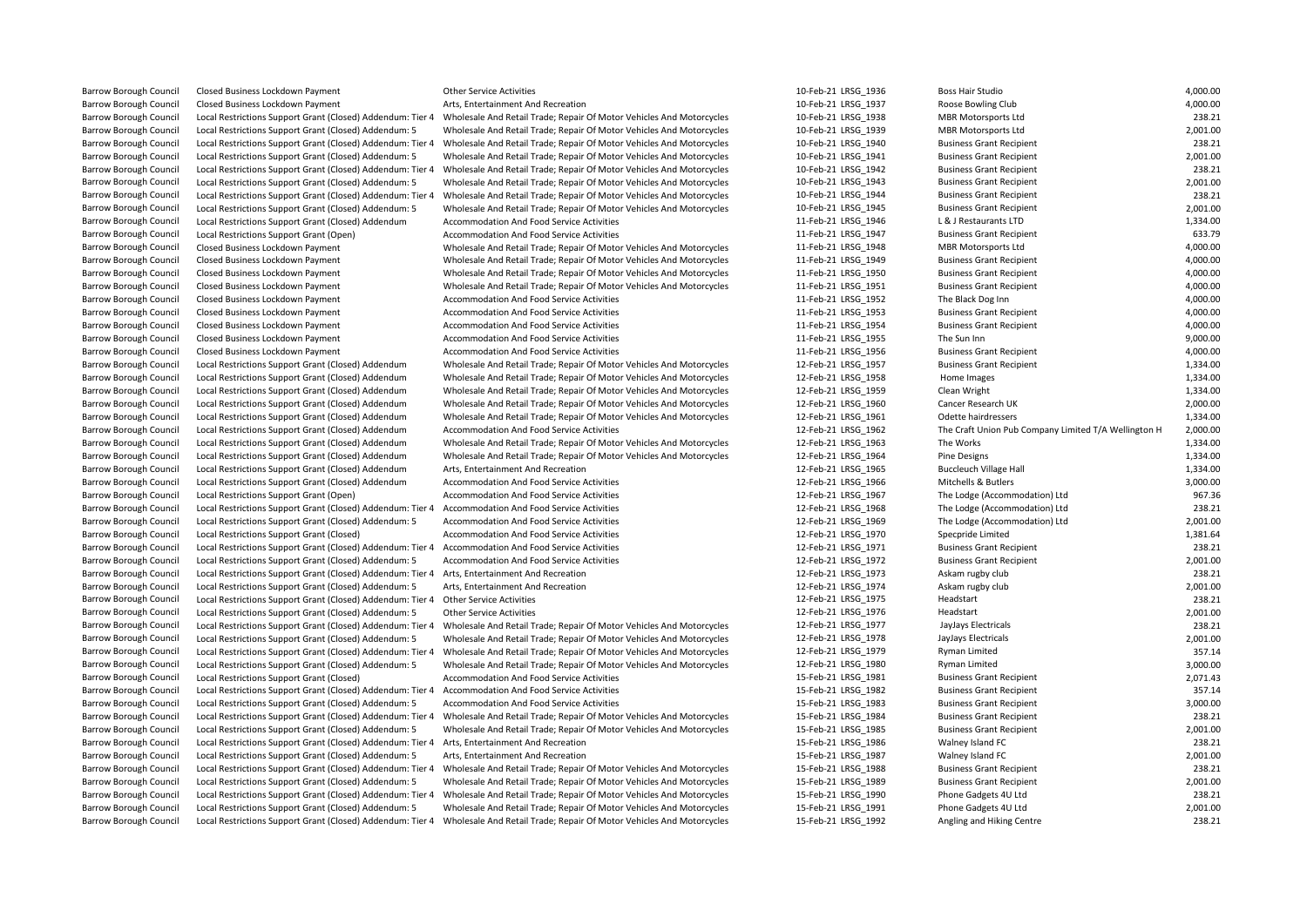| | | | | | | |
|---|---|---|---|---|---|---|
| Barrow Borough Council | Closed Business Lockdown Payment | Other Service Activities | 10-Feb-21 | LRSG_1936 | Boss Hair Studio | 4,000.00 |
| Barrow Borough Council | Closed Business Lockdown Payment | Arts, Entertainment And Recreation | 10-Feb-21 | LRSG_1937 | Roose Bowling Club | 4,000.00 |
| Barrow Borough Council | Local Restrictions Support Grant (Closed) Addendum: Tier 4 | Wholesale And Retail Trade; Repair Of Motor Vehicles And Motorcycles | 10-Feb-21 | LRSG_1938 | MBR Motorsports Ltd | 238.21 |
| Barrow Borough Council | Local Restrictions Support Grant (Closed) Addendum: 5 | Wholesale And Retail Trade; Repair Of Motor Vehicles And Motorcycles | 10-Feb-21 | LRSG_1939 | MBR Motorsports Ltd | 2,001.00 |
| Barrow Borough Council | Local Restrictions Support Grant (Closed) Addendum: Tier 4 | Wholesale And Retail Trade; Repair Of Motor Vehicles And Motorcycles | 10-Feb-21 | LRSG_1940 | Business Grant Recipient | 238.21 |
| Barrow Borough Council | Local Restrictions Support Grant (Closed) Addendum: 5 | Wholesale And Retail Trade; Repair Of Motor Vehicles And Motorcycles | 10-Feb-21 | LRSG_1941 | Business Grant Recipient | 2,001.00 |
| Barrow Borough Council | Local Restrictions Support Grant (Closed) Addendum: Tier 4 | Wholesale And Retail Trade; Repair Of Motor Vehicles And Motorcycles | 10-Feb-21 | LRSG_1942 | Business Grant Recipient | 238.21 |
| Barrow Borough Council | Local Restrictions Support Grant (Closed) Addendum: 5 | Wholesale And Retail Trade; Repair Of Motor Vehicles And Motorcycles | 10-Feb-21 | LRSG_1943 | Business Grant Recipient | 2,001.00 |
| Barrow Borough Council | Local Restrictions Support Grant (Closed) Addendum: Tier 4 | Wholesale And Retail Trade; Repair Of Motor Vehicles And Motorcycles | 10-Feb-21 | LRSG_1944 | Business Grant Recipient | 238.21 |
| Barrow Borough Council | Local Restrictions Support Grant (Closed) Addendum: 5 | Wholesale And Retail Trade; Repair Of Motor Vehicles And Motorcycles | 10-Feb-21 | LRSG_1945 | Business Grant Recipient | 2,001.00 |
| Barrow Borough Council | Local Restrictions Support Grant (Closed) Addendum | Accommodation And Food Service Activities | 11-Feb-21 | LRSG_1946 | L & J Restaurants LTD | 1,334.00 |
| Barrow Borough Council | Local Restrictions Support Grant (Open) | Accommodation And Food Service Activities | 11-Feb-21 | LRSG_1947 | Business Grant Recipient | 633.79 |
| Barrow Borough Council | Closed Business Lockdown Payment | Wholesale And Retail Trade; Repair Of Motor Vehicles And Motorcycles | 11-Feb-21 | LRSG_1948 | MBR Motorsports Ltd | 4,000.00 |
| Barrow Borough Council | Closed Business Lockdown Payment | Wholesale And Retail Trade; Repair Of Motor Vehicles And Motorcycles | 11-Feb-21 | LRSG_1949 | Business Grant Recipient | 4,000.00 |
| Barrow Borough Council | Closed Business Lockdown Payment | Wholesale And Retail Trade; Repair Of Motor Vehicles And Motorcycles | 11-Feb-21 | LRSG_1950 | Business Grant Recipient | 4,000.00 |
| Barrow Borough Council | Closed Business Lockdown Payment | Wholesale And Retail Trade; Repair Of Motor Vehicles And Motorcycles | 11-Feb-21 | LRSG_1951 | Business Grant Recipient | 4,000.00 |
| Barrow Borough Council | Closed Business Lockdown Payment | Accommodation And Food Service Activities | 11-Feb-21 | LRSG_1952 | The Black Dog Inn | 4,000.00 |
| Barrow Borough Council | Closed Business Lockdown Payment | Accommodation And Food Service Activities | 11-Feb-21 | LRSG_1953 | Business Grant Recipient | 4,000.00 |
| Barrow Borough Council | Closed Business Lockdown Payment | Accommodation And Food Service Activities | 11-Feb-21 | LRSG_1954 | Business Grant Recipient | 4,000.00 |
| Barrow Borough Council | Closed Business Lockdown Payment | Accommodation And Food Service Activities | 11-Feb-21 | LRSG_1955 | The Sun Inn | 9,000.00 |
| Barrow Borough Council | Closed Business Lockdown Payment | Accommodation And Food Service Activities | 11-Feb-21 | LRSG_1956 | Business Grant Recipient | 4,000.00 |
| Barrow Borough Council | Local Restrictions Support Grant (Closed) Addendum | Wholesale And Retail Trade; Repair Of Motor Vehicles And Motorcycles | 12-Feb-21 | LRSG_1957 | Business Grant Recipient | 1,334.00 |
| Barrow Borough Council | Local Restrictions Support Grant (Closed) Addendum | Wholesale And Retail Trade; Repair Of Motor Vehicles And Motorcycles | 12-Feb-21 | LRSG_1958 | Home Images | 1,334.00 |
| Barrow Borough Council | Local Restrictions Support Grant (Closed) Addendum | Wholesale And Retail Trade; Repair Of Motor Vehicles And Motorcycles | 12-Feb-21 | LRSG_1959 | Clean Wright | 1,334.00 |
| Barrow Borough Council | Local Restrictions Support Grant (Closed) Addendum | Wholesale And Retail Trade; Repair Of Motor Vehicles And Motorcycles | 12-Feb-21 | LRSG_1960 | Cancer Research UK | 2,000.00 |
| Barrow Borough Council | Local Restrictions Support Grant (Closed) Addendum | Wholesale And Retail Trade; Repair Of Motor Vehicles And Motorcycles | 12-Feb-21 | LRSG_1961 | Odette hairdressers | 1,334.00 |
| Barrow Borough Council | Local Restrictions Support Grant (Closed) Addendum | Accommodation And Food Service Activities | 12-Feb-21 | LRSG_1962 | The Craft Union Pub Company Limited T/A Wellington H | 2,000.00 |
| Barrow Borough Council | Local Restrictions Support Grant (Closed) Addendum | Wholesale And Retail Trade; Repair Of Motor Vehicles And Motorcycles | 12-Feb-21 | LRSG_1963 | The Works | 1,334.00 |
| Barrow Borough Council | Local Restrictions Support Grant (Closed) Addendum | Wholesale And Retail Trade; Repair Of Motor Vehicles And Motorcycles | 12-Feb-21 | LRSG_1964 | Pine Designs | 1,334.00 |
| Barrow Borough Council | Local Restrictions Support Grant (Closed) Addendum | Arts, Entertainment And Recreation | 12-Feb-21 | LRSG_1965 | Buccleuch Village Hall | 1,334.00 |
| Barrow Borough Council | Local Restrictions Support Grant (Closed) Addendum | Accommodation And Food Service Activities | 12-Feb-21 | LRSG_1966 | Mitchells & Butlers | 3,000.00 |
| Barrow Borough Council | Local Restrictions Support Grant (Open) | Accommodation And Food Service Activities | 12-Feb-21 | LRSG_1967 | The Lodge (Accommodation) Ltd | 967.36 |
| Barrow Borough Council | Local Restrictions Support Grant (Closed) Addendum: Tier 4 | Accommodation And Food Service Activities | 12-Feb-21 | LRSG_1968 | The Lodge (Accommodation) Ltd | 238.21 |
| Barrow Borough Council | Local Restrictions Support Grant (Closed) Addendum: 5 | Accommodation And Food Service Activities | 12-Feb-21 | LRSG_1969 | The Lodge (Accommodation) Ltd | 2,001.00 |
| Barrow Borough Council | Local Restrictions Support Grant (Closed) | Accommodation And Food Service Activities | 12-Feb-21 | LRSG_1970 | Specpride Limited | 1,381.64 |
| Barrow Borough Council | Local Restrictions Support Grant (Closed) Addendum: Tier 4 | Accommodation And Food Service Activities | 12-Feb-21 | LRSG_1971 | Business Grant Recipient | 238.21 |
| Barrow Borough Council | Local Restrictions Support Grant (Closed) Addendum: 5 | Accommodation And Food Service Activities | 12-Feb-21 | LRSG_1972 | Business Grant Recipient | 2,001.00 |
| Barrow Borough Council | Local Restrictions Support Grant (Closed) Addendum: Tier 4 | Arts, Entertainment And Recreation | 12-Feb-21 | LRSG_1973 | Askam rugby club | 238.21 |
| Barrow Borough Council | Local Restrictions Support Grant (Closed) Addendum: 5 | Arts, Entertainment And Recreation | 12-Feb-21 | LRSG_1974 | Askam rugby club | 2,001.00 |
| Barrow Borough Council | Local Restrictions Support Grant (Closed) Addendum: Tier 4 | Other Service Activities | 12-Feb-21 | LRSG_1975 | Headstart | 238.21 |
| Barrow Borough Council | Local Restrictions Support Grant (Closed) Addendum: 5 | Other Service Activities | 12-Feb-21 | LRSG_1976 | Headstart | 2,001.00 |
| Barrow Borough Council | Local Restrictions Support Grant (Closed) Addendum: Tier 4 | Wholesale And Retail Trade; Repair Of Motor Vehicles And Motorcycles | 12-Feb-21 | LRSG_1977 | JayJays Electricals | 238.21 |
| Barrow Borough Council | Local Restrictions Support Grant (Closed) Addendum: 5 | Wholesale And Retail Trade; Repair Of Motor Vehicles And Motorcycles | 12-Feb-21 | LRSG_1978 | JayJays Electricals | 2,001.00 |
| Barrow Borough Council | Local Restrictions Support Grant (Closed) Addendum: Tier 4 | Wholesale And Retail Trade; Repair Of Motor Vehicles And Motorcycles | 12-Feb-21 | LRSG_1979 | Ryman Limited | 357.14 |
| Barrow Borough Council | Local Restrictions Support Grant (Closed) Addendum: 5 | Wholesale And Retail Trade; Repair Of Motor Vehicles And Motorcycles | 12-Feb-21 | LRSG_1980 | Ryman Limited | 3,000.00 |
| Barrow Borough Council | Local Restrictions Support Grant (Closed) | Accommodation And Food Service Activities | 15-Feb-21 | LRSG_1981 | Business Grant Recipient | 2,071.43 |
| Barrow Borough Council | Local Restrictions Support Grant (Closed) Addendum: Tier 4 | Accommodation And Food Service Activities | 15-Feb-21 | LRSG_1982 | Business Grant Recipient | 357.14 |
| Barrow Borough Council | Local Restrictions Support Grant (Closed) Addendum: 5 | Accommodation And Food Service Activities | 15-Feb-21 | LRSG_1983 | Business Grant Recipient | 3,000.00 |
| Barrow Borough Council | Local Restrictions Support Grant (Closed) Addendum: Tier 4 | Wholesale And Retail Trade; Repair Of Motor Vehicles And Motorcycles | 15-Feb-21 | LRSG_1984 | Business Grant Recipient | 238.21 |
| Barrow Borough Council | Local Restrictions Support Grant (Closed) Addendum: 5 | Wholesale And Retail Trade; Repair Of Motor Vehicles And Motorcycles | 15-Feb-21 | LRSG_1985 | Business Grant Recipient | 2,001.00 |
| Barrow Borough Council | Local Restrictions Support Grant (Closed) Addendum: Tier 4 | Arts, Entertainment And Recreation | 15-Feb-21 | LRSG_1986 | Walney Island FC | 238.21 |
| Barrow Borough Council | Local Restrictions Support Grant (Closed) Addendum: 5 | Arts, Entertainment And Recreation | 15-Feb-21 | LRSG_1987 | Walney Island FC | 2,001.00 |
| Barrow Borough Council | Local Restrictions Support Grant (Closed) Addendum: Tier 4 | Wholesale And Retail Trade; Repair Of Motor Vehicles And Motorcycles | 15-Feb-21 | LRSG_1988 | Business Grant Recipient | 238.21 |
| Barrow Borough Council | Local Restrictions Support Grant (Closed) Addendum: 5 | Wholesale And Retail Trade; Repair Of Motor Vehicles And Motorcycles | 15-Feb-21 | LRSG_1989 | Business Grant Recipient | 2,001.00 |
| Barrow Borough Council | Local Restrictions Support Grant (Closed) Addendum: Tier 4 | Wholesale And Retail Trade; Repair Of Motor Vehicles And Motorcycles | 15-Feb-21 | LRSG_1990 | Phone Gadgets 4U Ltd | 238.21 |
| Barrow Borough Council | Local Restrictions Support Grant (Closed) Addendum: 5 | Wholesale And Retail Trade; Repair Of Motor Vehicles And Motorcycles | 15-Feb-21 | LRSG_1991 | Phone Gadgets 4U Ltd | 2,001.00 |
| Barrow Borough Council | Local Restrictions Support Grant (Closed) Addendum: Tier 4 | Wholesale And Retail Trade; Repair Of Motor Vehicles And Motorcycles | 15-Feb-21 | LRSG_1992 | Angling and Hiking Centre | 238.21 |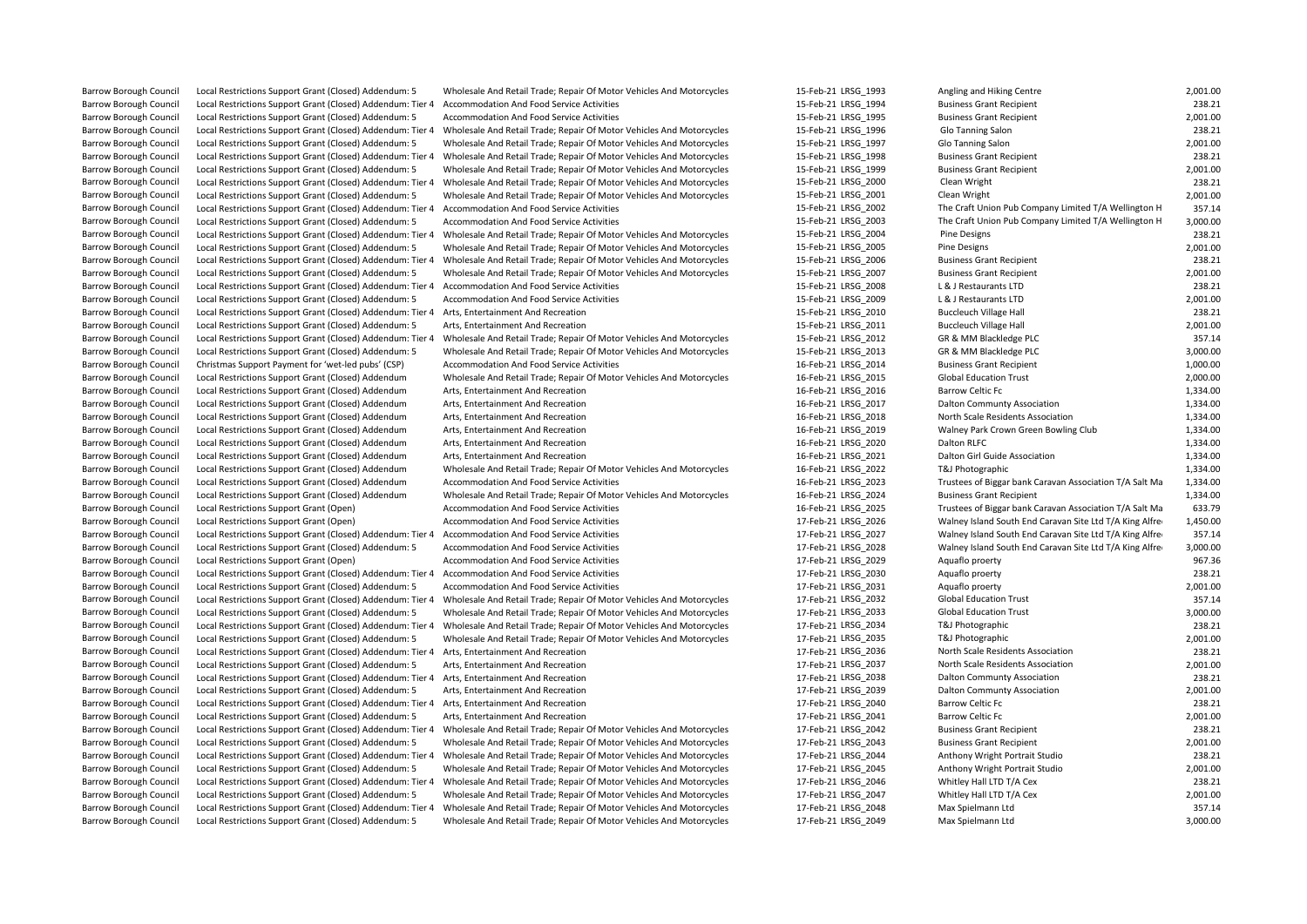| | | | | | | |
|---|---|---|---|---|---|---|
| Barrow Borough Council | Local Restrictions Support Grant (Closed) Addendum: 5 | Wholesale And Retail Trade; Repair Of Motor Vehicles And Motorcycles | 15-Feb-21 | LRSG_1993 | Angling and Hiking Centre | 2,001.00 |
| Barrow Borough Council | Local Restrictions Support Grant (Closed) Addendum: Tier 4 | Accommodation And Food Service Activities | 15-Feb-21 | LRSG_1994 | Business Grant Recipient | 238.21 |
| Barrow Borough Council | Local Restrictions Support Grant (Closed) Addendum: 5 | Accommodation And Food Service Activities | 15-Feb-21 | LRSG_1995 | Business Grant Recipient | 2,001.00 |
| Barrow Borough Council | Local Restrictions Support Grant (Closed) Addendum: Tier 4 | Wholesale And Retail Trade; Repair Of Motor Vehicles And Motorcycles | 15-Feb-21 | LRSG_1996 | Glo Tanning Salon | 238.21 |
| Barrow Borough Council | Local Restrictions Support Grant (Closed) Addendum: 5 | Wholesale And Retail Trade; Repair Of Motor Vehicles And Motorcycles | 15-Feb-21 | LRSG_1997 | Glo Tanning Salon | 2,001.00 |
| Barrow Borough Council | Local Restrictions Support Grant (Closed) Addendum: Tier 4 | Wholesale And Retail Trade; Repair Of Motor Vehicles And Motorcycles | 15-Feb-21 | LRSG_1998 | Business Grant Recipient | 238.21 |
| Barrow Borough Council | Local Restrictions Support Grant (Closed) Addendum: 5 | Wholesale And Retail Trade; Repair Of Motor Vehicles And Motorcycles | 15-Feb-21 | LRSG_1999 | Business Grant Recipient | 2,001.00 |
| Barrow Borough Council | Local Restrictions Support Grant (Closed) Addendum: Tier 4 | Wholesale And Retail Trade; Repair Of Motor Vehicles And Motorcycles | 15-Feb-21 | LRSG_2000 | Clean Wright | 238.21 |
| Barrow Borough Council | Local Restrictions Support Grant (Closed) Addendum: 5 | Wholesale And Retail Trade; Repair Of Motor Vehicles And Motorcycles | 15-Feb-21 | LRSG_2001 | Clean Wright | 2,001.00 |
| Barrow Borough Council | Local Restrictions Support Grant (Closed) Addendum: Tier 4 | Accommodation And Food Service Activities | 15-Feb-21 | LRSG_2002 | The Craft Union Pub Company Limited T/A Wellington H | 357.14 |
| Barrow Borough Council | Local Restrictions Support Grant (Closed) Addendum: 5 | Accommodation And Food Service Activities | 15-Feb-21 | LRSG_2003 | The Craft Union Pub Company Limited T/A Wellington H | 3,000.00 |
| Barrow Borough Council | Local Restrictions Support Grant (Closed) Addendum: Tier 4 | Wholesale And Retail Trade; Repair Of Motor Vehicles And Motorcycles | 15-Feb-21 | LRSG_2004 | Pine Designs | 238.21 |
| Barrow Borough Council | Local Restrictions Support Grant (Closed) Addendum: 5 | Wholesale And Retail Trade; Repair Of Motor Vehicles And Motorcycles | 15-Feb-21 | LRSG_2005 | Pine Designs | 2,001.00 |
| Barrow Borough Council | Local Restrictions Support Grant (Closed) Addendum: Tier 4 | Wholesale And Retail Trade; Repair Of Motor Vehicles And Motorcycles | 15-Feb-21 | LRSG_2006 | Business Grant Recipient | 238.21 |
| Barrow Borough Council | Local Restrictions Support Grant (Closed) Addendum: 5 | Wholesale And Retail Trade; Repair Of Motor Vehicles And Motorcycles | 15-Feb-21 | LRSG_2007 | Business Grant Recipient | 2,001.00 |
| Barrow Borough Council | Local Restrictions Support Grant (Closed) Addendum: Tier 4 | Accommodation And Food Service Activities | 15-Feb-21 | LRSG_2008 | L & J Restaurants LTD | 238.21 |
| Barrow Borough Council | Local Restrictions Support Grant (Closed) Addendum: 5 | Accommodation And Food Service Activities | 15-Feb-21 | LRSG_2009 | L & J Restaurants LTD | 2,001.00 |
| Barrow Borough Council | Local Restrictions Support Grant (Closed) Addendum: Tier 4 | Arts, Entertainment And Recreation | 15-Feb-21 | LRSG_2010 | Buccleuch Village Hall | 238.21 |
| Barrow Borough Council | Local Restrictions Support Grant (Closed) Addendum: 5 | Arts, Entertainment And Recreation | 15-Feb-21 | LRSG_2011 | Buccleuch Village Hall | 2,001.00 |
| Barrow Borough Council | Local Restrictions Support Grant (Closed) Addendum: Tier 4 | Wholesale And Retail Trade; Repair Of Motor Vehicles And Motorcycles | 15-Feb-21 | LRSG_2012 | GR & MM Blackledge PLC | 357.14 |
| Barrow Borough Council | Local Restrictions Support Grant (Closed) Addendum: 5 | Wholesale And Retail Trade; Repair Of Motor Vehicles And Motorcycles | 15-Feb-21 | LRSG_2013 | GR & MM Blackledge PLC | 3,000.00 |
| Barrow Borough Council | Christmas Support Payment for 'wet-led pubs' (CSP) | Accommodation And Food Service Activities | 16-Feb-21 | LRSG_2014 | Business Grant Recipient | 1,000.00 |
| Barrow Borough Council | Local Restrictions Support Grant (Closed) Addendum | Wholesale And Retail Trade; Repair Of Motor Vehicles And Motorcycles | 16-Feb-21 | LRSG_2015 | Global Education Trust | 2,000.00 |
| Barrow Borough Council | Local Restrictions Support Grant (Closed) Addendum | Arts, Entertainment And Recreation | 16-Feb-21 | LRSG_2016 | Barrow Celtic Fc | 1,334.00 |
| Barrow Borough Council | Local Restrictions Support Grant (Closed) Addendum | Arts, Entertainment And Recreation | 16-Feb-21 | LRSG_2017 | Dalton Communty Association | 1,334.00 |
| Barrow Borough Council | Local Restrictions Support Grant (Closed) Addendum | Arts, Entertainment And Recreation | 16-Feb-21 | LRSG_2018 | North Scale Residents Association | 1,334.00 |
| Barrow Borough Council | Local Restrictions Support Grant (Closed) Addendum | Arts, Entertainment And Recreation | 16-Feb-21 | LRSG_2019 | Walney Park Crown Green Bowling Club | 1,334.00 |
| Barrow Borough Council | Local Restrictions Support Grant (Closed) Addendum | Arts, Entertainment And Recreation | 16-Feb-21 | LRSG_2020 | Dalton RLFC | 1,334.00 |
| Barrow Borough Council | Local Restrictions Support Grant (Closed) Addendum | Arts, Entertainment And Recreation | 16-Feb-21 | LRSG_2021 | Dalton Girl Guide Association | 1,334.00 |
| Barrow Borough Council | Local Restrictions Support Grant (Closed) Addendum | Wholesale And Retail Trade; Repair Of Motor Vehicles And Motorcycles | 16-Feb-21 | LRSG_2022 | T&J Photographic | 1,334.00 |
| Barrow Borough Council | Local Restrictions Support Grant (Closed) Addendum | Accommodation And Food Service Activities | 16-Feb-21 | LRSG_2023 | Trustees of Biggar bank Caravan Association T/A Salt Ma | 1,334.00 |
| Barrow Borough Council | Local Restrictions Support Grant (Closed) Addendum | Wholesale And Retail Trade; Repair Of Motor Vehicles And Motorcycles | 16-Feb-21 | LRSG_2024 | Business Grant Recipient | 1,334.00 |
| Barrow Borough Council | Local Restrictions Support Grant (Open) | Accommodation And Food Service Activities | 16-Feb-21 | LRSG_2025 | Trustees of Biggar bank Caravan Association T/A Salt Ma | 633.79 |
| Barrow Borough Council | Local Restrictions Support Grant (Open) | Accommodation And Food Service Activities | 17-Feb-21 | LRSG_2026 | Walney Island South End Caravan Site Ltd T/A King Alfre | 1,450.00 |
| Barrow Borough Council | Local Restrictions Support Grant (Closed) Addendum: Tier 4 | Accommodation And Food Service Activities | 17-Feb-21 | LRSG_2027 | Walney Island South End Caravan Site Ltd T/A King Alfre | 357.14 |
| Barrow Borough Council | Local Restrictions Support Grant (Closed) Addendum: 5 | Accommodation And Food Service Activities | 17-Feb-21 | LRSG_2028 | Walney Island South End Caravan Site Ltd T/A King Alfre | 3,000.00 |
| Barrow Borough Council | Local Restrictions Support Grant (Open) | Accommodation And Food Service Activities | 17-Feb-21 | LRSG_2029 | Aquaflo proerty | 967.36 |
| Barrow Borough Council | Local Restrictions Support Grant (Closed) Addendum: Tier 4 | Accommodation And Food Service Activities | 17-Feb-21 | LRSG_2030 | Aquaflo proerty | 238.21 |
| Barrow Borough Council | Local Restrictions Support Grant (Closed) Addendum: 5 | Accommodation And Food Service Activities | 17-Feb-21 | LRSG_2031 | Aquaflo proerty | 2,001.00 |
| Barrow Borough Council | Local Restrictions Support Grant (Closed) Addendum: Tier 4 | Wholesale And Retail Trade; Repair Of Motor Vehicles And Motorcycles | 17-Feb-21 | LRSG_2032 | Global Education Trust | 357.14 |
| Barrow Borough Council | Local Restrictions Support Grant (Closed) Addendum: 5 | Wholesale And Retail Trade; Repair Of Motor Vehicles And Motorcycles | 17-Feb-21 | LRSG_2033 | Global Education Trust | 3,000.00 |
| Barrow Borough Council | Local Restrictions Support Grant (Closed) Addendum: Tier 4 | Wholesale And Retail Trade; Repair Of Motor Vehicles And Motorcycles | 17-Feb-21 | LRSG_2034 | T&J Photographic | 238.21 |
| Barrow Borough Council | Local Restrictions Support Grant (Closed) Addendum: 5 | Wholesale And Retail Trade; Repair Of Motor Vehicles And Motorcycles | 17-Feb-21 | LRSG_2035 | T&J Photographic | 2,001.00 |
| Barrow Borough Council | Local Restrictions Support Grant (Closed) Addendum: Tier 4 | Arts, Entertainment And Recreation | 17-Feb-21 | LRSG_2036 | North Scale Residents Association | 238.21 |
| Barrow Borough Council | Local Restrictions Support Grant (Closed) Addendum: 5 | Arts, Entertainment And Recreation | 17-Feb-21 | LRSG_2037 | North Scale Residents Association | 2,001.00 |
| Barrow Borough Council | Local Restrictions Support Grant (Closed) Addendum: Tier 4 | Arts, Entertainment And Recreation | 17-Feb-21 | LRSG_2038 | Dalton Communty Association | 238.21 |
| Barrow Borough Council | Local Restrictions Support Grant (Closed) Addendum: 5 | Arts, Entertainment And Recreation | 17-Feb-21 | LRSG_2039 | Dalton Communty Association | 2,001.00 |
| Barrow Borough Council | Local Restrictions Support Grant (Closed) Addendum: Tier 4 | Arts, Entertainment And Recreation | 17-Feb-21 | LRSG_2040 | Barrow Celtic Fc | 238.21 |
| Barrow Borough Council | Local Restrictions Support Grant (Closed) Addendum: 5 | Arts, Entertainment And Recreation | 17-Feb-21 | LRSG_2041 | Barrow Celtic Fc | 2,001.00 |
| Barrow Borough Council | Local Restrictions Support Grant (Closed) Addendum: Tier 4 | Wholesale And Retail Trade; Repair Of Motor Vehicles And Motorcycles | 17-Feb-21 | LRSG_2042 | Business Grant Recipient | 238.21 |
| Barrow Borough Council | Local Restrictions Support Grant (Closed) Addendum: 5 | Wholesale And Retail Trade; Repair Of Motor Vehicles And Motorcycles | 17-Feb-21 | LRSG_2043 | Business Grant Recipient | 2,001.00 |
| Barrow Borough Council | Local Restrictions Support Grant (Closed) Addendum: Tier 4 | Wholesale And Retail Trade; Repair Of Motor Vehicles And Motorcycles | 17-Feb-21 | LRSG_2044 | Anthony Wright Portrait Studio | 238.21 |
| Barrow Borough Council | Local Restrictions Support Grant (Closed) Addendum: 5 | Wholesale And Retail Trade; Repair Of Motor Vehicles And Motorcycles | 17-Feb-21 | LRSG_2045 | Anthony Wright Portrait Studio | 2,001.00 |
| Barrow Borough Council | Local Restrictions Support Grant (Closed) Addendum: Tier 4 | Wholesale And Retail Trade; Repair Of Motor Vehicles And Motorcycles | 17-Feb-21 | LRSG_2046 | Whitley Hall LTD T/A Cex | 238.21 |
| Barrow Borough Council | Local Restrictions Support Grant (Closed) Addendum: 5 | Wholesale And Retail Trade; Repair Of Motor Vehicles And Motorcycles | 17-Feb-21 | LRSG_2047 | Whitley Hall LTD T/A Cex | 2,001.00 |
| Barrow Borough Council | Local Restrictions Support Grant (Closed) Addendum: Tier 4 | Wholesale And Retail Trade; Repair Of Motor Vehicles And Motorcycles | 17-Feb-21 | LRSG_2048 | Max Spielmann Ltd | 357.14 |
| Barrow Borough Council | Local Restrictions Support Grant (Closed) Addendum: 5 | Wholesale And Retail Trade; Repair Of Motor Vehicles And Motorcycles | 17-Feb-21 | LRSG_2049 | Max Spielmann Ltd | 3,000.00 |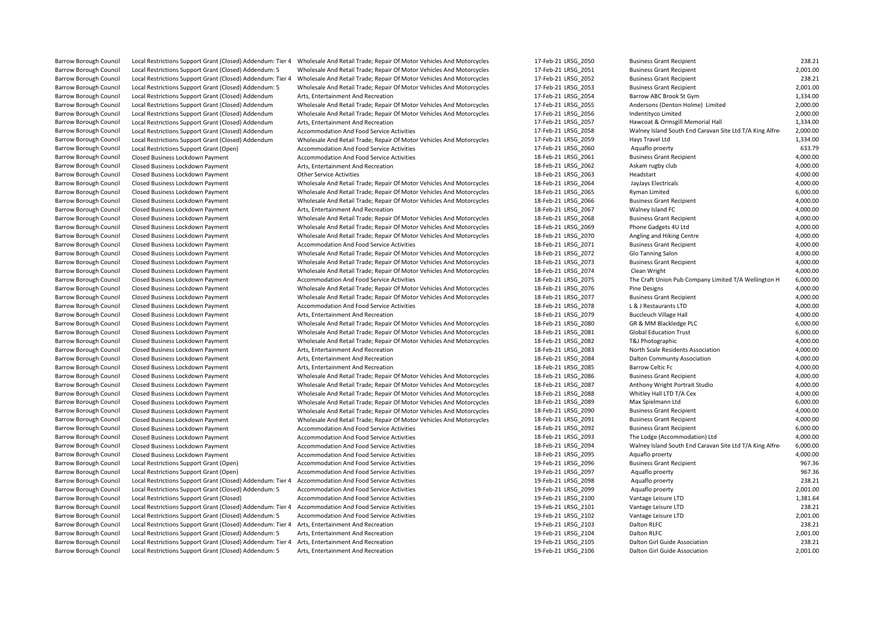| | | | | | | |
|---|---|---|---|---|---|---|
| Barrow Borough Council | Local Restrictions Support Grant (Closed) Addendum: Tier 4 | Wholesale And Retail Trade; Repair Of Motor Vehicles And Motorcycles | 17-Feb-21 | LRSG_2050 | Business Grant Recipient | 238.21 |
| Barrow Borough Council | Local Restrictions Support Grant (Closed) Addendum: 5 | Wholesale And Retail Trade; Repair Of Motor Vehicles And Motorcycles | 17-Feb-21 | LRSG_2051 | Business Grant Recipient | 2,001.00 |
| Barrow Borough Council | Local Restrictions Support Grant (Closed) Addendum: Tier 4 | Wholesale And Retail Trade; Repair Of Motor Vehicles And Motorcycles | 17-Feb-21 | LRSG_2052 | Business Grant Recipient | 238.21 |
| Barrow Borough Council | Local Restrictions Support Grant (Closed) Addendum: 5 | Wholesale And Retail Trade; Repair Of Motor Vehicles And Motorcycles | 17-Feb-21 | LRSG_2053 | Business Grant Recipient | 2,001.00 |
| Barrow Borough Council | Local Restrictions Support Grant (Closed) Addendum | Arts, Entertainment And Recreation | 17-Feb-21 | LRSG_2054 | Barrow ABC Brook St Gym | 1,334.00 |
| Barrow Borough Council | Local Restrictions Support Grant (Closed) Addendum | Wholesale And Retail Trade; Repair Of Motor Vehicles And Motorcycles | 17-Feb-21 | LRSG_2055 | Andersons (Denton Holme) Limited | 2,000.00 |
| Barrow Borough Council | Local Restrictions Support Grant (Closed) Addendum | Wholesale And Retail Trade; Repair Of Motor Vehicles And Motorcycles | 17-Feb-21 | LRSG_2056 | Indentityco Limited | 2,000.00 |
| Barrow Borough Council | Local Restrictions Support Grant (Closed) Addendum | Arts, Entertainment And Recreation | 17-Feb-21 | LRSG_2057 | Hawcoat & Ormsgill Memorial Hall | 1,334.00 |
| Barrow Borough Council | Local Restrictions Support Grant (Closed) Addendum | Accommodation And Food Service Activities | 17-Feb-21 | LRSG_2058 | Walney Island South End Caravan Site Ltd T/A King Alfre | 2,000.00 |
| Barrow Borough Council | Local Restrictions Support Grant (Closed) Addendum | Wholesale And Retail Trade; Repair Of Motor Vehicles And Motorcycles | 17-Feb-21 | LRSG_2059 | Hays Travel Ltd | 1,334.00 |
| Barrow Borough Council | Local Restrictions Support Grant (Open) | Accommodation And Food Service Activities | 17-Feb-21 | LRSG_2060 | Aquaflo proerty | 633.79 |
| Barrow Borough Council | Closed Business Lockdown Payment | Accommodation And Food Service Activities | 18-Feb-21 | LRSG_2061 | Business Grant Recipient | 4,000.00 |
| Barrow Borough Council | Closed Business Lockdown Payment | Arts, Entertainment And Recreation | 18-Feb-21 | LRSG_2062 | Askam rugby club | 4,000.00 |
| Barrow Borough Council | Closed Business Lockdown Payment | Other Service Activities | 18-Feb-21 | LRSG_2063 | Headstart | 4,000.00 |
| Barrow Borough Council | Closed Business Lockdown Payment | Wholesale And Retail Trade; Repair Of Motor Vehicles And Motorcycles | 18-Feb-21 | LRSG_2064 | JayJays Electricals | 4,000.00 |
| Barrow Borough Council | Closed Business Lockdown Payment | Wholesale And Retail Trade; Repair Of Motor Vehicles And Motorcycles | 18-Feb-21 | LRSG_2065 | Ryman Limited | 6,000.00 |
| Barrow Borough Council | Closed Business Lockdown Payment | Wholesale And Retail Trade; Repair Of Motor Vehicles And Motorcycles | 18-Feb-21 | LRSG_2066 | Business Grant Recipient | 4,000.00 |
| Barrow Borough Council | Closed Business Lockdown Payment | Arts, Entertainment And Recreation | 18-Feb-21 | LRSG_2067 | Walney Island FC | 4,000.00 |
| Barrow Borough Council | Closed Business Lockdown Payment | Wholesale And Retail Trade; Repair Of Motor Vehicles And Motorcycles | 18-Feb-21 | LRSG_2068 | Business Grant Recipient | 4,000.00 |
| Barrow Borough Council | Closed Business Lockdown Payment | Wholesale And Retail Trade; Repair Of Motor Vehicles And Motorcycles | 18-Feb-21 | LRSG_2069 | Phone Gadgets 4U Ltd | 4,000.00 |
| Barrow Borough Council | Closed Business Lockdown Payment | Wholesale And Retail Trade; Repair Of Motor Vehicles And Motorcycles | 18-Feb-21 | LRSG_2070 | Angling and Hiking Centre | 4,000.00 |
| Barrow Borough Council | Closed Business Lockdown Payment | Accommodation And Food Service Activities | 18-Feb-21 | LRSG_2071 | Business Grant Recipient | 4,000.00 |
| Barrow Borough Council | Closed Business Lockdown Payment | Wholesale And Retail Trade; Repair Of Motor Vehicles And Motorcycles | 18-Feb-21 | LRSG_2072 | Glo Tanning Salon | 4,000.00 |
| Barrow Borough Council | Closed Business Lockdown Payment | Wholesale And Retail Trade; Repair Of Motor Vehicles And Motorcycles | 18-Feb-21 | LRSG_2073 | Business Grant Recipient | 4,000.00 |
| Barrow Borough Council | Closed Business Lockdown Payment | Wholesale And Retail Trade; Repair Of Motor Vehicles And Motorcycles | 18-Feb-21 | LRSG_2074 | Clean Wright | 4,000.00 |
| Barrow Borough Council | Closed Business Lockdown Payment | Accommodation And Food Service Activities | 18-Feb-21 | LRSG_2075 | The Craft Union Pub Company Limited T/A Wellington H | 6,000.00 |
| Barrow Borough Council | Closed Business Lockdown Payment | Wholesale And Retail Trade; Repair Of Motor Vehicles And Motorcycles | 18-Feb-21 | LRSG_2076 | Pine Designs | 4,000.00 |
| Barrow Borough Council | Closed Business Lockdown Payment | Wholesale And Retail Trade; Repair Of Motor Vehicles And Motorcycles | 18-Feb-21 | LRSG_2077 | Business Grant Recipient | 4,000.00 |
| Barrow Borough Council | Closed Business Lockdown Payment | Accommodation And Food Service Activities | 18-Feb-21 | LRSG_2078 | L & J Restaurants LTD | 4,000.00 |
| Barrow Borough Council | Closed Business Lockdown Payment | Arts, Entertainment And Recreation | 18-Feb-21 | LRSG_2079 | Buccleuch Village Hall | 4,000.00 |
| Barrow Borough Council | Closed Business Lockdown Payment | Wholesale And Retail Trade; Repair Of Motor Vehicles And Motorcycles | 18-Feb-21 | LRSG_2080 | GR & MM Blackledge PLC | 6,000.00 |
| Barrow Borough Council | Closed Business Lockdown Payment | Wholesale And Retail Trade; Repair Of Motor Vehicles And Motorcycles | 18-Feb-21 | LRSG_2081 | Global Education Trust | 6,000.00 |
| Barrow Borough Council | Closed Business Lockdown Payment | Wholesale And Retail Trade; Repair Of Motor Vehicles And Motorcycles | 18-Feb-21 | LRSG_2082 | T&J Photographic | 4,000.00 |
| Barrow Borough Council | Closed Business Lockdown Payment | Arts, Entertainment And Recreation | 18-Feb-21 | LRSG_2083 | North Scale Residents Association | 4,000.00 |
| Barrow Borough Council | Closed Business Lockdown Payment | Arts, Entertainment And Recreation | 18-Feb-21 | LRSG_2084 | Dalton Communty Association | 4,000.00 |
| Barrow Borough Council | Closed Business Lockdown Payment | Arts, Entertainment And Recreation | 18-Feb-21 | LRSG_2085 | Barrow Celtic Fc | 4,000.00 |
| Barrow Borough Council | Closed Business Lockdown Payment | Wholesale And Retail Trade; Repair Of Motor Vehicles And Motorcycles | 18-Feb-21 | LRSG_2086 | Business Grant Recipient | 4,000.00 |
| Barrow Borough Council | Closed Business Lockdown Payment | Wholesale And Retail Trade; Repair Of Motor Vehicles And Motorcycles | 18-Feb-21 | LRSG_2087 | Anthony Wright Portrait Studio | 4,000.00 |
| Barrow Borough Council | Closed Business Lockdown Payment | Wholesale And Retail Trade; Repair Of Motor Vehicles And Motorcycles | 18-Feb-21 | LRSG_2088 | Whitley Hall LTD T/A Cex | 4,000.00 |
| Barrow Borough Council | Closed Business Lockdown Payment | Wholesale And Retail Trade; Repair Of Motor Vehicles And Motorcycles | 18-Feb-21 | LRSG_2089 | Max Spielmann Ltd | 6,000.00 |
| Barrow Borough Council | Closed Business Lockdown Payment | Wholesale And Retail Trade; Repair Of Motor Vehicles And Motorcycles | 18-Feb-21 | LRSG_2090 | Business Grant Recipient | 4,000.00 |
| Barrow Borough Council | Closed Business Lockdown Payment | Wholesale And Retail Trade; Repair Of Motor Vehicles And Motorcycles | 18-Feb-21 | LRSG_2091 | Business Grant Recipient | 4,000.00 |
| Barrow Borough Council | Closed Business Lockdown Payment | Accommodation And Food Service Activities | 18-Feb-21 | LRSG_2092 | Business Grant Recipient | 6,000.00 |
| Barrow Borough Council | Closed Business Lockdown Payment | Accommodation And Food Service Activities | 18-Feb-21 | LRSG_2093 | The Lodge (Accommodation) Ltd | 4,000.00 |
| Barrow Borough Council | Closed Business Lockdown Payment | Accommodation And Food Service Activities | 18-Feb-21 | LRSG_2094 | Walney Island South End Caravan Site Ltd T/A King Alfre | 6,000.00 |
| Barrow Borough Council | Closed Business Lockdown Payment | Accommodation And Food Service Activities | 18-Feb-21 | LRSG_2095 | Aquaflo proerty | 4,000.00 |
| Barrow Borough Council | Local Restrictions Support Grant (Open) | Accommodation And Food Service Activities | 19-Feb-21 | LRSG_2096 | Business Grant Recipient | 967.36 |
| Barrow Borough Council | Local Restrictions Support Grant (Open) | Accommodation And Food Service Activities | 19-Feb-21 | LRSG_2097 | Aquaflo proerty | 967.36 |
| Barrow Borough Council | Local Restrictions Support Grant (Closed) Addendum: Tier 4 | Accommodation And Food Service Activities | 19-Feb-21 | LRSG_2098 | Aquaflo proerty | 238.21 |
| Barrow Borough Council | Local Restrictions Support Grant (Closed) Addendum: 5 | Accommodation And Food Service Activities | 19-Feb-21 | LRSG_2099 | Aquaflo proerty | 2,001.00 |
| Barrow Borough Council | Local Restrictions Support Grant (Closed) | Accommodation And Food Service Activities | 19-Feb-21 | LRSG_2100 | Vantage Leisure LTD | 1,381.64 |
| Barrow Borough Council | Local Restrictions Support Grant (Closed) Addendum: Tier 4 | Accommodation And Food Service Activities | 19-Feb-21 | LRSG_2101 | Vantage Leisure LTD | 238.21 |
| Barrow Borough Council | Local Restrictions Support Grant (Closed) Addendum: 5 | Accommodation And Food Service Activities | 19-Feb-21 | LRSG_2102 | Vantage Leisure LTD | 2,001.00 |
| Barrow Borough Council | Local Restrictions Support Grant (Closed) Addendum: Tier 4 | Arts, Entertainment And Recreation | 19-Feb-21 | LRSG_2103 | Dalton RLFC | 238.21 |
| Barrow Borough Council | Local Restrictions Support Grant (Closed) Addendum: 5 | Arts, Entertainment And Recreation | 19-Feb-21 | LRSG_2104 | Dalton RLFC | 2,001.00 |
| Barrow Borough Council | Local Restrictions Support Grant (Closed) Addendum: Tier 4 | Arts, Entertainment And Recreation | 19-Feb-21 | LRSG_2105 | Dalton Girl Guide Association | 238.21 |
| Barrow Borough Council | Local Restrictions Support Grant (Closed) Addendum: 5 | Arts, Entertainment And Recreation | 19-Feb-21 | LRSG_2106 | Dalton Girl Guide Association | 2,001.00 |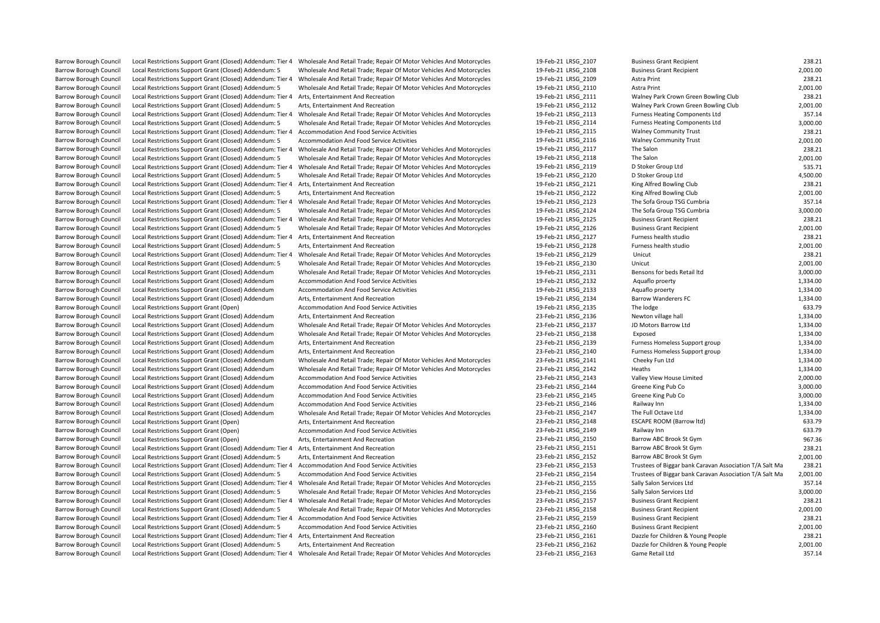| | | | | | | |
|---|---|---|---|---|---|---|
| Barrow Borough Council | Local Restrictions Support Grant (Closed) Addendum: Tier 4 | Wholesale And Retail Trade; Repair Of Motor Vehicles And Motorcycles | 19-Feb-21 | LRSG_2107 | Business Grant Recipient | 238.21 |
| Barrow Borough Council | Local Restrictions Support Grant (Closed) Addendum: 5 | Wholesale And Retail Trade; Repair Of Motor Vehicles And Motorcycles | 19-Feb-21 | LRSG_2108 | Business Grant Recipient | 2,001.00 |
| Barrow Borough Council | Local Restrictions Support Grant (Closed) Addendum: Tier 4 | Wholesale And Retail Trade; Repair Of Motor Vehicles And Motorcycles | 19-Feb-21 | LRSG_2109 | Astra Print | 238.21 |
| Barrow Borough Council | Local Restrictions Support Grant (Closed) Addendum: 5 | Wholesale And Retail Trade; Repair Of Motor Vehicles And Motorcycles | 19-Feb-21 | LRSG_2110 | Astra Print | 2,001.00 |
| Barrow Borough Council | Local Restrictions Support Grant (Closed) Addendum: Tier 4 | Arts, Entertainment And Recreation | 19-Feb-21 | LRSG_2111 | Walney Park Crown Green Bowling Club | 238.21 |
| Barrow Borough Council | Local Restrictions Support Grant (Closed) Addendum: 5 | Arts, Entertainment And Recreation | 19-Feb-21 | LRSG_2112 | Walney Park Crown Green Bowling Club | 2,001.00 |
| Barrow Borough Council | Local Restrictions Support Grant (Closed) Addendum: Tier 4 | Wholesale And Retail Trade; Repair Of Motor Vehicles And Motorcycles | 19-Feb-21 | LRSG_2113 | Furness Heating Components Ltd | 357.14 |
| Barrow Borough Council | Local Restrictions Support Grant (Closed) Addendum: 5 | Wholesale And Retail Trade; Repair Of Motor Vehicles And Motorcycles | 19-Feb-21 | LRSG_2114 | Furness Heating Components Ltd | 3,000.00 |
| Barrow Borough Council | Local Restrictions Support Grant (Closed) Addendum: Tier 4 | Accommodation And Food Service Activities | 19-Feb-21 | LRSG_2115 | Walney Community Trust | 238.21 |
| Barrow Borough Council | Local Restrictions Support Grant (Closed) Addendum: 5 | Accommodation And Food Service Activities | 19-Feb-21 | LRSG_2116 | Walney Community Trust | 2,001.00 |
| Barrow Borough Council | Local Restrictions Support Grant (Closed) Addendum: Tier 4 | Wholesale And Retail Trade; Repair Of Motor Vehicles And Motorcycles | 19-Feb-21 | LRSG_2117 | The Salon | 238.21 |
| Barrow Borough Council | Local Restrictions Support Grant (Closed) Addendum: 5 | Wholesale And Retail Trade; Repair Of Motor Vehicles And Motorcycles | 19-Feb-21 | LRSG_2118 | The Salon | 2,001.00 |
| Barrow Borough Council | Local Restrictions Support Grant (Closed) Addendum: Tier 4 | Wholesale And Retail Trade; Repair Of Motor Vehicles And Motorcycles | 19-Feb-21 | LRSG_2119 | D Stoker Group Ltd | 535.71 |
| Barrow Borough Council | Local Restrictions Support Grant (Closed) Addendum: 5 | Wholesale And Retail Trade; Repair Of Motor Vehicles And Motorcycles | 19-Feb-21 | LRSG_2120 | D Stoker Group Ltd | 4,500.00 |
| Barrow Borough Council | Local Restrictions Support Grant (Closed) Addendum: Tier 4 | Arts, Entertainment And Recreation | 19-Feb-21 | LRSG_2121 | King Alfred Bowling Club | 238.21 |
| Barrow Borough Council | Local Restrictions Support Grant (Closed) Addendum: 5 | Arts, Entertainment And Recreation | 19-Feb-21 | LRSG_2122 | King Alfred Bowling Club | 2,001.00 |
| Barrow Borough Council | Local Restrictions Support Grant (Closed) Addendum: Tier 4 | Wholesale And Retail Trade; Repair Of Motor Vehicles And Motorcycles | 19-Feb-21 | LRSG_2123 | The Sofa Group TSG Cumbria | 357.14 |
| Barrow Borough Council | Local Restrictions Support Grant (Closed) Addendum: 5 | Wholesale And Retail Trade; Repair Of Motor Vehicles And Motorcycles | 19-Feb-21 | LRSG_2124 | The Sofa Group TSG Cumbria | 3,000.00 |
| Barrow Borough Council | Local Restrictions Support Grant (Closed) Addendum: Tier 4 | Wholesale And Retail Trade; Repair Of Motor Vehicles And Motorcycles | 19-Feb-21 | LRSG_2125 | Business Grant Recipient | 238.21 |
| Barrow Borough Council | Local Restrictions Support Grant (Closed) Addendum: 5 | Wholesale And Retail Trade; Repair Of Motor Vehicles And Motorcycles | 19-Feb-21 | LRSG_2126 | Business Grant Recipient | 2,001.00 |
| Barrow Borough Council | Local Restrictions Support Grant (Closed) Addendum: Tier 4 | Arts, Entertainment And Recreation | 19-Feb-21 | LRSG_2127 | Furness health studio | 238.21 |
| Barrow Borough Council | Local Restrictions Support Grant (Closed) Addendum: 5 | Arts, Entertainment And Recreation | 19-Feb-21 | LRSG_2128 | Furness health studio | 2,001.00 |
| Barrow Borough Council | Local Restrictions Support Grant (Closed) Addendum: Tier 4 | Wholesale And Retail Trade; Repair Of Motor Vehicles And Motorcycles | 19-Feb-21 | LRSG_2129 | Unicut | 238.21 |
| Barrow Borough Council | Local Restrictions Support Grant (Closed) Addendum: 5 | Wholesale And Retail Trade; Repair Of Motor Vehicles And Motorcycles | 19-Feb-21 | LRSG_2130 | Unicut | 2,001.00 |
| Barrow Borough Council | Local Restrictions Support Grant (Closed) Addendum | Wholesale And Retail Trade; Repair Of Motor Vehicles And Motorcycles | 19-Feb-21 | LRSG_2131 | Bensons for beds Retail ltd | 3,000.00 |
| Barrow Borough Council | Local Restrictions Support Grant (Closed) Addendum | Accommodation And Food Service Activities | 19-Feb-21 | LRSG_2132 | Aquaflo proerty | 1,334.00 |
| Barrow Borough Council | Local Restrictions Support Grant (Closed) Addendum | Accommodation And Food Service Activities | 19-Feb-21 | LRSG_2133 | Aquaflo proerty | 1,334.00 |
| Barrow Borough Council | Local Restrictions Support Grant (Closed) Addendum | Arts, Entertainment And Recreation | 19-Feb-21 | LRSG_2134 | Barrow Wanderers FC | 1,334.00 |
| Barrow Borough Council | Local Restrictions Support Grant (Open) | Accommodation And Food Service Activities | 19-Feb-21 | LRSG_2135 | The lodge | 633.79 |
| Barrow Borough Council | Local Restrictions Support Grant (Closed) Addendum | Arts, Entertainment And Recreation | 23-Feb-21 | LRSG_2136 | Newton village hall | 1,334.00 |
| Barrow Borough Council | Local Restrictions Support Grant (Closed) Addendum | Wholesale And Retail Trade; Repair Of Motor Vehicles And Motorcycles | 23-Feb-21 | LRSG_2137 | JD Motors Barrow Ltd | 1,334.00 |
| Barrow Borough Council | Local Restrictions Support Grant (Closed) Addendum | Wholesale And Retail Trade; Repair Of Motor Vehicles And Motorcycles | 23-Feb-21 | LRSG_2138 | Exposed | 1,334.00 |
| Barrow Borough Council | Local Restrictions Support Grant (Closed) Addendum | Arts, Entertainment And Recreation | 23-Feb-21 | LRSG_2139 | Furness Homeless Support group | 1,334.00 |
| Barrow Borough Council | Local Restrictions Support Grant (Closed) Addendum | Arts, Entertainment And Recreation | 23-Feb-21 | LRSG_2140 | Furness Homeless Support group | 1,334.00 |
| Barrow Borough Council | Local Restrictions Support Grant (Closed) Addendum | Wholesale And Retail Trade; Repair Of Motor Vehicles And Motorcycles | 23-Feb-21 | LRSG_2141 | Cheeky Fun Ltd | 1,334.00 |
| Barrow Borough Council | Local Restrictions Support Grant (Closed) Addendum | Wholesale And Retail Trade; Repair Of Motor Vehicles And Motorcycles | 23-Feb-21 | LRSG_2142 | Heaths | 1,334.00 |
| Barrow Borough Council | Local Restrictions Support Grant (Closed) Addendum | Accommodation And Food Service Activities | 23-Feb-21 | LRSG_2143 | Valley View House Limited | 2,000.00 |
| Barrow Borough Council | Local Restrictions Support Grant (Closed) Addendum | Accommodation And Food Service Activities | 23-Feb-21 | LRSG_2144 | Greene King Pub Co | 3,000.00 |
| Barrow Borough Council | Local Restrictions Support Grant (Closed) Addendum | Accommodation And Food Service Activities | 23-Feb-21 | LRSG_2145 | Greene King Pub Co | 3,000.00 |
| Barrow Borough Council | Local Restrictions Support Grant (Closed) Addendum | Accommodation And Food Service Activities | 23-Feb-21 | LRSG_2146 | Railway Inn | 1,334.00 |
| Barrow Borough Council | Local Restrictions Support Grant (Closed) Addendum | Wholesale And Retail Trade; Repair Of Motor Vehicles And Motorcycles | 23-Feb-21 | LRSG_2147 | The Full Octave Ltd | 1,334.00 |
| Barrow Borough Council | Local Restrictions Support Grant (Open) | Arts, Entertainment And Recreation | 23-Feb-21 | LRSG_2148 | ESCAPE ROOM (Barrow ltd) | 633.79 |
| Barrow Borough Council | Local Restrictions Support Grant (Open) | Accommodation And Food Service Activities | 23-Feb-21 | LRSG_2149 | Railway Inn | 633.79 |
| Barrow Borough Council | Local Restrictions Support Grant (Open) | Arts, Entertainment And Recreation | 23-Feb-21 | LRSG_2150 | Barrow ABC Brook St Gym | 967.36 |
| Barrow Borough Council | Local Restrictions Support Grant (Closed) Addendum: Tier 4 | Arts, Entertainment And Recreation | 23-Feb-21 | LRSG_2151 | Barrow ABC Brook St Gym | 238.21 |
| Barrow Borough Council | Local Restrictions Support Grant (Closed) Addendum: 5 | Arts, Entertainment And Recreation | 23-Feb-21 | LRSG_2152 | Barrow ABC Brook St Gym | 2,001.00 |
| Barrow Borough Council | Local Restrictions Support Grant (Closed) Addendum: Tier 4 | Accommodation And Food Service Activities | 23-Feb-21 | LRSG_2153 | Trustees of Biggar bank Caravan Association T/A Salt Ma | 238.21 |
| Barrow Borough Council | Local Restrictions Support Grant (Closed) Addendum: 5 | Accommodation And Food Service Activities | 23-Feb-21 | LRSG_2154 | Trustees of Biggar bank Caravan Association T/A Salt Ma | 2,001.00 |
| Barrow Borough Council | Local Restrictions Support Grant (Closed) Addendum: Tier 4 | Wholesale And Retail Trade; Repair Of Motor Vehicles And Motorcycles | 23-Feb-21 | LRSG_2155 | Sally Salon Services Ltd | 357.14 |
| Barrow Borough Council | Local Restrictions Support Grant (Closed) Addendum: 5 | Wholesale And Retail Trade; Repair Of Motor Vehicles And Motorcycles | 23-Feb-21 | LRSG_2156 | Sally Salon Services Ltd | 3,000.00 |
| Barrow Borough Council | Local Restrictions Support Grant (Closed) Addendum: Tier 4 | Wholesale And Retail Trade; Repair Of Motor Vehicles And Motorcycles | 23-Feb-21 | LRSG_2157 | Business Grant Recipient | 238.21 |
| Barrow Borough Council | Local Restrictions Support Grant (Closed) Addendum: 5 | Wholesale And Retail Trade; Repair Of Motor Vehicles And Motorcycles | 23-Feb-21 | LRSG_2158 | Business Grant Recipient | 2,001.00 |
| Barrow Borough Council | Local Restrictions Support Grant (Closed) Addendum: Tier 4 | Accommodation And Food Service Activities | 23-Feb-21 | LRSG_2159 | Business Grant Recipient | 238.21 |
| Barrow Borough Council | Local Restrictions Support Grant (Closed) Addendum: 5 | Accommodation And Food Service Activities | 23-Feb-21 | LRSG_2160 | Business Grant Recipient | 2,001.00 |
| Barrow Borough Council | Local Restrictions Support Grant (Closed) Addendum: Tier 4 | Arts, Entertainment And Recreation | 23-Feb-21 | LRSG_2161 | Dazzle for Children & Young People | 238.21 |
| Barrow Borough Council | Local Restrictions Support Grant (Closed) Addendum: 5 | Arts, Entertainment And Recreation | 23-Feb-21 | LRSG_2162 | Dazzle for Children & Young People | 2,001.00 |
| Barrow Borough Council | Local Restrictions Support Grant (Closed) Addendum: Tier 4 | Wholesale And Retail Trade; Repair Of Motor Vehicles And Motorcycles | 23-Feb-21 | LRSG_2163 | Game Retail Ltd | 357.14 |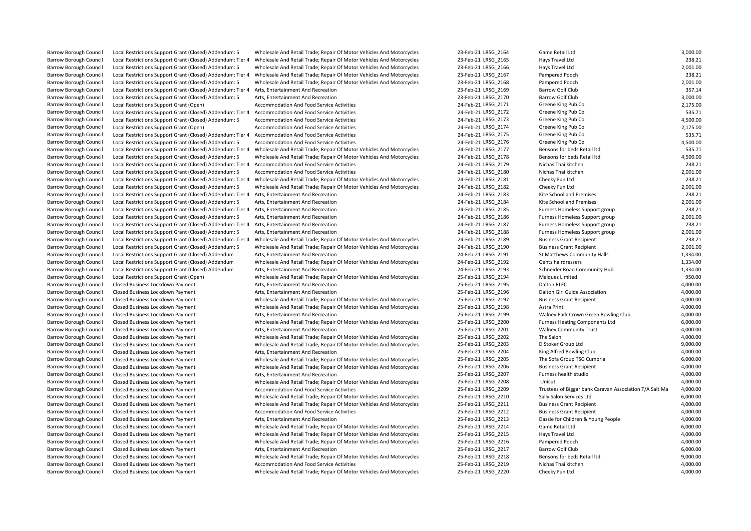| | | | | | | |
|---|---|---|---|---|---|---|
| Barrow Borough Council | Local Restrictions Support Grant (Closed) Addendum: 5 | Wholesale And Retail Trade; Repair Of Motor Vehicles And Motorcycles | 23-Feb-21 | LRSG_2164 | Game Retail Ltd | 3,000.00 |
| Barrow Borough Council | Local Restrictions Support Grant (Closed) Addendum: Tier 4 | Wholesale And Retail Trade; Repair Of Motor Vehicles And Motorcycles | 23-Feb-21 | LRSG_2165 | Hays Travel Ltd | 238.21 |
| Barrow Borough Council | Local Restrictions Support Grant (Closed) Addendum: 5 | Wholesale And Retail Trade; Repair Of Motor Vehicles And Motorcycles | 23-Feb-21 | LRSG_2166 | Hays Travel Ltd | 2,001.00 |
| Barrow Borough Council | Local Restrictions Support Grant (Closed) Addendum: Tier 4 | Wholesale And Retail Trade; Repair Of Motor Vehicles And Motorcycles | 23-Feb-21 | LRSG_2167 | Pampered Pooch | 238.21 |
| Barrow Borough Council | Local Restrictions Support Grant (Closed) Addendum: 5 | Wholesale And Retail Trade; Repair Of Motor Vehicles And Motorcycles | 23-Feb-21 | LRSG_2168 | Pampered Pooch | 2,001.00 |
| Barrow Borough Council | Local Restrictions Support Grant (Closed) Addendum: Tier 4 | Arts, Entertainment And Recreation | 23-Feb-21 | LRSG_2169 | Barrow Golf Club | 357.14 |
| Barrow Borough Council | Local Restrictions Support Grant (Closed) Addendum: 5 | Arts, Entertainment And Recreation | 23-Feb-21 | LRSG_2170 | Barrow Golf Club | 3,000.00 |
| Barrow Borough Council | Local Restrictions Support Grant (Open) | Accommodation And Food Service Activities | 24-Feb-21 | LRSG_2171 | Greene King Pub Co | 2,175.00 |
| Barrow Borough Council | Local Restrictions Support Grant (Closed) Addendum: Tier 4 | Accommodation And Food Service Activities | 24-Feb-21 | LRSG_2172 | Greene King Pub Co | 535.71 |
| Barrow Borough Council | Local Restrictions Support Grant (Closed) Addendum: 5 | Accommodation And Food Service Activities | 24-Feb-21 | LRSG_2173 | Greene King Pub Co | 4,500.00 |
| Barrow Borough Council | Local Restrictions Support Grant (Open) | Accommodation And Food Service Activities | 24-Feb-21 | LRSG_2174 | Greene King Pub Co | 2,175.00 |
| Barrow Borough Council | Local Restrictions Support Grant (Closed) Addendum: Tier 4 | Accommodation And Food Service Activities | 24-Feb-21 | LRSG_2175 | Greene King Pub Co | 535.71 |
| Barrow Borough Council | Local Restrictions Support Grant (Closed) Addendum: 5 | Accommodation And Food Service Activities | 24-Feb-21 | LRSG_2176 | Greene King Pub Co | 4,500.00 |
| Barrow Borough Council | Local Restrictions Support Grant (Closed) Addendum: Tier 4 | Wholesale And Retail Trade; Repair Of Motor Vehicles And Motorcycles | 24-Feb-21 | LRSG_2177 | Bensons for beds Retail ltd | 535.71 |
| Barrow Borough Council | Local Restrictions Support Grant (Closed) Addendum: 5 | Wholesale And Retail Trade; Repair Of Motor Vehicles And Motorcycles | 24-Feb-21 | LRSG_2178 | Bensons for beds Retail ltd | 4,500.00 |
| Barrow Borough Council | Local Restrictions Support Grant (Closed) Addendum: Tier 4 | Accommodation And Food Service Activities | 24-Feb-21 | LRSG_2179 | Nichas Thai kitchen | 238.21 |
| Barrow Borough Council | Local Restrictions Support Grant (Closed) Addendum: 5 | Accommodation And Food Service Activities | 24-Feb-21 | LRSG_2180 | Nichas Thai kitchen | 2,001.00 |
| Barrow Borough Council | Local Restrictions Support Grant (Closed) Addendum: Tier 4 | Wholesale And Retail Trade; Repair Of Motor Vehicles And Motorcycles | 24-Feb-21 | LRSG_2181 | Cheeky Fun Ltd | 238.21 |
| Barrow Borough Council | Local Restrictions Support Grant (Closed) Addendum: 5 | Wholesale And Retail Trade; Repair Of Motor Vehicles And Motorcycles | 24-Feb-21 | LRSG_2182 | Cheeky Fun Ltd | 2,001.00 |
| Barrow Borough Council | Local Restrictions Support Grant (Closed) Addendum: Tier 4 | Arts, Entertainment And Recreation | 24-Feb-21 | LRSG_2183 | Kite School and Premises | 238.21 |
| Barrow Borough Council | Local Restrictions Support Grant (Closed) Addendum: 5 | Arts, Entertainment And Recreation | 24-Feb-21 | LRSG_2184 | Kite School and Premises | 2,001.00 |
| Barrow Borough Council | Local Restrictions Support Grant (Closed) Addendum: Tier 4 | Arts, Entertainment And Recreation | 24-Feb-21 | LRSG_2185 | Furness Homeless Support group | 238.21 |
| Barrow Borough Council | Local Restrictions Support Grant (Closed) Addendum: 5 | Arts, Entertainment And Recreation | 24-Feb-21 | LRSG_2186 | Furness Homeless Support group | 2,001.00 |
| Barrow Borough Council | Local Restrictions Support Grant (Closed) Addendum: Tier 4 | Arts, Entertainment And Recreation | 24-Feb-21 | LRSG_2187 | Furness Homeless Support group | 238.21 |
| Barrow Borough Council | Local Restrictions Support Grant (Closed) Addendum: 5 | Arts, Entertainment And Recreation | 24-Feb-21 | LRSG_2188 | Furness Homeless Support group | 2,001.00 |
| Barrow Borough Council | Local Restrictions Support Grant (Closed) Addendum: Tier 4 | Wholesale And Retail Trade; Repair Of Motor Vehicles And Motorcycles | 24-Feb-21 | LRSG_2189 | Business Grant Recipient | 238.21 |
| Barrow Borough Council | Local Restrictions Support Grant (Closed) Addendum: 5 | Wholesale And Retail Trade; Repair Of Motor Vehicles And Motorcycles | 24-Feb-21 | LRSG_2190 | Business Grant Recipient | 2,001.00 |
| Barrow Borough Council | Local Restrictions Support Grant (Closed) Addendum | Arts, Entertainment And Recreation | 24-Feb-21 | LRSG_2191 | St Matthews Community Halls | 1,334.00 |
| Barrow Borough Council | Local Restrictions Support Grant (Closed) Addendum | Wholesale And Retail Trade; Repair Of Motor Vehicles And Motorcycles | 24-Feb-21 | LRSG_2192 | Gents hairdressers | 1,334.00 |
| Barrow Borough Council | Local Restrictions Support Grant (Closed) Addendum | Arts, Entertainment And Recreation | 24-Feb-21 | LRSG_2193 | Schneider Road Community Hub | 1,334.00 |
| Barrow Borough Council | Local Restrictions Support Grant (Open) | Wholesale And Retail Trade; Repair Of Motor Vehicles And Motorcycles | 25-Feb-21 | LRSG_2194 | Maiquez Limited | 950.00 |
| Barrow Borough Council | Closed Business Lockdown Payment | Arts, Entertainment And Recreation | 25-Feb-21 | LRSG_2195 | Dalton RLFC | 4,000.00 |
| Barrow Borough Council | Closed Business Lockdown Payment | Arts, Entertainment And Recreation | 25-Feb-21 | LRSG_2196 | Dalton Girl Guide Association | 4,000.00 |
| Barrow Borough Council | Closed Business Lockdown Payment | Wholesale And Retail Trade; Repair Of Motor Vehicles And Motorcycles | 25-Feb-21 | LRSG_2197 | Business Grant Recipient | 4,000.00 |
| Barrow Borough Council | Closed Business Lockdown Payment | Wholesale And Retail Trade; Repair Of Motor Vehicles And Motorcycles | 25-Feb-21 | LRSG_2198 | Astra Print | 4,000.00 |
| Barrow Borough Council | Closed Business Lockdown Payment | Arts, Entertainment And Recreation | 25-Feb-21 | LRSG_2199 | Walney Park Crown Green Bowling Club | 4,000.00 |
| Barrow Borough Council | Closed Business Lockdown Payment | Wholesale And Retail Trade; Repair Of Motor Vehicles And Motorcycles | 25-Feb-21 | LRSG_2200 | Furness Heating Components Ltd | 6,000.00 |
| Barrow Borough Council | Closed Business Lockdown Payment | Arts, Entertainment And Recreation | 25-Feb-21 | LRSG_2201 | Walney Community Trust | 4,000.00 |
| Barrow Borough Council | Closed Business Lockdown Payment | Wholesale And Retail Trade; Repair Of Motor Vehicles And Motorcycles | 25-Feb-21 | LRSG_2202 | The Salon | 4,000.00 |
| Barrow Borough Council | Closed Business Lockdown Payment | Wholesale And Retail Trade; Repair Of Motor Vehicles And Motorcycles | 25-Feb-21 | LRSG_2203 | D Stoker Group Ltd | 9,000.00 |
| Barrow Borough Council | Closed Business Lockdown Payment | Arts, Entertainment And Recreation | 25-Feb-21 | LRSG_2204 | King Alfred Bowling Club | 4,000.00 |
| Barrow Borough Council | Closed Business Lockdown Payment | Wholesale And Retail Trade; Repair Of Motor Vehicles And Motorcycles | 25-Feb-21 | LRSG_2205 | The Sofa Group TSG Cumbria | 6,000.00 |
| Barrow Borough Council | Closed Business Lockdown Payment | Wholesale And Retail Trade; Repair Of Motor Vehicles And Motorcycles | 25-Feb-21 | LRSG_2206 | Business Grant Recipient | 4,000.00 |
| Barrow Borough Council | Closed Business Lockdown Payment | Arts, Entertainment And Recreation | 25-Feb-21 | LRSG_2207 | Furness health studio | 4,000.00 |
| Barrow Borough Council | Closed Business Lockdown Payment | Wholesale And Retail Trade; Repair Of Motor Vehicles And Motorcycles | 25-Feb-21 | LRSG_2208 | Unicut | 4,000.00 |
| Barrow Borough Council | Closed Business Lockdown Payment | Accommodation And Food Service Activities | 25-Feb-21 | LRSG_2209 | Trustees of Biggar bank Caravan Association T/A Salt Ma | 4,000.00 |
| Barrow Borough Council | Closed Business Lockdown Payment | Wholesale And Retail Trade; Repair Of Motor Vehicles And Motorcycles | 25-Feb-21 | LRSG_2210 | Sally Salon Services Ltd | 6,000.00 |
| Barrow Borough Council | Closed Business Lockdown Payment | Wholesale And Retail Trade; Repair Of Motor Vehicles And Motorcycles | 25-Feb-21 | LRSG_2211 | Business Grant Recipient | 4,000.00 |
| Barrow Borough Council | Closed Business Lockdown Payment | Accommodation And Food Service Activities | 25-Feb-21 | LRSG_2212 | Business Grant Recipient | 4,000.00 |
| Barrow Borough Council | Closed Business Lockdown Payment | Arts, Entertainment And Recreation | 25-Feb-21 | LRSG_2213 | Dazzle for Children & Young People | 4,000.00 |
| Barrow Borough Council | Closed Business Lockdown Payment | Wholesale And Retail Trade; Repair Of Motor Vehicles And Motorcycles | 25-Feb-21 | LRSG_2214 | Game Retail Ltd | 6,000.00 |
| Barrow Borough Council | Closed Business Lockdown Payment | Wholesale And Retail Trade; Repair Of Motor Vehicles And Motorcycles | 25-Feb-21 | LRSG_2215 | Hays Travel Ltd | 4,000.00 |
| Barrow Borough Council | Closed Business Lockdown Payment | Wholesale And Retail Trade; Repair Of Motor Vehicles And Motorcycles | 25-Feb-21 | LRSG_2216 | Pampered Pooch | 4,000.00 |
| Barrow Borough Council | Closed Business Lockdown Payment | Arts, Entertainment And Recreation | 25-Feb-21 | LRSG_2217 | Barrow Golf Club | 6,000.00 |
| Barrow Borough Council | Closed Business Lockdown Payment | Wholesale And Retail Trade; Repair Of Motor Vehicles And Motorcycles | 25-Feb-21 | LRSG_2218 | Bensons for beds Retail ltd | 9,000.00 |
| Barrow Borough Council | Closed Business Lockdown Payment | Accommodation And Food Service Activities | 25-Feb-21 | LRSG_2219 | Nichas Thai kitchen | 4,000.00 |
| Barrow Borough Council | Closed Business Lockdown Payment | Wholesale And Retail Trade; Repair Of Motor Vehicles And Motorcycles | 25-Feb-21 | LRSG_2220 | Cheeky Fun Ltd | 4,000.00 |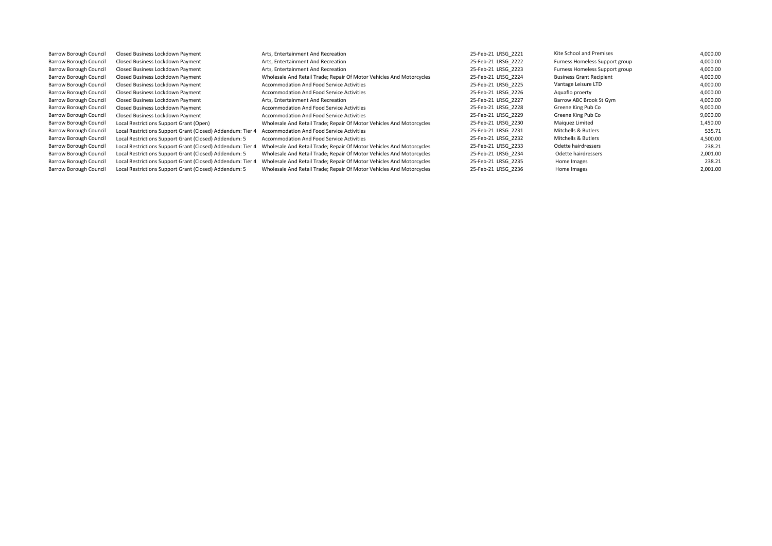| | | | | | | |
|---|---|---|---|---|---|---|
| Barrow Borough Council | Closed Business Lockdown Payment | Arts, Entertainment And Recreation | 25-Feb-21 | LRSG_2221 | Kite School and Premises | 4,000.00 |
| Barrow Borough Council | Closed Business Lockdown Payment | Arts, Entertainment And Recreation | 25-Feb-21 | LRSG_2222 | Furness Homeless Support group | 4,000.00 |
| Barrow Borough Council | Closed Business Lockdown Payment | Arts, Entertainment And Recreation | 25-Feb-21 | LRSG_2223 | Furness Homeless Support group | 4,000.00 |
| Barrow Borough Council | Closed Business Lockdown Payment | Wholesale And Retail Trade; Repair Of Motor Vehicles And Motorcycles | 25-Feb-21 | LRSG_2224 | Business Grant Recipient | 4,000.00 |
| Barrow Borough Council | Closed Business Lockdown Payment | Accommodation And Food Service Activities | 25-Feb-21 | LRSG_2225 | Vantage Leisure LTD | 4,000.00 |
| Barrow Borough Council | Closed Business Lockdown Payment | Accommodation And Food Service Activities | 25-Feb-21 | LRSG_2226 | Aquaflo proerty | 4,000.00 |
| Barrow Borough Council | Closed Business Lockdown Payment | Arts, Entertainment And Recreation | 25-Feb-21 | LRSG_2227 | Barrow ABC Brook St Gym | 4,000.00 |
| Barrow Borough Council | Closed Business Lockdown Payment | Accommodation And Food Service Activities | 25-Feb-21 | LRSG_2228 | Greene King Pub Co | 9,000.00 |
| Barrow Borough Council | Closed Business Lockdown Payment | Accommodation And Food Service Activities | 25-Feb-21 | LRSG_2229 | Greene King Pub Co | 9,000.00 |
| Barrow Borough Council | Local Restrictions Support Grant (Open) | Wholesale And Retail Trade; Repair Of Motor Vehicles And Motorcycles | 25-Feb-21 | LRSG_2230 | Maiquez Limited | 1,450.00 |
| Barrow Borough Council | Local Restrictions Support Grant (Closed) Addendum: Tier 4 | Accommodation And Food Service Activities | 25-Feb-21 | LRSG_2231 | Mitchells & Butlers | 535.71 |
| Barrow Borough Council | Local Restrictions Support Grant (Closed) Addendum: 5 | Accommodation And Food Service Activities | 25-Feb-21 | LRSG_2232 | Mitchells & Butlers | 4,500.00 |
| Barrow Borough Council | Local Restrictions Support Grant (Closed) Addendum: Tier 4 | Wholesale And Retail Trade; Repair Of Motor Vehicles And Motorcycles | 25-Feb-21 | LRSG_2233 | Odette hairdressers | 238.21 |
| Barrow Borough Council | Local Restrictions Support Grant (Closed) Addendum: 5 | Wholesale And Retail Trade; Repair Of Motor Vehicles And Motorcycles | 25-Feb-21 | LRSG_2234 | Odette hairdressers | 2,001.00 |
| Barrow Borough Council | Local Restrictions Support Grant (Closed) Addendum: Tier 4 | Wholesale And Retail Trade; Repair Of Motor Vehicles And Motorcycles | 25-Feb-21 | LRSG_2235 | Home Images | 238.21 |
| Barrow Borough Council | Local Restrictions Support Grant (Closed) Addendum: 5 | Wholesale And Retail Trade; Repair Of Motor Vehicles And Motorcycles | 25-Feb-21 | LRSG_2236 | Home Images | 2,001.00 |